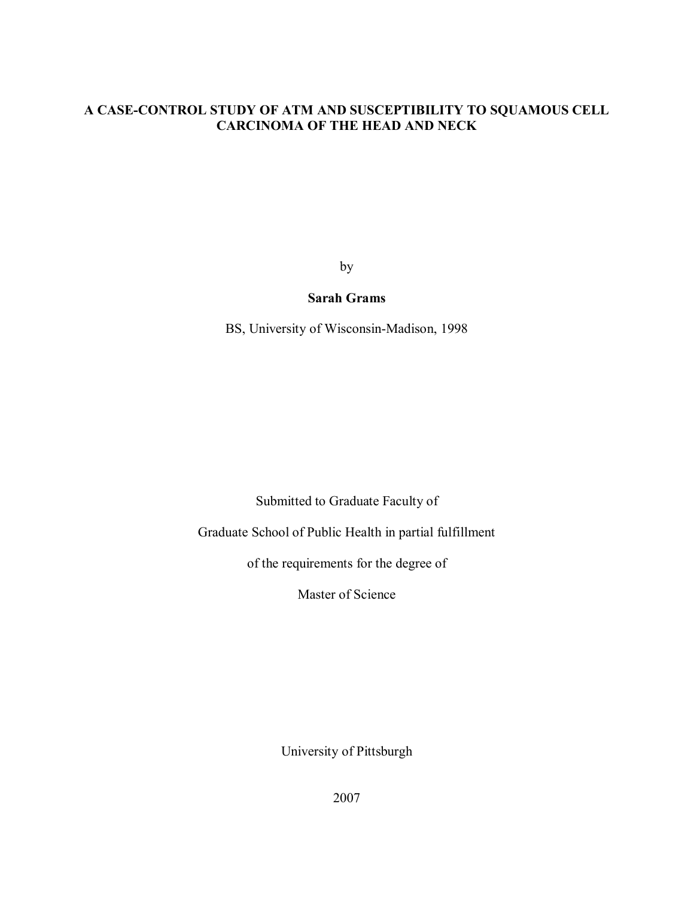# A CASE-CONTROL STUDY OF ATM AND SUSCEPTIBILITY TO SQUAMOUS CELL CARCINOMA OF THE HEAD AND NECK

by

**Sarah Grams**

BS, University of Wisconsin-Madison, 1998

Submitted to Graduate Faculty of

Graduate School of Public Health in partial fulfillment

of the requirements for the degree of

Master of Science

University of Pittsburgh

2007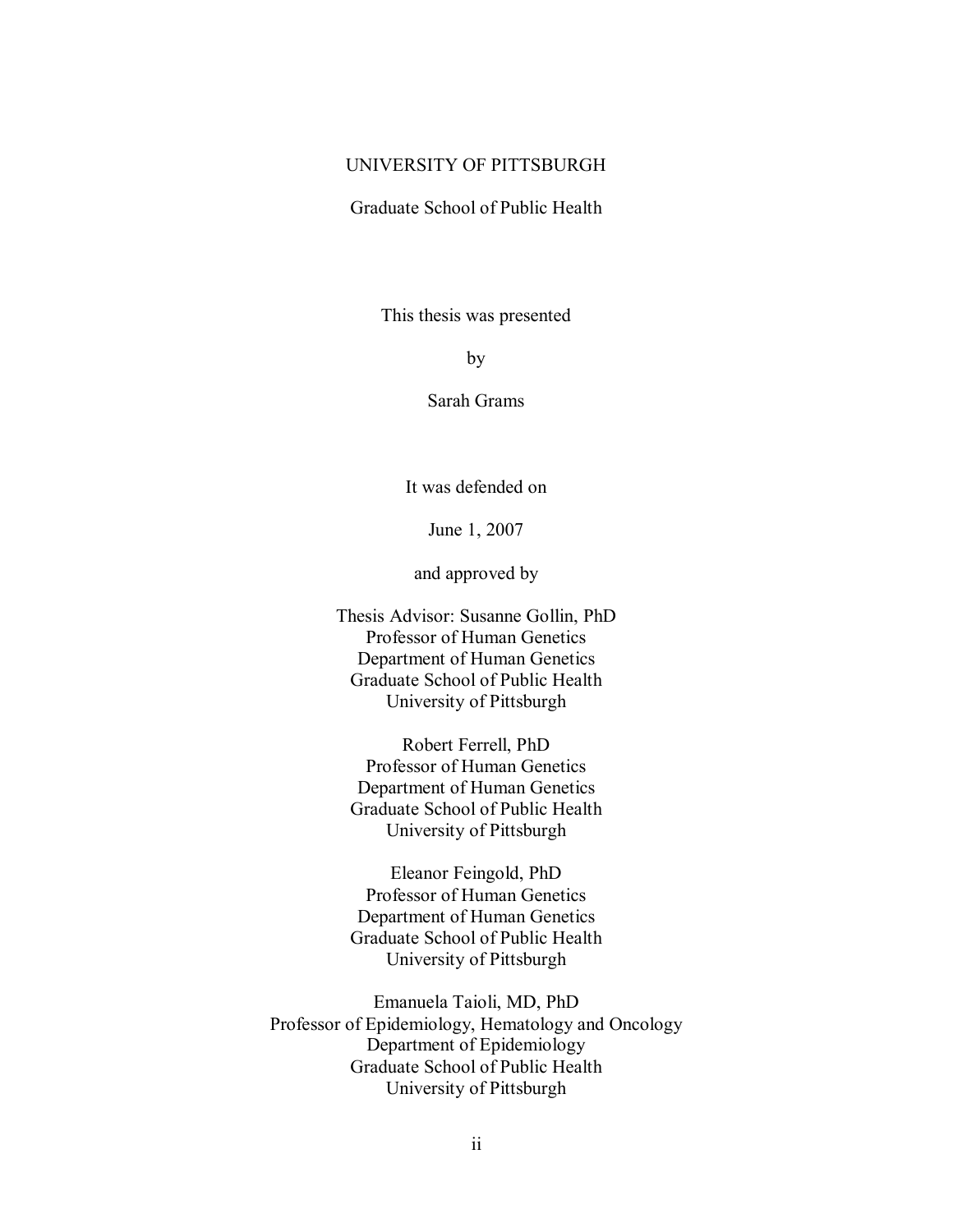UNIVERSITY OF PITTSBURGH

Graduate School of Public Health

This thesis was presented

by

Sarah Grams

It was defended on

June 1, 2007

and approved by

Thesis Advisor: Susanne Gollin, PhD
Professor of Human Genetics
Department of Human Genetics
Graduate School of Public Health
University of Pittsburgh

Robert Ferrell, PhD
Professor of Human Genetics
Department of Human Genetics
Graduate School of Public Health
University of Pittsburgh

Eleanor Feingold, PhD
Professor of Human Genetics
Department of Human Genetics
Graduate School of Public Health
University of Pittsburgh

Emanuela Taioli, MD, PhD
Professor of Epidemiology, Hematology and Oncology
Department of Epidemiology
Graduate School of Public Health
University of Pittsburgh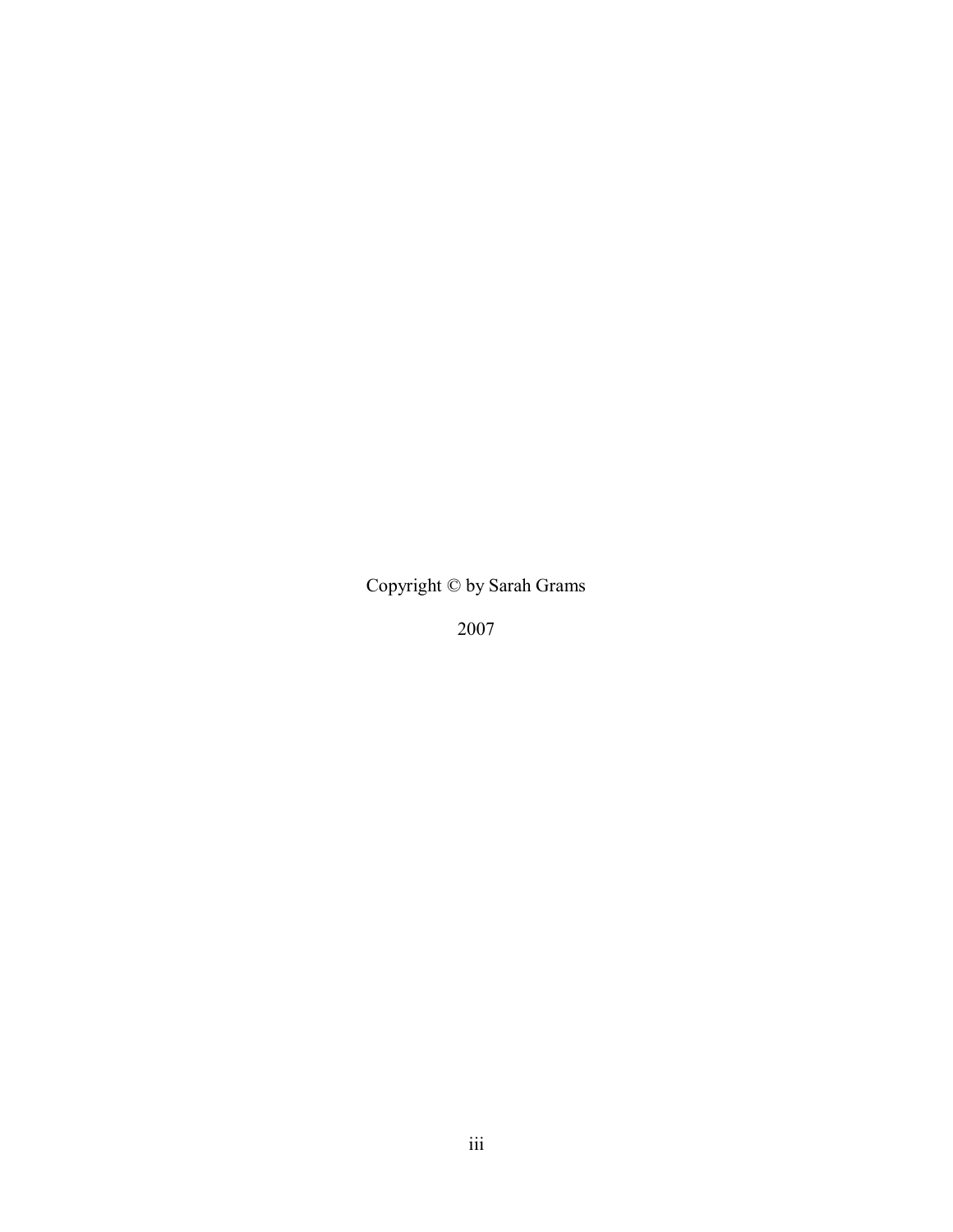Copyright © by Sarah Grams

2007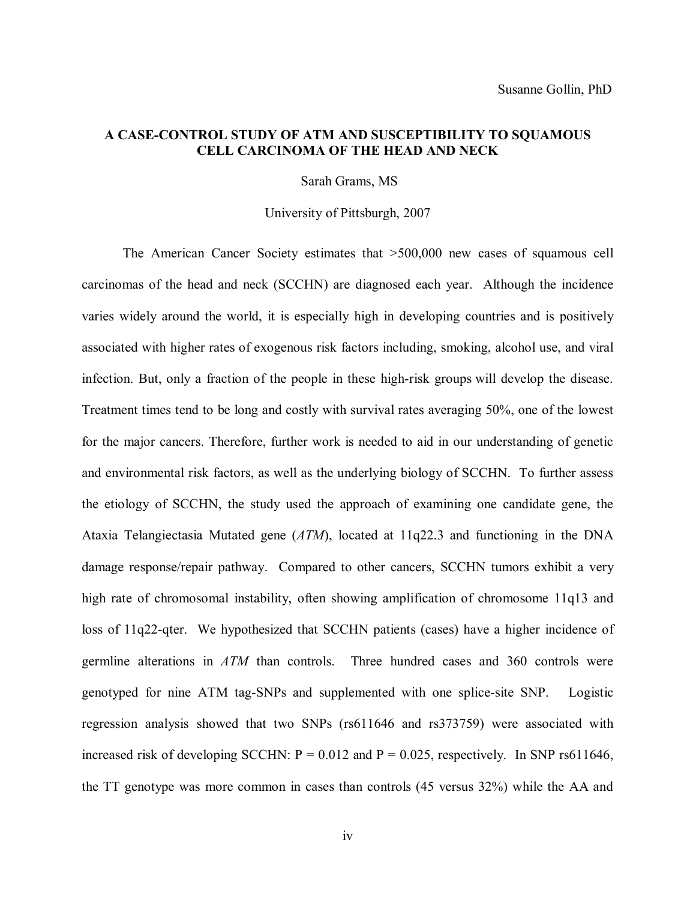Susanne Gollin, PhD

**A CASE-CONTROL STUDY OF ATM AND SUSCEPTIBILITY TO SQUAMOUS CELL CARCINOMA OF THE HEAD AND NECK**

Sarah Grams, MS

University of Pittsburgh, 2007

The American Cancer Society estimates that >500,000 new cases of squamous cell carcinomas of the head and neck (SCCHN) are diagnosed each year. Although the incidence varies widely around the world, it is especially high in developing countries and is positively associated with higher rates of exogenous risk factors including, smoking, alcohol use, and viral infection. But, only a fraction of the people in these high-risk groups will develop the disease. Treatment times tend to be long and costly with survival rates averaging 50%, one of the lowest for the major cancers. Therefore, further work is needed to aid in our understanding of genetic and environmental risk factors, as well as the underlying biology of SCCHN. To further assess the etiology of SCCHN, the study used the approach of examining one candidate gene, the Ataxia Telangiectasia Mutated gene (*ATM*), located at 11q22.3 and functioning in the DNA damage response/repair pathway. Compared to other cancers, SCCHN tumors exhibit a very high rate of chromosomal instability, often showing amplification of chromosome 11q13 and loss of 11q22-qter. We hypothesized that SCCHN patients (cases) have a higher incidence of germline alterations in *ATM* than controls. Three hundred cases and 360 controls were genotyped for nine ATM tag-SNPs and supplemented with one splice-site SNP. Logistic regression analysis showed that two SNPs (rs611646 and rs373759) were associated with increased risk of developing SCCHN: $P = 0.012$ and $P = 0.025$, respectively. In SNP rs611646, the TT genotype was more common in cases than controls (45 versus 32%) while the AA and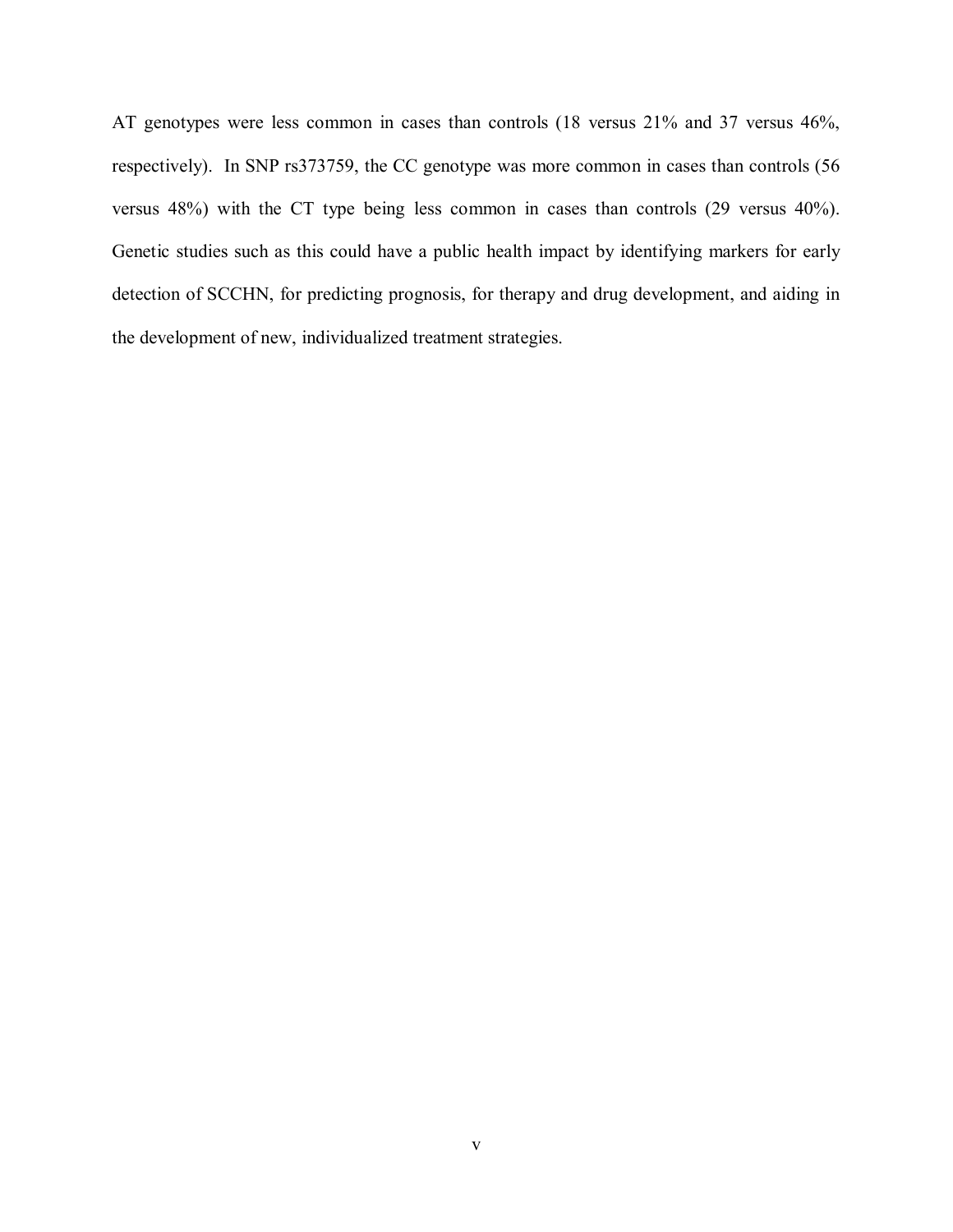AT genotypes were less common in cases than controls (18 versus 21% and 37 versus 46%, respectively). In SNP rs373759, the CC genotype was more common in cases than controls (56 versus 48%) with the CT type being less common in cases than controls (29 versus 40%). Genetic studies such as this could have a public health impact by identifying markers for early detection of SCCHN, for predicting prognosis, for therapy and drug development, and aiding in the development of new, individualized treatment strategies.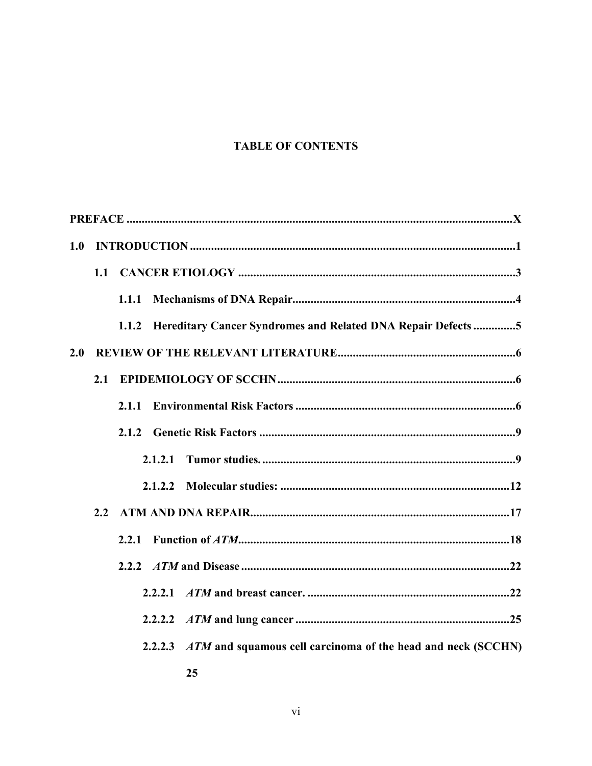**TABLE OF CONTENTS**

**PREFACE** .......................................................................................................................... **X**

**1.0 INTRODUCTION** ........................................................................................................ **1**

**1.1 CANCER ETIOLOGY** ........................................................................................ **3**

**1.1.1 Mechanisms of DNA Repair** ...................................................................... **4**

**1.1.2 Hereditary Cancer Syndromes and Related DNA Repair Defects** ............. **5**

**2.0 REVIEW OF THE RELEVANT LITERATURE** ....................................................... **6**

**2.1 EPIDEMIOLOGY OF SCCHN** ........................................................................... **6**

**2.1.1 Environmental Risk Factors** ...................................................................... **6**

**2.1.2 Genetic Risk Factors** .................................................................................. **9**

**2.1.2.1 Tumor studies.** ................................................................................. **9**

**2.1.2.2 Molecular studies:** ........................................................................... **12**

**2.2 ATM AND DNA REPAIR** ................................................................................... **17**

**2.2.1 Function of *ATM*** ....................................................................................... **18**

**2.2.2 *ATM* and Disease** ...................................................................................... **22**

**2.2.2.1 *ATM* and breast cancer.** .................................................................. **22**

**2.2.2.2 *ATM* and lung cancer** ...................................................................... **25**

**2.2.2.3 *ATM* and squamous cell carcinoma of the head and neck (SCCHN)** **25**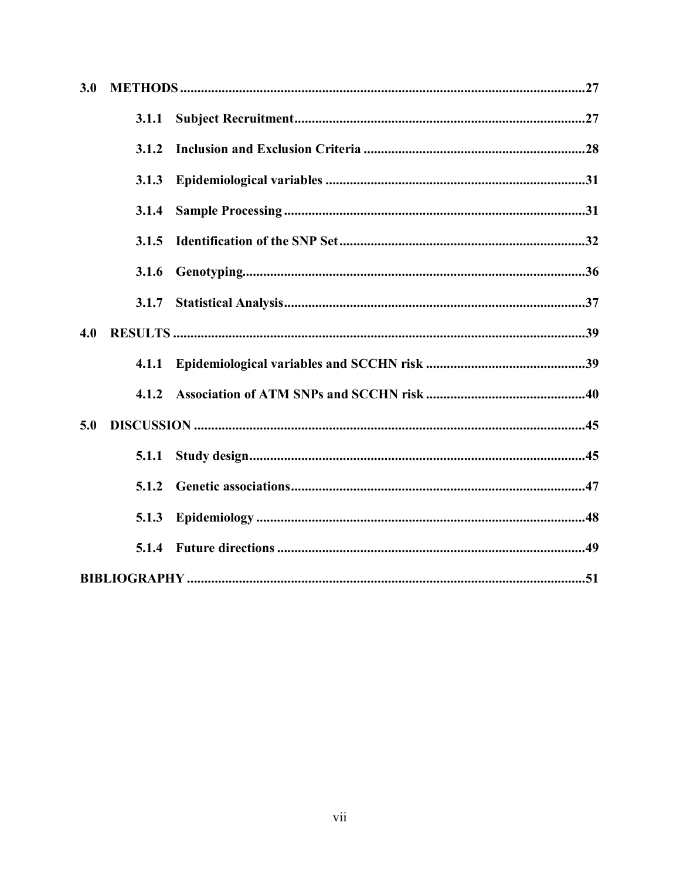**3.0 METHODS** .....27

- **3.1.1 Subject Recruitment** .....27
- **3.1.2 Inclusion and Exclusion Criteria** .....28
- **3.1.3 Epidemiological variables** .....31
- **3.1.4 Sample Processing** .....31
- **3.1.5 Identification of the SNP Set** .....32
- **3.1.6 Genotyping** .....36
- **3.1.7 Statistical Analysis** .....37

**4.0 RESULTS** .....39

- **4.1.1 Epidemiological variables and SCCHN risk** .....39
- **4.1.2 Association of ATM SNPs and SCCHN risk** .....40

**5.0 DISCUSSION** .....45

- **5.1.1 Study design** .....45
- **5.1.2 Genetic associations** .....47
- **5.1.3 Epidemiology** .....48
- **5.1.4 Future directions** .....49

**BIBLIOGRAPHY** .....51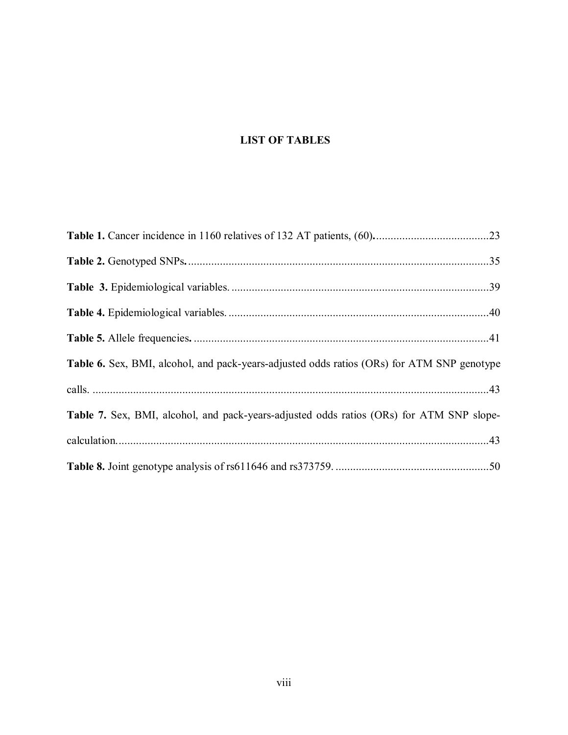## LIST OF TABLES

**Table 1.** Cancer incidence in 1160 relatives of 132 AT patients, (60)........................................23

**Table 2.** Genotyped SNPs........................................................................................................35

**Table 3.** Epidemiological variables.........................................................................................39

**Table 4.** Epidemiological variables.........................................................................................40

**Table 5.** Allele frequencies......................................................................................................41

**Table 6.** Sex, BMI, alcohol, and pack-years-adjusted odds ratios (ORs) for ATM SNP genotype calls...........................................................................................................................................43

**Table 7.** Sex, BMI, alcohol, and pack-years-adjusted odds ratios (ORs) for ATM SNP slope-calculation....................................................................................................................................43

**Table 8.** Joint genotype analysis of rs611646 and rs373759.....................................................50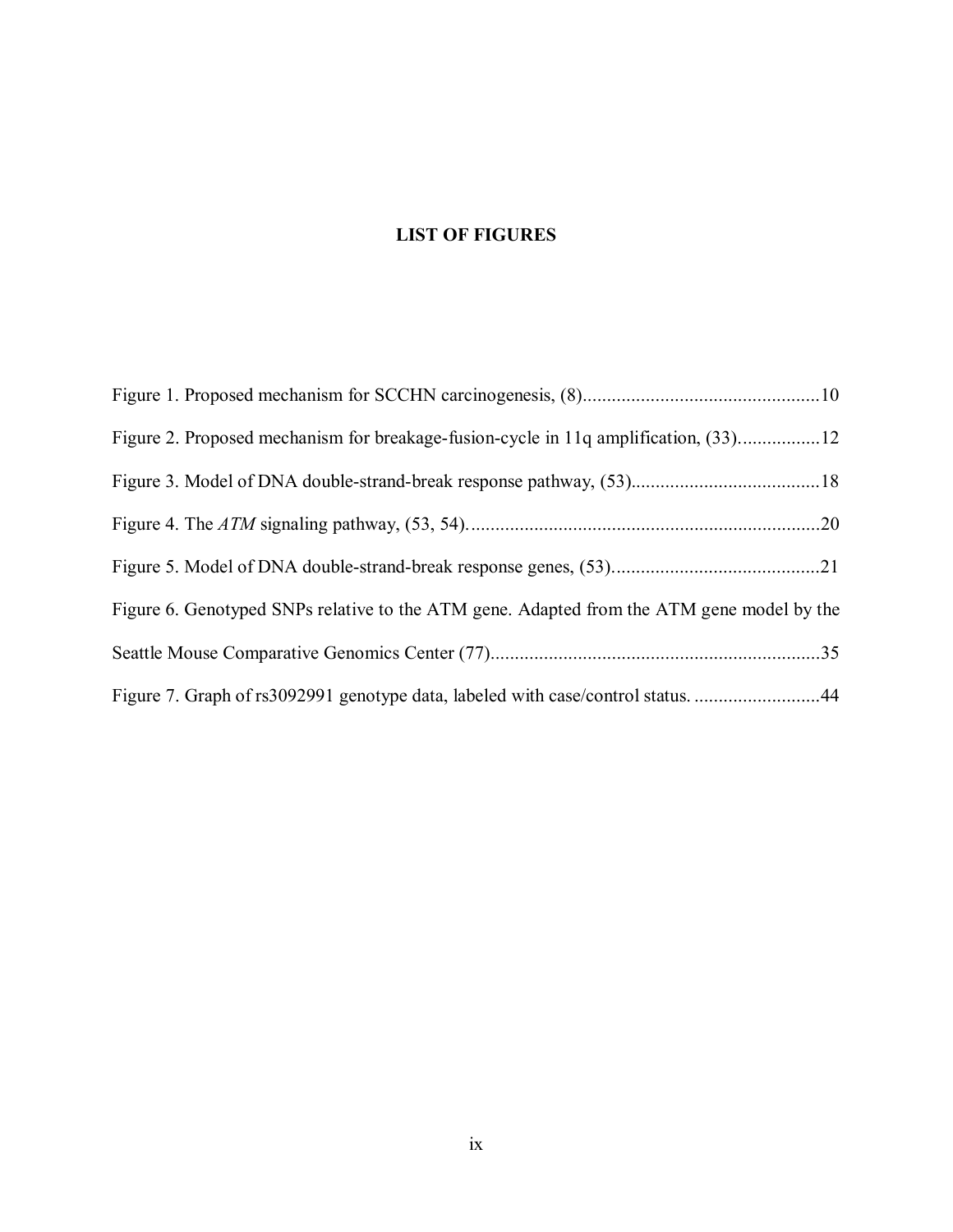# LIST OF FIGURES

Figure 1. Proposed mechanism for SCCHN carcinogenesis, (8)................................................10

Figure 2. Proposed mechanism for breakage-fusion-cycle in 11q amplification, (33)................12

Figure 3. Model of DNA double-strand-break response pathway, (53)......................................18

Figure 4. The *ATM* signaling pathway, (53, 54).........................................................................20

Figure 5. Model of DNA double-strand-break response genes, (53)...........................................21

Figure 6. Genotyped SNPs relative to the ATM gene. Adapted from the ATM gene model by the Seattle Mouse Comparative Genomics Center (77)...................................................................35

Figure 7. Graph of rs3092991 genotype data, labeled with case/control status. ..........................44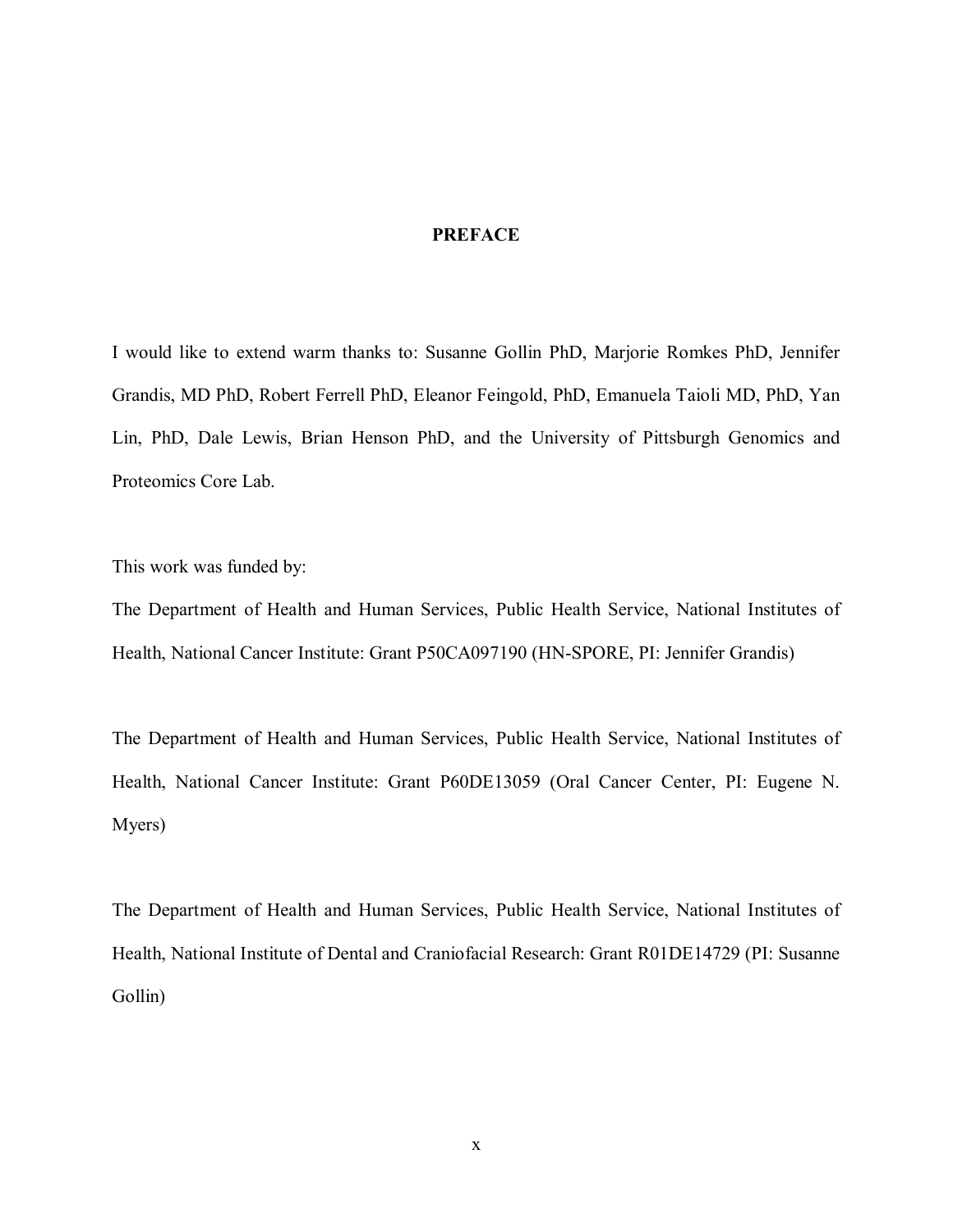# PREFACE

I would like to extend warm thanks to: Susanne Gollin PhD, Marjorie Romkes PhD, Jennifer Grandis, MD PhD, Robert Ferrell PhD, Eleanor Feingold, PhD, Emanuela Taioli MD, PhD, Yan Lin, PhD, Dale Lewis, Brian Henson PhD, and the University of Pittsburgh Genomics and Proteomics Core Lab.

This work was funded by:

The Department of Health and Human Services, Public Health Service, National Institutes of Health, National Cancer Institute: Grant P50CA097190 (HN-SPORE, PI: Jennifer Grandis)

The Department of Health and Human Services, Public Health Service, National Institutes of Health, National Cancer Institute: Grant P60DE13059 (Oral Cancer Center, PI: Eugene N. Myers)

The Department of Health and Human Services, Public Health Service, National Institutes of Health, National Institute of Dental and Craniofacial Research: Grant R01DE14729 (PI: Susanne Gollin)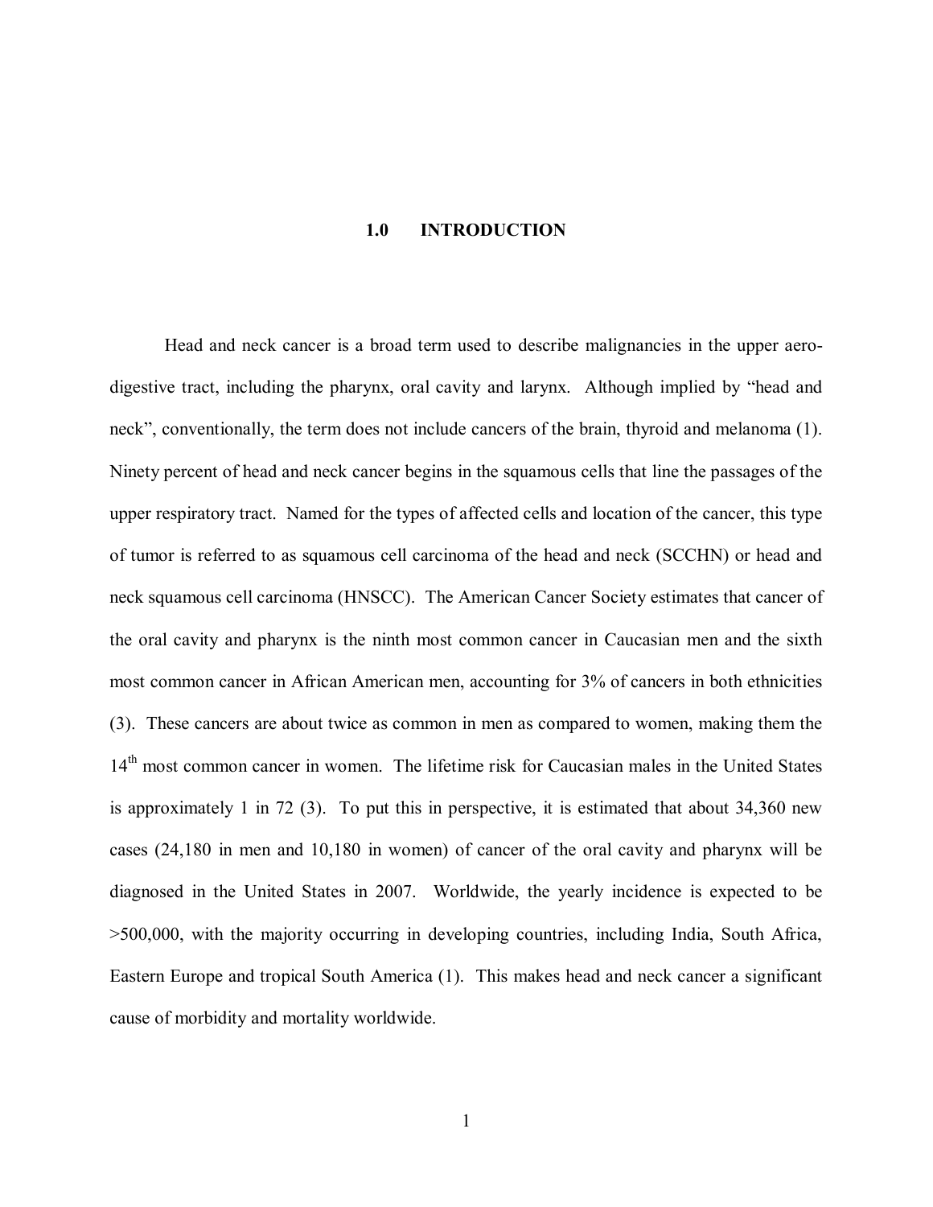# 1.0 INTRODUCTION

Head and neck cancer is a broad term used to describe malignancies in the upper aero-digestive tract, including the pharynx, oral cavity and larynx. Although implied by "head and neck", conventionally, the term does not include cancers of the brain, thyroid and melanoma (1). Ninety percent of head and neck cancer begins in the squamous cells that line the passages of the upper respiratory tract. Named for the types of affected cells and location of the cancer, this type of tumor is referred to as squamous cell carcinoma of the head and neck (SCCHN) or head and neck squamous cell carcinoma (HNSCC). The American Cancer Society estimates that cancer of the oral cavity and pharynx is the ninth most common cancer in Caucasian men and the sixth most common cancer in African American men, accounting for 3% of cancers in both ethnicities (3). These cancers are about twice as common in men as compared to women, making them the 14th most common cancer in women. The lifetime risk for Caucasian males in the United States is approximately 1 in 72 (3). To put this in perspective, it is estimated that about 34,360 new cases (24,180 in men and 10,180 in women) of cancer of the oral cavity and pharynx will be diagnosed in the United States in 2007. Worldwide, the yearly incidence is expected to be >500,000, with the majority occurring in developing countries, including India, South Africa, Eastern Europe and tropical South America (1). This makes head and neck cancer a significant cause of morbidity and mortality worldwide.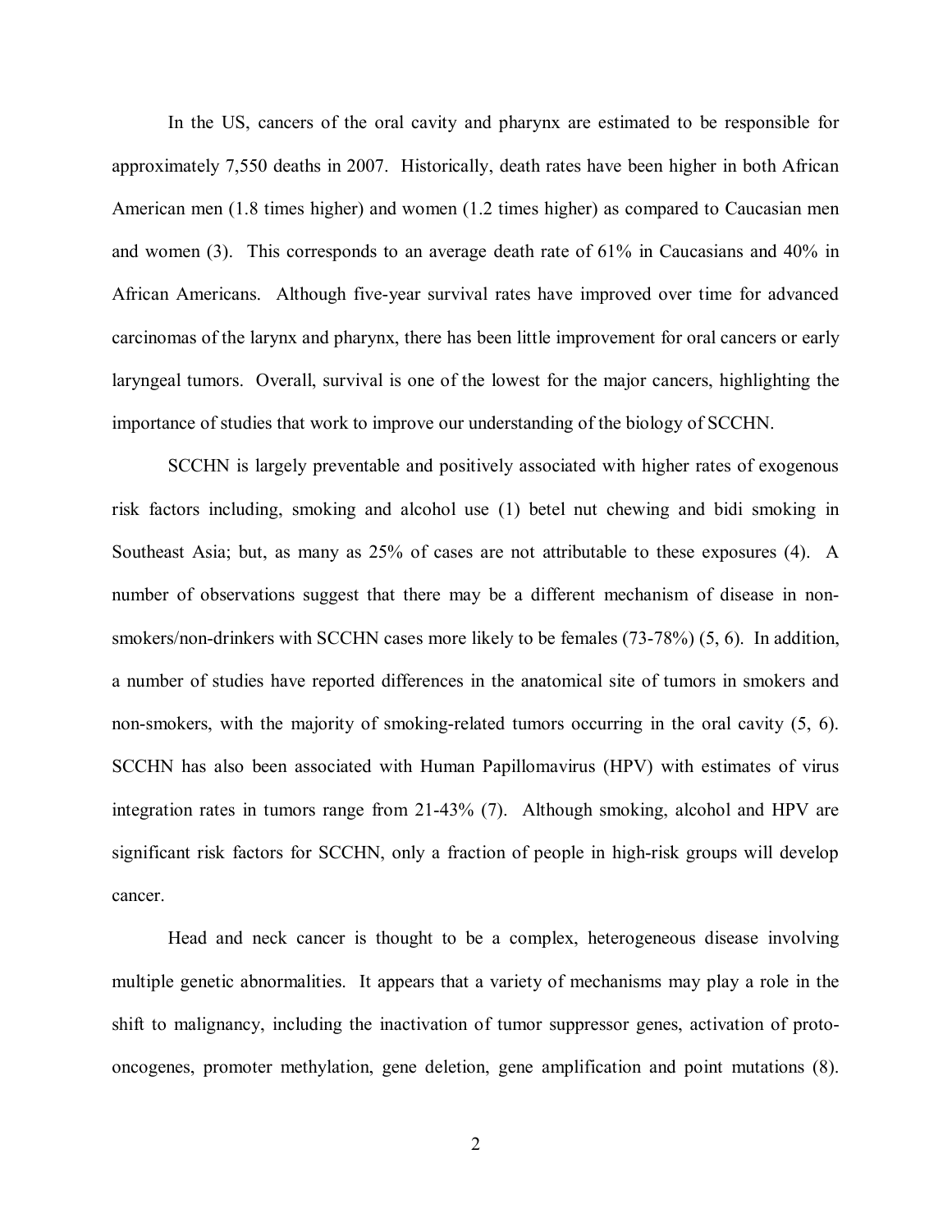In the US, cancers of the oral cavity and pharynx are estimated to be responsible for approximately 7,550 deaths in 2007. Historically, death rates have been higher in both African American men (1.8 times higher) and women (1.2 times higher) as compared to Caucasian men and women (3). This corresponds to an average death rate of 61% in Caucasians and 40% in African Americans. Although five-year survival rates have improved over time for advanced carcinomas of the larynx and pharynx, there has been little improvement for oral cancers or early laryngeal tumors. Overall, survival is one of the lowest for the major cancers, highlighting the importance of studies that work to improve our understanding of the biology of SCCHN.

SCCHN is largely preventable and positively associated with higher rates of exogenous risk factors including, smoking and alcohol use (1) betel nut chewing and bidi smoking in Southeast Asia; but, as many as 25% of cases are not attributable to these exposures (4). A number of observations suggest that there may be a different mechanism of disease in non-smokers/non-drinkers with SCCHN cases more likely to be females (73-78%) (5, 6). In addition, a number of studies have reported differences in the anatomical site of tumors in smokers and non-smokers, with the majority of smoking-related tumors occurring in the oral cavity (5, 6). SCCHN has also been associated with Human Papillomavirus (HPV) with estimates of virus integration rates in tumors range from 21-43% (7). Although smoking, alcohol and HPV are significant risk factors for SCCHN, only a fraction of people in high-risk groups will develop cancer.

Head and neck cancer is thought to be a complex, heterogeneous disease involving multiple genetic abnormalities. It appears that a variety of mechanisms may play a role in the shift to malignancy, including the inactivation of tumor suppressor genes, activation of proto-oncogenes, promoter methylation, gene deletion, gene amplification and point mutations (8).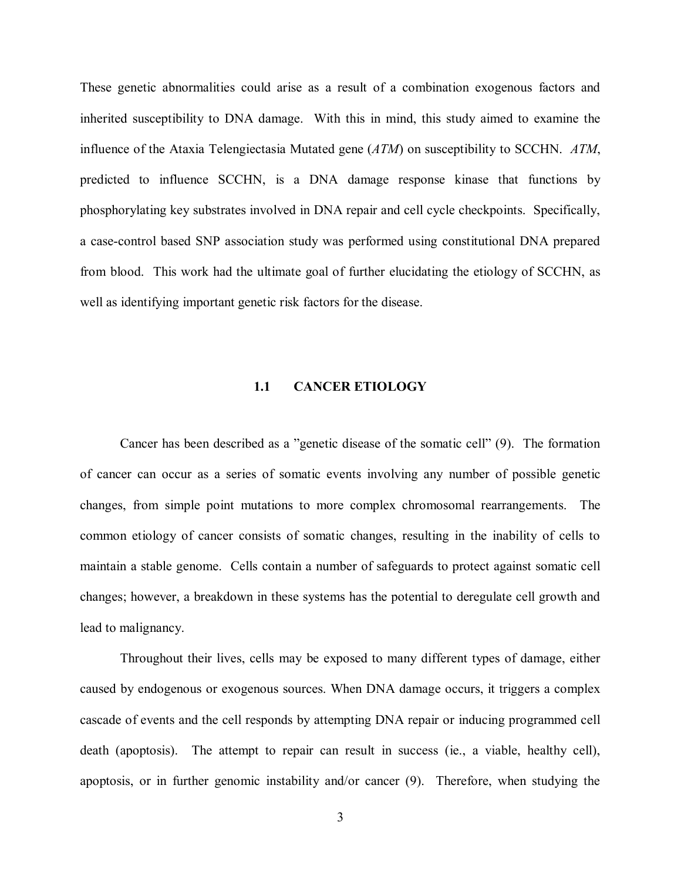These genetic abnormalities could arise as a result of a combination exogenous factors and inherited susceptibility to DNA damage. With this in mind, this study aimed to examine the influence of the Ataxia Telengiectasia Mutated gene (*ATM*) on susceptibility to SCCHN. *ATM*, predicted to influence SCCHN, is a DNA damage response kinase that functions by phosphorylating key substrates involved in DNA repair and cell cycle checkpoints. Specifically, a case-control based SNP association study was performed using constitutional DNA prepared from blood. This work had the ultimate goal of further elucidating the etiology of SCCHN, as well as identifying important genetic risk factors for the disease.

## 1.1 CANCER ETIOLOGY

Cancer has been described as a "genetic disease of the somatic cell" (9). The formation of cancer can occur as a series of somatic events involving any number of possible genetic changes, from simple point mutations to more complex chromosomal rearrangements. The common etiology of cancer consists of somatic changes, resulting in the inability of cells to maintain a stable genome. Cells contain a number of safeguards to protect against somatic cell changes; however, a breakdown in these systems has the potential to deregulate cell growth and lead to malignancy.

Throughout their lives, cells may be exposed to many different types of damage, either caused by endogenous or exogenous sources. When DNA damage occurs, it triggers a complex cascade of events and the cell responds by attempting DNA repair or inducing programmed cell death (apoptosis). The attempt to repair can result in success (ie., a viable, healthy cell), apoptosis, or in further genomic instability and/or cancer (9). Therefore, when studying the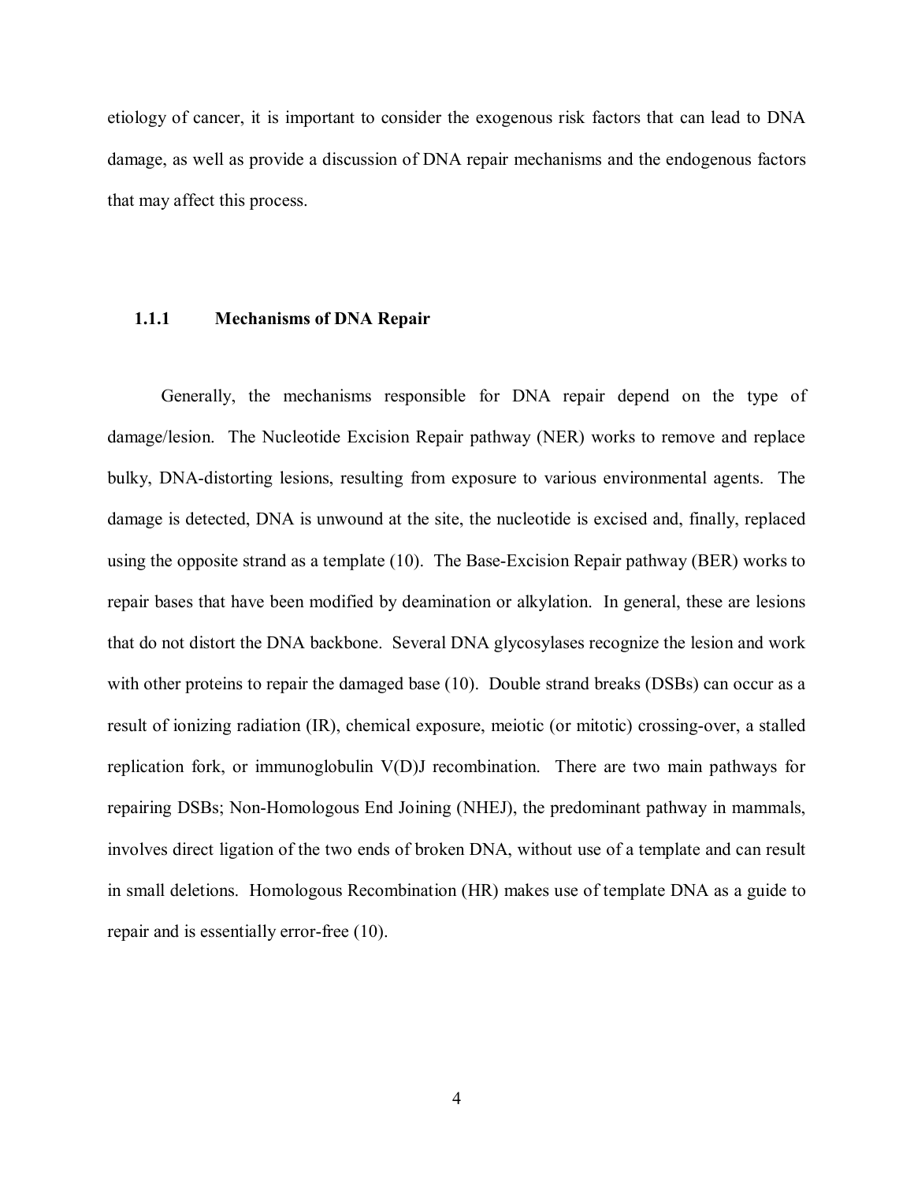etiology of cancer, it is important to consider the exogenous risk factors that can lead to DNA damage, as well as provide a discussion of DNA repair mechanisms and the endogenous factors that may affect this process.

### 1.1.1 Mechanisms of DNA Repair

Generally, the mechanisms responsible for DNA repair depend on the type of damage/lesion. The Nucleotide Excision Repair pathway (NER) works to remove and replace bulky, DNA-distorting lesions, resulting from exposure to various environmental agents. The damage is detected, DNA is unwound at the site, the nucleotide is excised and, finally, replaced using the opposite strand as a template (10). The Base-Excision Repair pathway (BER) works to repair bases that have been modified by deamination or alkylation. In general, these are lesions that do not distort the DNA backbone. Several DNA glycosylases recognize the lesion and work with other proteins to repair the damaged base (10). Double strand breaks (DSBs) can occur as a result of ionizing radiation (IR), chemical exposure, meiotic (or mitotic) crossing-over, a stalled replication fork, or immunoglobulin V(D)J recombination. There are two main pathways for repairing DSBs; Non-Homologous End Joining (NHEJ), the predominant pathway in mammals, involves direct ligation of the two ends of broken DNA, without use of a template and can result in small deletions. Homologous Recombination (HR) makes use of template DNA as a guide to repair and is essentially error-free (10).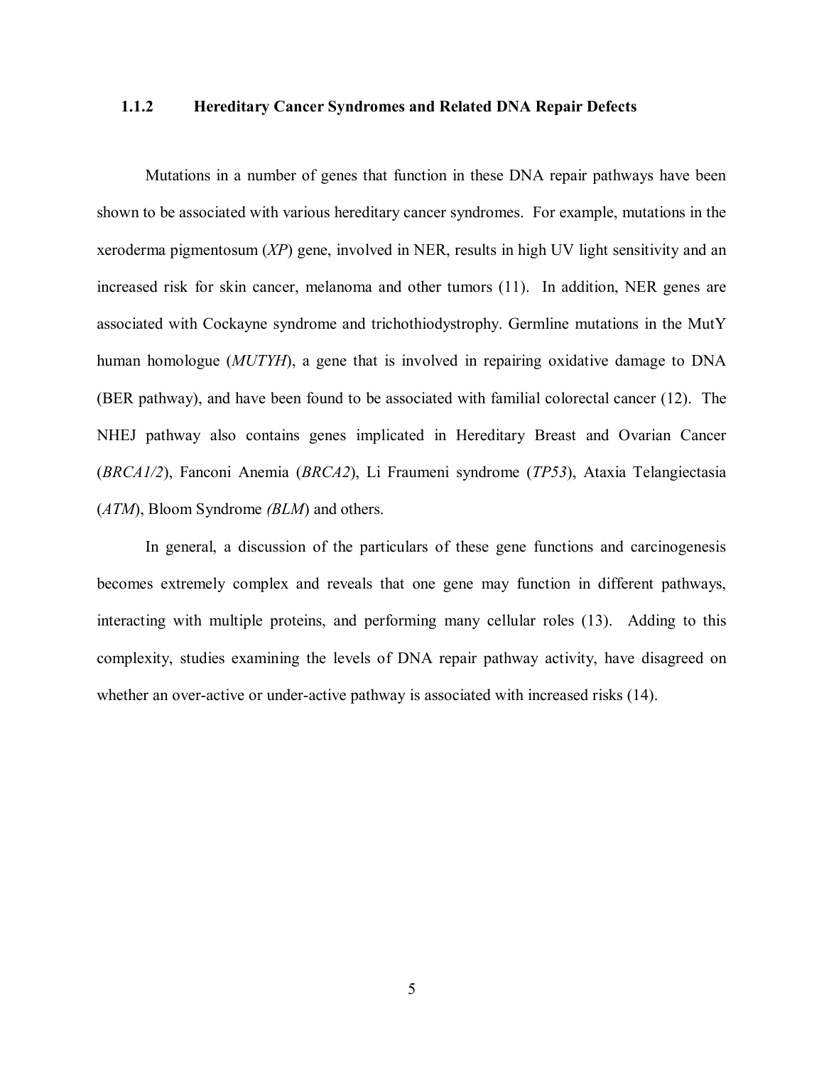### 1.1.2 Hereditary Cancer Syndromes and Related DNA Repair Defects

Mutations in a number of genes that function in these DNA repair pathways have been shown to be associated with various hereditary cancer syndromes. For example, mutations in the xeroderma pigmentosum (*XP*) gene, involved in NER, results in high UV light sensitivity and an increased risk for skin cancer, melanoma and other tumors (11). In addition, NER genes are associated with Cockayne syndrome and trichothiodystrophy. Germline mutations in the MutY human homologue (*MUTYH*), a gene that is involved in repairing oxidative damage to DNA (BER pathway), and have been found to be associated with familial colorectal cancer (12). The NHEJ pathway also contains genes implicated in Hereditary Breast and Ovarian Cancer (*BRCA1/2*), Fanconi Anemia (*BRCA2*), Li Fraumeni syndrome (*TP53*), Ataxia Telangiectasia (*ATM*), Bloom Syndrome *(BLM*) and others.

In general, a discussion of the particulars of these gene functions and carcinogenesis becomes extremely complex and reveals that one gene may function in different pathways, interacting with multiple proteins, and performing many cellular roles (13). Adding to this complexity, studies examining the levels of DNA repair pathway activity, have disagreed on whether an over-active or under-active pathway is associated with increased risks (14).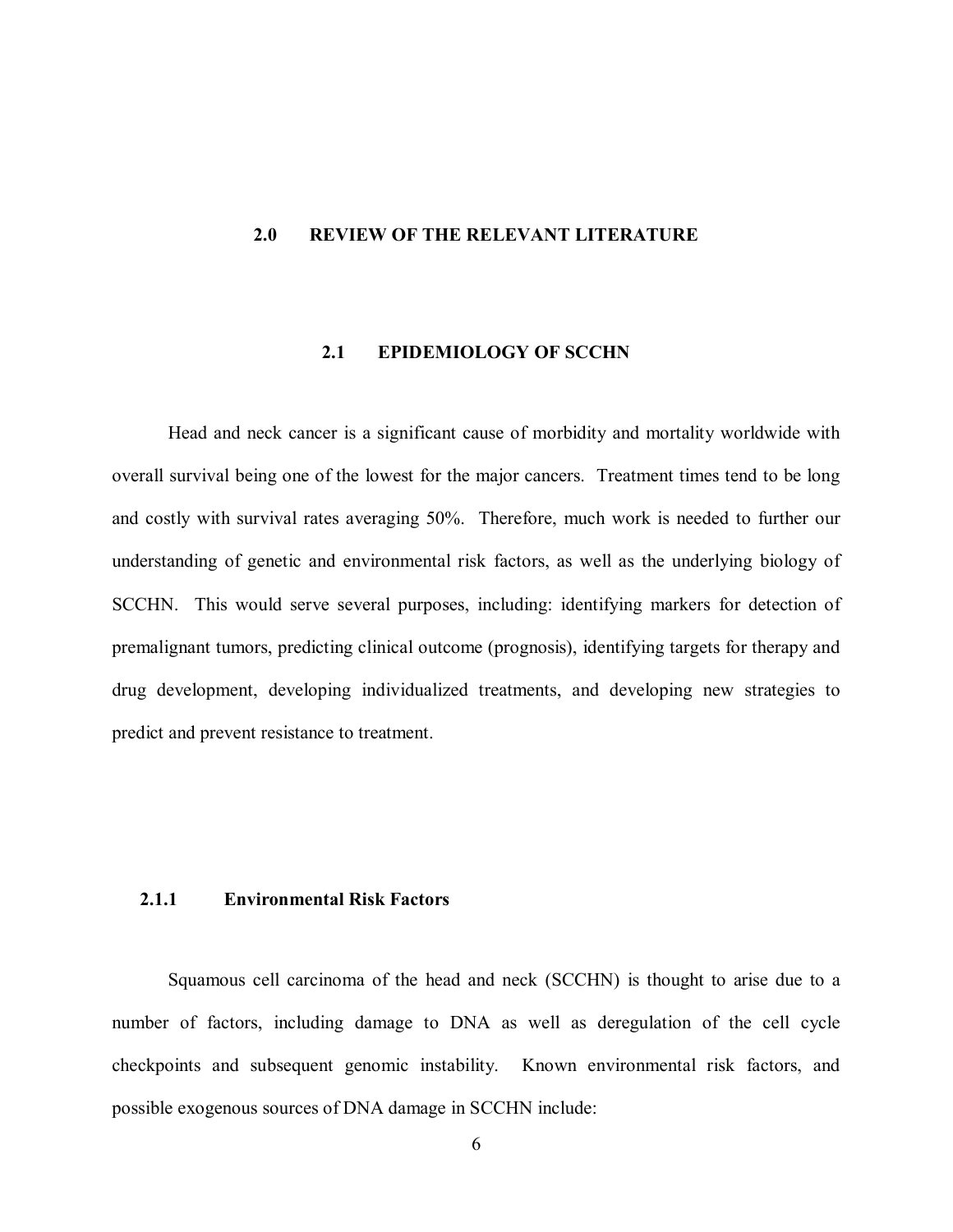# 2.0 REVIEW OF THE RELEVANT LITERATURE

## 2.1 EPIDEMIOLOGY OF SCCHN

Head and neck cancer is a significant cause of morbidity and mortality worldwide with overall survival being one of the lowest for the major cancers. Treatment times tend to be long and costly with survival rates averaging 50%. Therefore, much work is needed to further our understanding of genetic and environmental risk factors, as well as the underlying biology of SCCHN. This would serve several purposes, including: identifying markers for detection of premalignant tumors, predicting clinical outcome (prognosis), identifying targets for therapy and drug development, developing individualized treatments, and developing new strategies to predict and prevent resistance to treatment.

### 2.1.1 Environmental Risk Factors

Squamous cell carcinoma of the head and neck (SCCHN) is thought to arise due to a number of factors, including damage to DNA as well as deregulation of the cell cycle checkpoints and subsequent genomic instability. Known environmental risk factors, and possible exogenous sources of DNA damage in SCCHN include: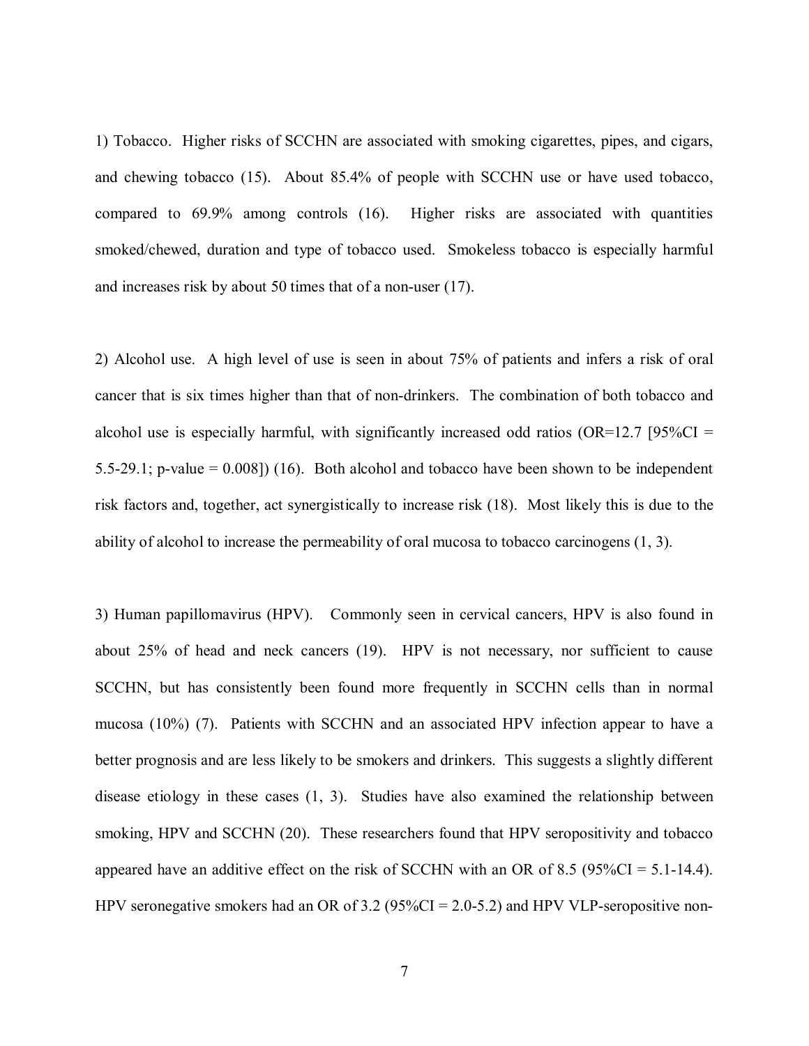1) Tobacco. Higher risks of SCCHN are associated with smoking cigarettes, pipes, and cigars, and chewing tobacco (15). About 85.4% of people with SCCHN use or have used tobacco, compared to 69.9% among controls (16). Higher risks are associated with quantities smoked/chewed, duration and type of tobacco used. Smokeless tobacco is especially harmful and increases risk by about 50 times that of a non-user (17).

2) Alcohol use. A high level of use is seen in about 75% of patients and infers a risk of oral cancer that is six times higher than that of non-drinkers. The combination of both tobacco and alcohol use is especially harmful, with significantly increased odd ratios (OR=12.7 [95%CI = 5.5-29.1; p-value = 0.008]) (16). Both alcohol and tobacco have been shown to be independent risk factors and, together, act synergistically to increase risk (18). Most likely this is due to the ability of alcohol to increase the permeability of oral mucosa to tobacco carcinogens (1, 3).

3) Human papillomavirus (HPV). Commonly seen in cervical cancers, HPV is also found in about 25% of head and neck cancers (19). HPV is not necessary, nor sufficient to cause SCCHN, but has consistently been found more frequently in SCCHN cells than in normal mucosa (10%) (7). Patients with SCCHN and an associated HPV infection appear to have a better prognosis and are less likely to be smokers and drinkers. This suggests a slightly different disease etiology in these cases (1, 3). Studies have also examined the relationship between smoking, HPV and SCCHN (20). These researchers found that HPV seropositivity and tobacco appeared have an additive effect on the risk of SCCHN with an OR of 8.5 (95%CI = 5.1-14.4). HPV seronegative smokers had an OR of 3.2 (95%CI = 2.0-5.2) and HPV VLP-seropositive non-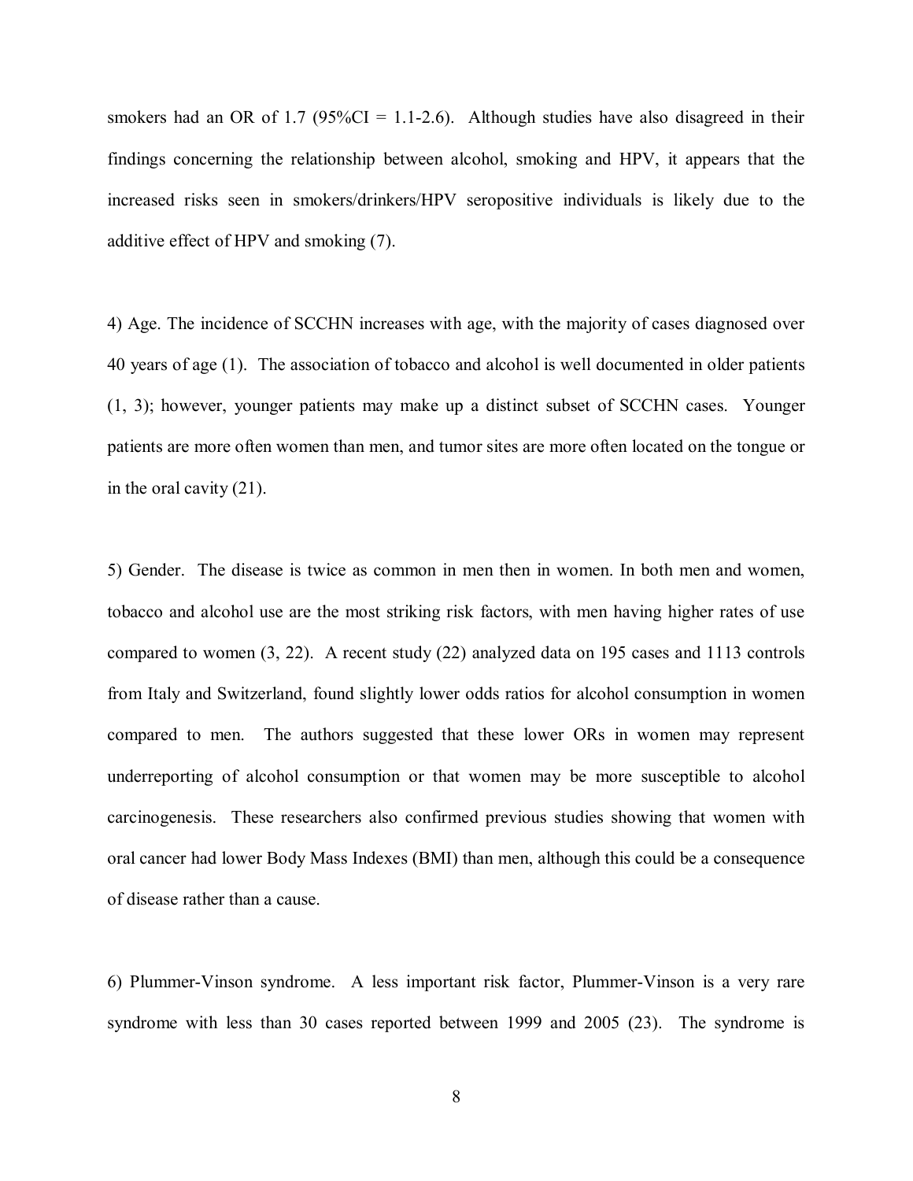smokers had an OR of 1.7 (95%CI = 1.1-2.6). Although studies have also disagreed in their findings concerning the relationship between alcohol, smoking and HPV, it appears that the increased risks seen in smokers/drinkers/HPV seropositive individuals is likely due to the additive effect of HPV and smoking (7).

4) Age. The incidence of SCCHN increases with age, with the majority of cases diagnosed over 40 years of age (1). The association of tobacco and alcohol is well documented in older patients (1, 3); however, younger patients may make up a distinct subset of SCCHN cases. Younger patients are more often women than men, and tumor sites are more often located on the tongue or in the oral cavity (21).

5) Gender. The disease is twice as common in men then in women. In both men and women, tobacco and alcohol use are the most striking risk factors, with men having higher rates of use compared to women (3, 22). A recent study (22) analyzed data on 195 cases and 1113 controls from Italy and Switzerland, found slightly lower odds ratios for alcohol consumption in women compared to men. The authors suggested that these lower ORs in women may represent underreporting of alcohol consumption or that women may be more susceptible to alcohol carcinogenesis. These researchers also confirmed previous studies showing that women with oral cancer had lower Body Mass Indexes (BMI) than men, although this could be a consequence of disease rather than a cause.

6) Plummer-Vinson syndrome. A less important risk factor, Plummer-Vinson is a very rare syndrome with less than 30 cases reported between 1999 and 2005 (23). The syndrome is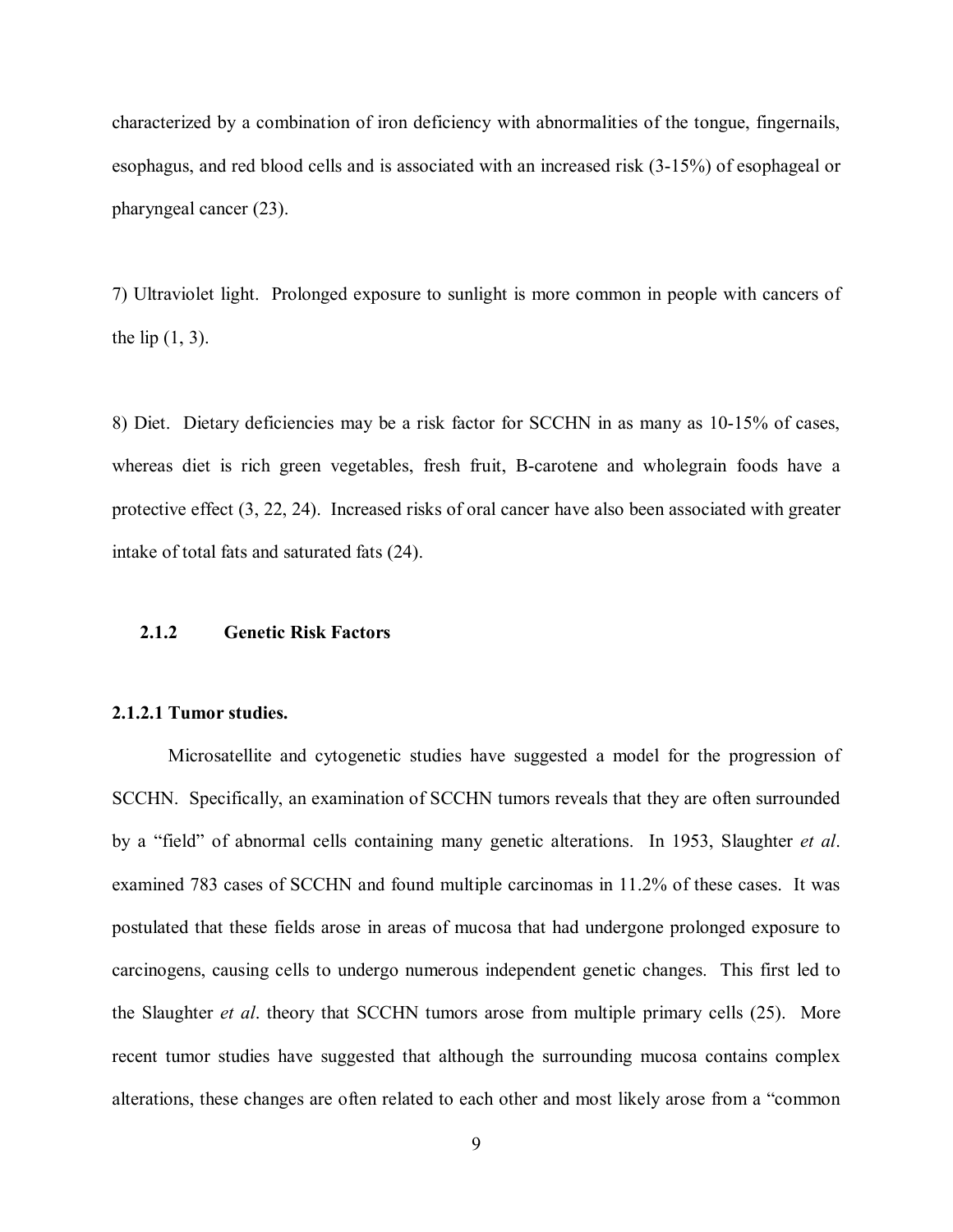characterized by a combination of iron deficiency with abnormalities of the tongue, fingernails, esophagus, and red blood cells and is associated with an increased risk (3-15%) of esophageal or pharyngeal cancer (23).

7) Ultraviolet light. Prolonged exposure to sunlight is more common in people with cancers of the lip (1, 3).

8) Diet. Dietary deficiencies may be a risk factor for SCCHN in as many as 10-15% of cases, whereas diet is rich green vegetables, fresh fruit, B-carotene and wholegrain foods have a protective effect (3, 22, 24). Increased risks of oral cancer have also been associated with greater intake of total fats and saturated fats (24).

### 2.1.2 Genetic Risk Factors

#### 2.1.2.1 Tumor studies.

Microsatellite and cytogenetic studies have suggested a model for the progression of SCCHN. Specifically, an examination of SCCHN tumors reveals that they are often surrounded by a "field" of abnormal cells containing many genetic alterations. In 1953, Slaughter *et al*. examined 783 cases of SCCHN and found multiple carcinomas in 11.2% of these cases. It was postulated that these fields arose in areas of mucosa that had undergone prolonged exposure to carcinogens, causing cells to undergo numerous independent genetic changes. This first led to the Slaughter *et al*. theory that SCCHN tumors arose from multiple primary cells (25). More recent tumor studies have suggested that although the surrounding mucosa contains complex alterations, these changes are often related to each other and most likely arose from a "common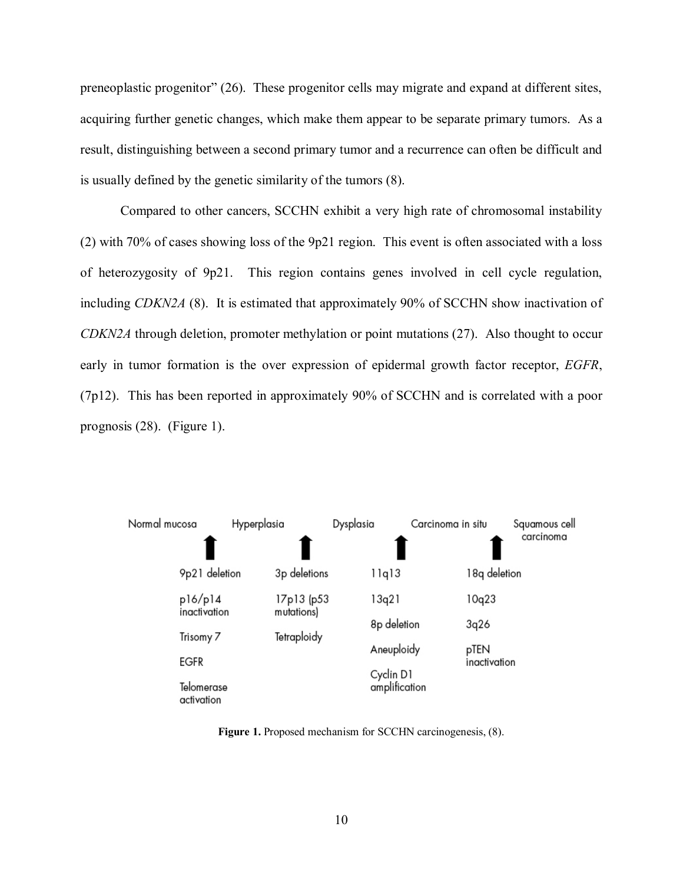preneoplastic progenitor" (26). These progenitor cells may migrate and expand at different sites, acquiring further genetic changes, which make them appear to be separate primary tumors. As a result, distinguishing between a second primary tumor and a recurrence can often be difficult and is usually defined by the genetic similarity of the tumors (8).

Compared to other cancers, SCCHN exhibit a very high rate of chromosomal instability (2) with 70% of cases showing loss of the 9p21 region. This event is often associated with a loss of heterozygosity of 9p21. This region contains genes involved in cell cycle regulation, including *CDKN2A* (8). It is estimated that approximately 90% of SCCHN show inactivation of *CDKN2A* through deletion, promoter methylation or point mutations (27). Also thought to occur early in tumor formation is the over expression of epidermal growth factor receptor, *EGFR*, (7p12). This has been reported in approximately 90% of SCCHN and is correlated with a poor prognosis (28). (Figure 1).

| Normal mucosa → Hyperplasia | Hyperplasia → Dysplasia | Dysplasia → Carcinoma in situ | Carcinoma in situ → Squamous cell carcinoma |
| --- | --- | --- | --- |
| 9p21 deletion | 3p deletions | 11q13 | 18q deletion |
| p16/p14 inactivation | 17p13 (p53 mutations) | 13q21 | 10q23 |
| Trisomy 7 | Tetraploidy | 8p deletion | 3q26 |
| EGFR | | Aneuploidy | pTEN inactivation |
| Telomerase activation | | Cyclin D1 amplification | |

**Figure 1.** Proposed mechanism for SCCHN carcinogenesis, (8).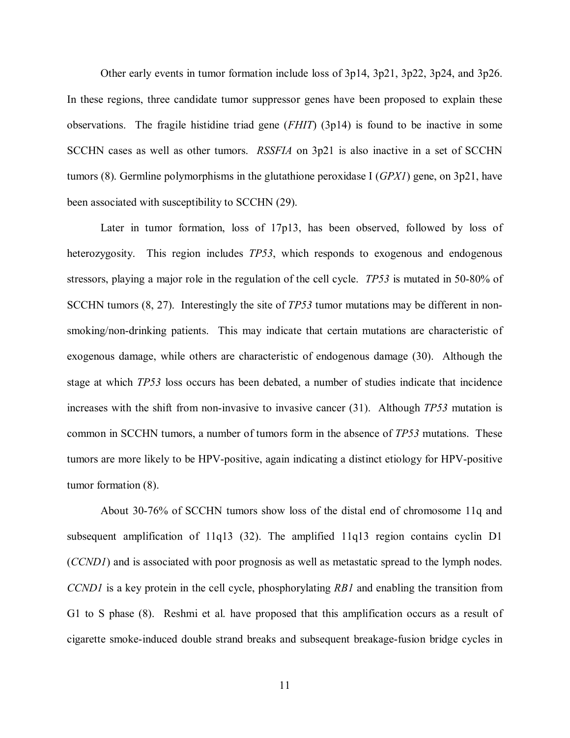Other early events in tumor formation include loss of 3p14, 3p21, 3p22, 3p24, and 3p26. In these regions, three candidate tumor suppressor genes have been proposed to explain these observations. The fragile histidine triad gene (*FHIT*) (3p14) is found to be inactive in some SCCHN cases as well as other tumors. *RSSFIA* on 3p21 is also inactive in a set of SCCHN tumors (8). Germline polymorphisms in the glutathione peroxidase I (*GPX1*) gene, on 3p21, have been associated with susceptibility to SCCHN (29).

Later in tumor formation, loss of 17p13, has been observed, followed by loss of heterozygosity. This region includes *TP53*, which responds to exogenous and endogenous stressors, playing a major role in the regulation of the cell cycle. *TP53* is mutated in 50-80% of SCCHN tumors (8, 27). Interestingly the site of *TP53* tumor mutations may be different in non-smoking/non-drinking patients. This may indicate that certain mutations are characteristic of exogenous damage, while others are characteristic of endogenous damage (30). Although the stage at which *TP53* loss occurs has been debated, a number of studies indicate that incidence increases with the shift from non-invasive to invasive cancer (31). Although *TP53* mutation is common in SCCHN tumors, a number of tumors form in the absence of *TP53* mutations. These tumors are more likely to be HPV-positive, again indicating a distinct etiology for HPV-positive tumor formation (8).

About 30-76% of SCCHN tumors show loss of the distal end of chromosome 11q and subsequent amplification of 11q13 (32). The amplified 11q13 region contains cyclin D1 (*CCND1*) and is associated with poor prognosis as well as metastatic spread to the lymph nodes. *CCND1* is a key protein in the cell cycle, phosphorylating *RB1* and enabling the transition from G1 to S phase (8). Reshmi et al. have proposed that this amplification occurs as a result of cigarette smoke-induced double strand breaks and subsequent breakage-fusion bridge cycles in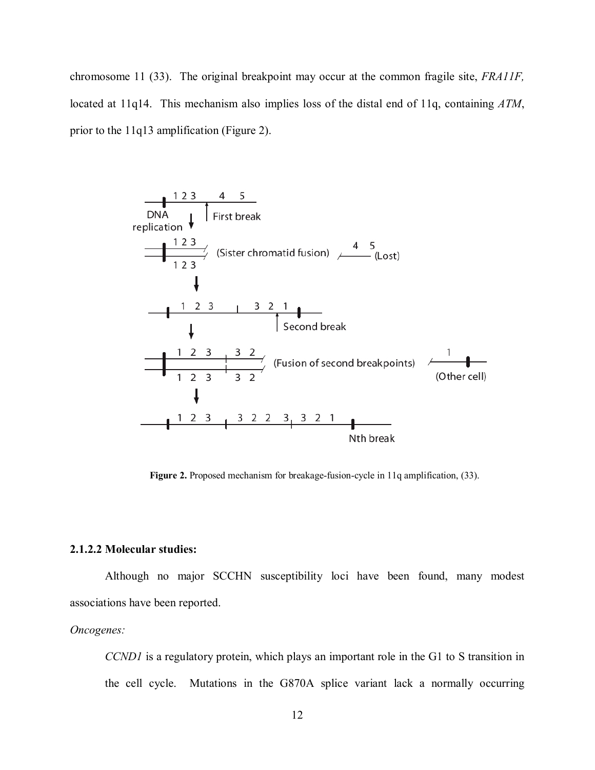chromosome 11 (33). The original breakpoint may occur at the common fragile site, *FRA11F,* located at 11q14. This mechanism also implies loss of the distal end of 11q, containing *ATM*, prior to the 11q13 amplification (Figure 2).

**Figure 2.** Proposed mechanism for breakage-fusion-cycle in 11q amplification, (33).

### 2.1.2.2 Molecular studies:

Although no major SCCHN susceptibility loci have been found, many modest associations have been reported.

*Oncogenes:*

*CCND1* is a regulatory protein, which plays an important role in the G1 to S transition in the cell cycle. Mutations in the G870A splice variant lack a normally occurring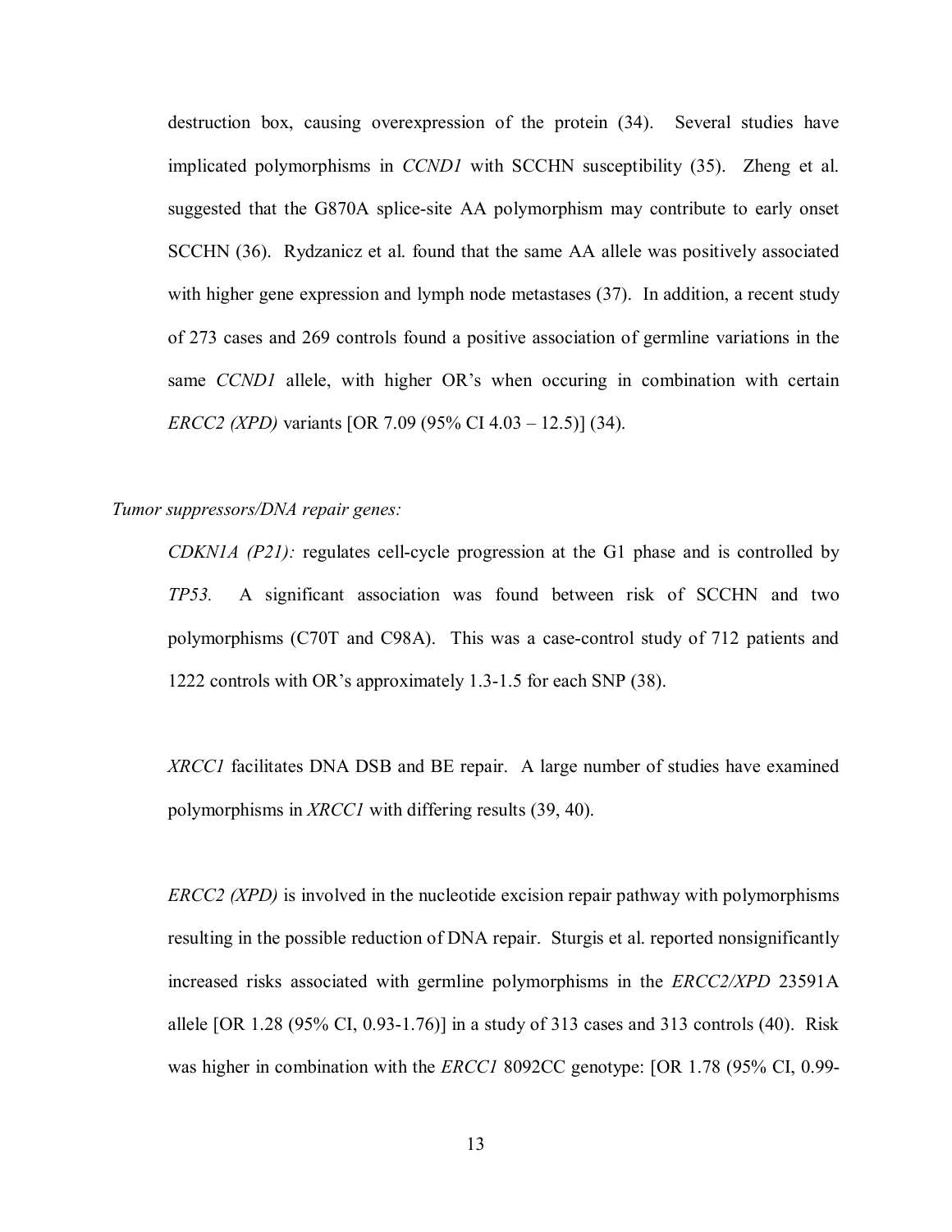destruction box, causing overexpression of the protein (34). Several studies have implicated polymorphisms in *CCND1* with SCCHN susceptibility (35). Zheng et al. suggested that the G870A splice-site AA polymorphism may contribute to early onset SCCHN (36). Rydzanicz et al. found that the same AA allele was positively associated with higher gene expression and lymph node metastases (37). In addition, a recent study of 273 cases and 269 controls found a positive association of germline variations in the same *CCND1* allele, with higher OR's when occuring in combination with certain *ERCC2 (XPD)* variants [OR 7.09 (95% CI 4.03 – 12.5)] (34).

*Tumor suppressors/DNA repair genes:*

*CDKN1A (P21):* regulates cell-cycle progression at the G1 phase and is controlled by *TP53.* A significant association was found between risk of SCCHN and two polymorphisms (C70T and C98A). This was a case-control study of 712 patients and 1222 controls with OR's approximately 1.3-1.5 for each SNP (38).

*XRCC1* facilitates DNA DSB and BE repair. A large number of studies have examined polymorphisms in *XRCC1* with differing results (39, 40).

*ERCC2 (XPD)* is involved in the nucleotide excision repair pathway with polymorphisms resulting in the possible reduction of DNA repair. Sturgis et al. reported nonsignificantly increased risks associated with germline polymorphisms in the *ERCC2/XPD* 23591A allele [OR 1.28 (95% CI, 0.93-1.76)] in a study of 313 cases and 313 controls (40). Risk was higher in combination with the *ERCC1* 8092CC genotype: [OR 1.78 (95% CI, 0.99-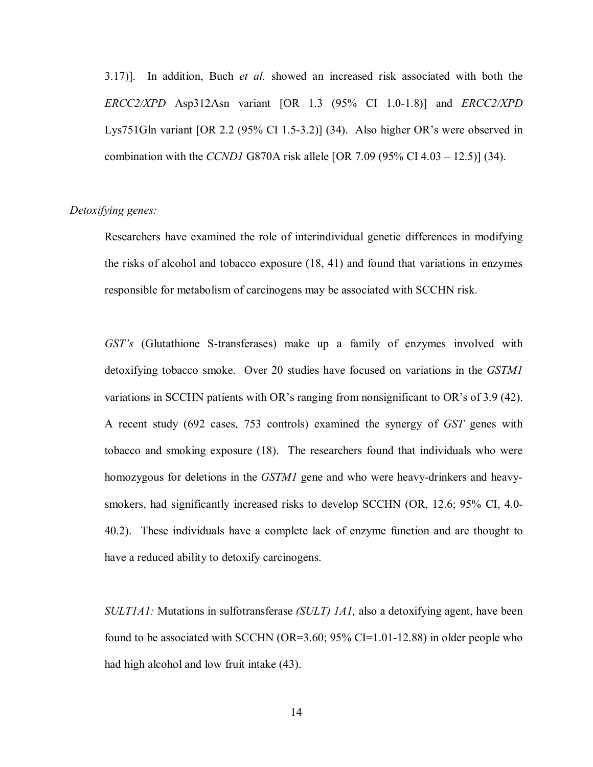3.17)]. In addition, Buch *et al.* showed an increased risk associated with both the *ERCC2/XPD* Asp312Asn variant [OR 1.3 (95% CI 1.0-1.8)] and *ERCC2/XPD* Lys751Gln variant [OR 2.2 (95% CI 1.5-3.2)] (34). Also higher OR's were observed in combination with the *CCND1* G870A risk allele [OR 7.09 (95% CI 4.03 – 12.5)] (34).

*Detoxifying genes:*

Researchers have examined the role of interindividual genetic differences in modifying the risks of alcohol and tobacco exposure (18, 41) and found that variations in enzymes responsible for metabolism of carcinogens may be associated with SCCHN risk.

*GST's* (Glutathione S-transferases) make up a family of enzymes involved with detoxifying tobacco smoke. Over 20 studies have focused on variations in the *GSTM1* variations in SCCHN patients with OR's ranging from nonsignificant to OR's of 3.9 (42). A recent study (692 cases, 753 controls) examined the synergy of *GST* genes with tobacco and smoking exposure (18). The researchers found that individuals who were homozygous for deletions in the *GSTM1* gene and who were heavy-drinkers and heavy-smokers, had significantly increased risks to develop SCCHN (OR, 12.6; 95% CI, 4.0-40.2). These individuals have a complete lack of enzyme function and are thought to have a reduced ability to detoxify carcinogens.

*SULT1A1:* Mutations in sulfotransferase *(SULT) 1A1,* also a detoxifying agent, have been found to be associated with SCCHN (OR=3.60; 95% CI=1.01-12.88) in older people who had high alcohol and low fruit intake (43).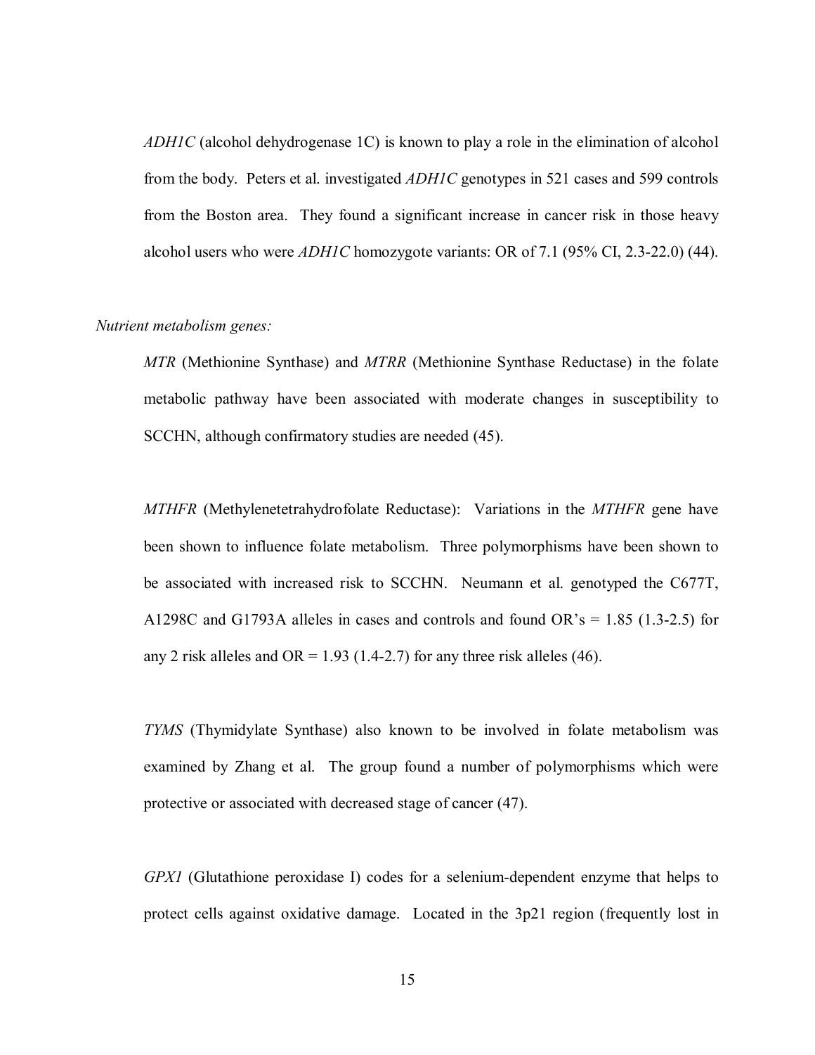*ADH1C* (alcohol dehydrogenase 1C) is known to play a role in the elimination of alcohol from the body. Peters et al. investigated *ADH1C* genotypes in 521 cases and 599 controls from the Boston area. They found a significant increase in cancer risk in those heavy alcohol users who were *ADH1C* homozygote variants: OR of 7.1 (95% CI, 2.3-22.0) (44).

*Nutrient metabolism genes:*

*MTR* (Methionine Synthase) and *MTRR* (Methionine Synthase Reductase) in the folate metabolic pathway have been associated with moderate changes in susceptibility to SCCHN, although confirmatory studies are needed (45).

*MTHFR* (Methylenetetrahydrofolate Reductase): Variations in the *MTHFR* gene have been shown to influence folate metabolism. Three polymorphisms have been shown to be associated with increased risk to SCCHN. Neumann et al. genotyped the C677T, A1298C and G1793A alleles in cases and controls and found OR's = 1.85 (1.3-2.5) for any 2 risk alleles and OR = 1.93 (1.4-2.7) for any three risk alleles (46).

*TYMS* (Thymidylate Synthase) also known to be involved in folate metabolism was examined by Zhang et al. The group found a number of polymorphisms which were protective or associated with decreased stage of cancer (47).

*GPX1* (Glutathione peroxidase I) codes for a selenium-dependent enzyme that helps to protect cells against oxidative damage. Located in the 3p21 region (frequently lost in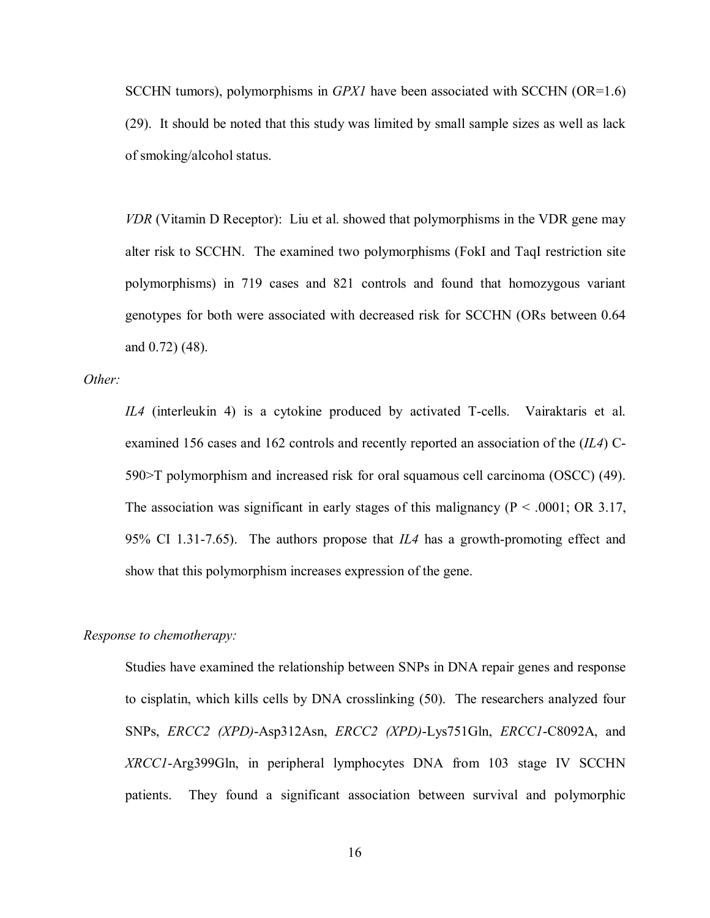SCCHN tumors), polymorphisms in *GPX1* have been associated with SCCHN (OR=1.6) (29). It should be noted that this study was limited by small sample sizes as well as lack of smoking/alcohol status.

*VDR* (Vitamin D Receptor): Liu et al. showed that polymorphisms in the VDR gene may alter risk to SCCHN. The examined two polymorphisms (FokI and TaqI restriction site polymorphisms) in 719 cases and 821 controls and found that homozygous variant genotypes for both were associated with decreased risk for SCCHN (ORs between 0.64 and 0.72) (48).

*Other:*

*IL4* (interleukin 4) is a cytokine produced by activated T-cells. Vairaktaris et al. examined 156 cases and 162 controls and recently reported an association of the (*IL4*) C-590>T polymorphism and increased risk for oral squamous cell carcinoma (OSCC) (49). The association was significant in early stages of this malignancy ($P < .0001$; OR 3.17, 95% CI 1.31-7.65). The authors propose that *IL4* has a growth-promoting effect and show that this polymorphism increases expression of the gene.

*Response to chemotherapy:*

Studies have examined the relationship between SNPs in DNA repair genes and response to cisplatin, which kills cells by DNA crosslinking (50). The researchers analyzed four SNPs, *ERCC2 (XPD)*-Asp312Asn, *ERCC2 (XPD)*-Lys751Gln, *ERCC1*-C8092A, and *XRCC1*-Arg399Gln, in peripheral lymphocytes DNA from 103 stage IV SCCHN patients. They found a significant association between survival and polymorphic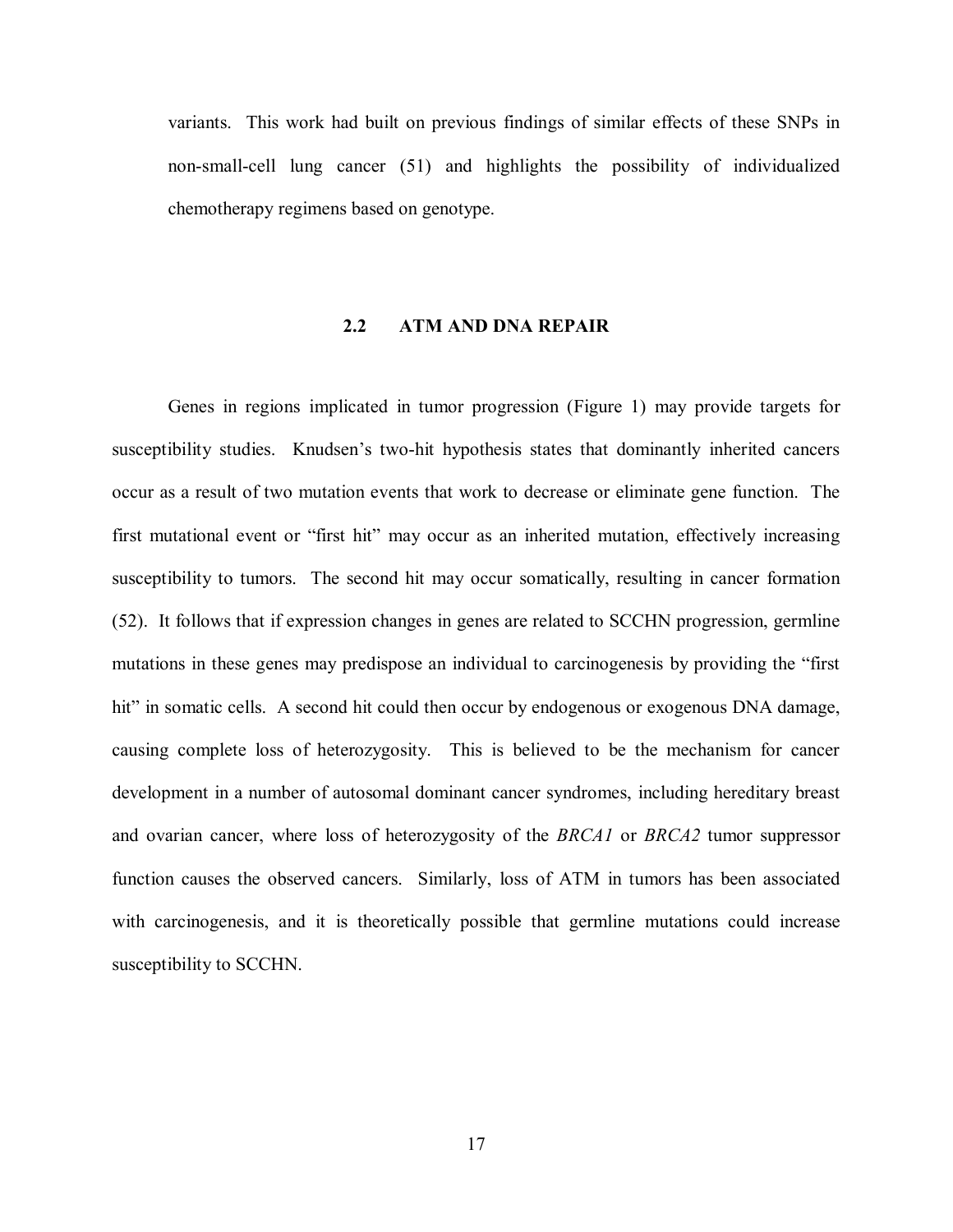variants. This work had built on previous findings of similar effects of these SNPs in non-small-cell lung cancer (51) and highlights the possibility of individualized chemotherapy regimens based on genotype.

## 2.2 ATM AND DNA REPAIR

Genes in regions implicated in tumor progression (Figure 1) may provide targets for susceptibility studies. Knudsen's two-hit hypothesis states that dominantly inherited cancers occur as a result of two mutation events that work to decrease or eliminate gene function. The first mutational event or "first hit" may occur as an inherited mutation, effectively increasing susceptibility to tumors. The second hit may occur somatically, resulting in cancer formation (52). It follows that if expression changes in genes are related to SCCHN progression, germline mutations in these genes may predispose an individual to carcinogenesis by providing the "first hit" in somatic cells. A second hit could then occur by endogenous or exogenous DNA damage, causing complete loss of heterozygosity. This is believed to be the mechanism for cancer development in a number of autosomal dominant cancer syndromes, including hereditary breast and ovarian cancer, where loss of heterozygosity of the *BRCA1* or *BRCA2* tumor suppressor function causes the observed cancers. Similarly, loss of ATM in tumors has been associated with carcinogenesis, and it is theoretically possible that germline mutations could increase susceptibility to SCCHN.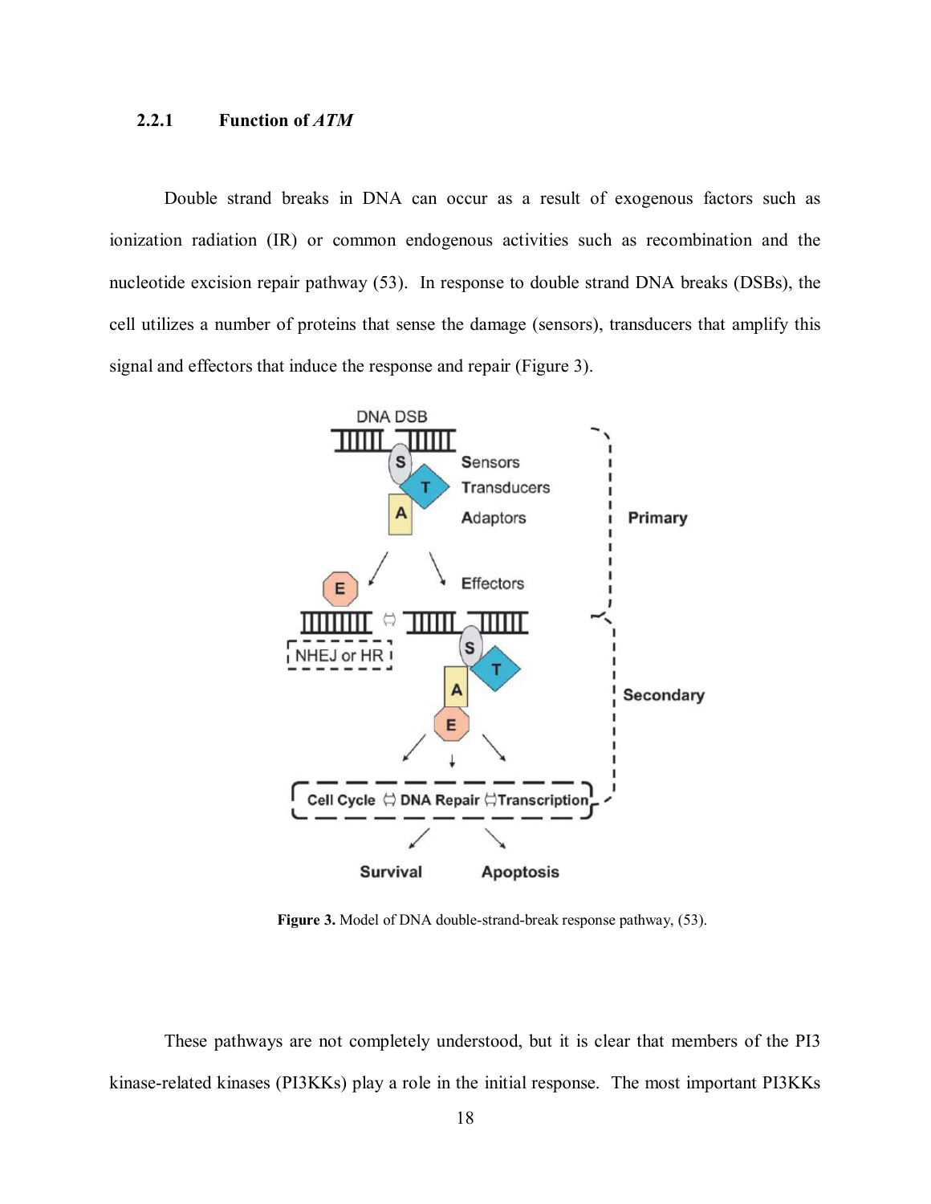### 2.2.1 Function of *ATM*

Double strand breaks in DNA can occur as a result of exogenous factors such as ionization radiation (IR) or common endogenous activities such as recombination and the nucleotide excision repair pathway (53). In response to double strand DNA breaks (DSBs), the cell utilizes a number of proteins that sense the damage (sensors), transducers that amplify this signal and effectors that induce the response and repair (Figure 3).

**Figure 3.** Model of DNA double-strand-break response pathway, (53).

These pathways are not completely understood, but it is clear that members of the PI3 kinase-related kinases (PI3KKs) play a role in the initial response. The most important PI3KKs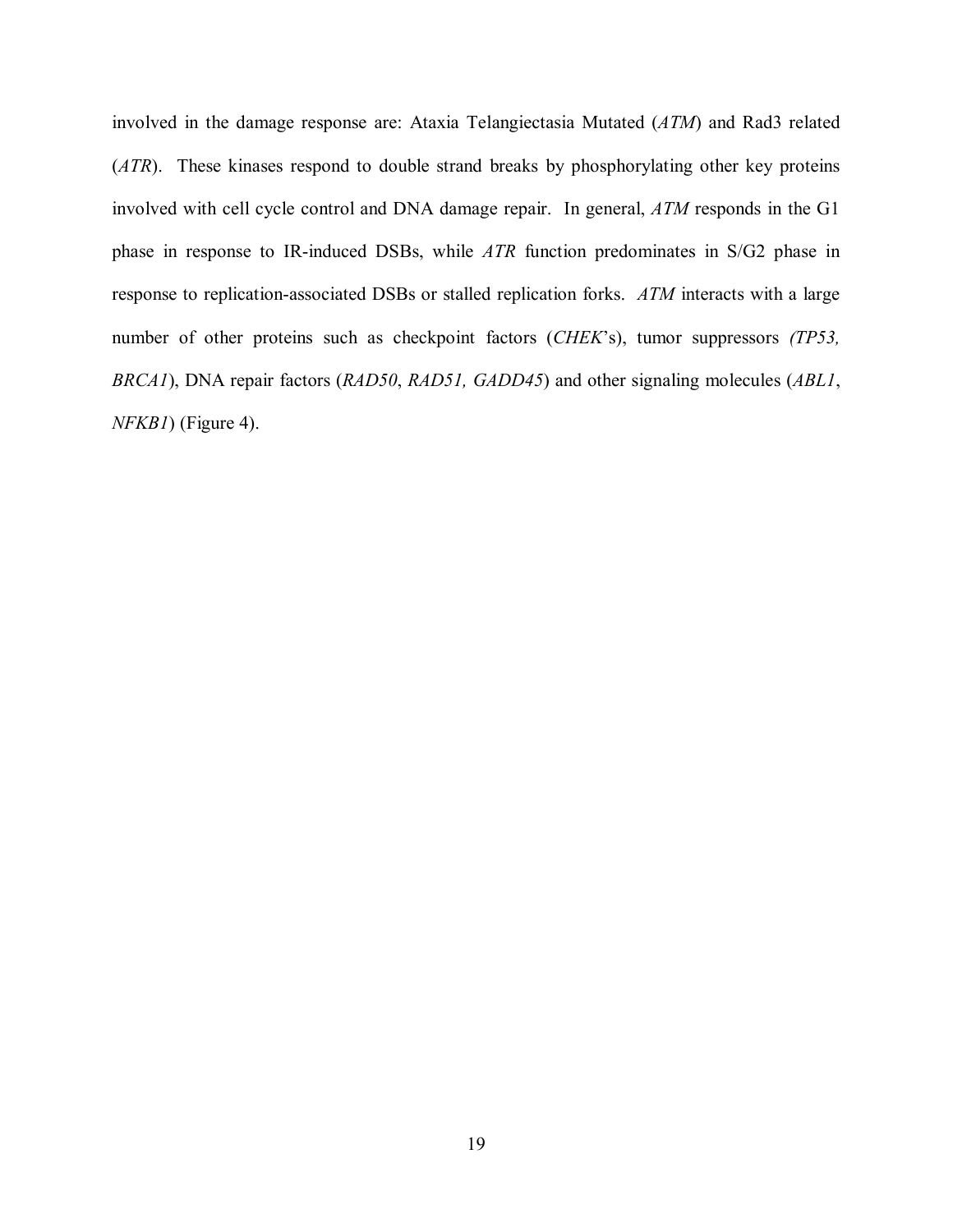involved in the damage response are: Ataxia Telangiectasia Mutated (*ATM*) and Rad3 related (*ATR*). These kinases respond to double strand breaks by phosphorylating other key proteins involved with cell cycle control and DNA damage repair. In general, *ATM* responds in the G1 phase in response to IR-induced DSBs, while *ATR* function predominates in S/G2 phase in response to replication-associated DSBs or stalled replication forks. *ATM* interacts with a large number of other proteins such as checkpoint factors (*CHEK*'s), tumor suppressors *(TP53, BRCA1*), DNA repair factors (*RAD50*, *RAD51, GADD45*) and other signaling molecules (*ABL1*, *NFKB1*) (Figure 4).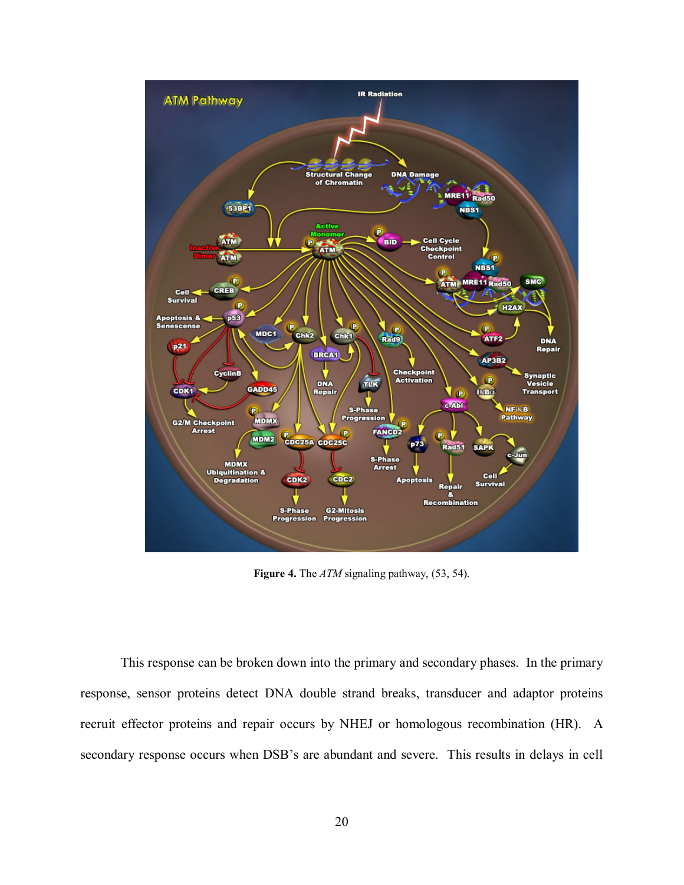**Figure 4.** The *ATM* signaling pathway, (53, 54).

This response can be broken down into the primary and secondary phases. In the primary response, sensor proteins detect DNA double strand breaks, transducer and adaptor proteins recruit effector proteins and repair occurs by NHEJ or homologous recombination (HR). A secondary response occurs when DSB's are abundant and severe. This results in delays in cell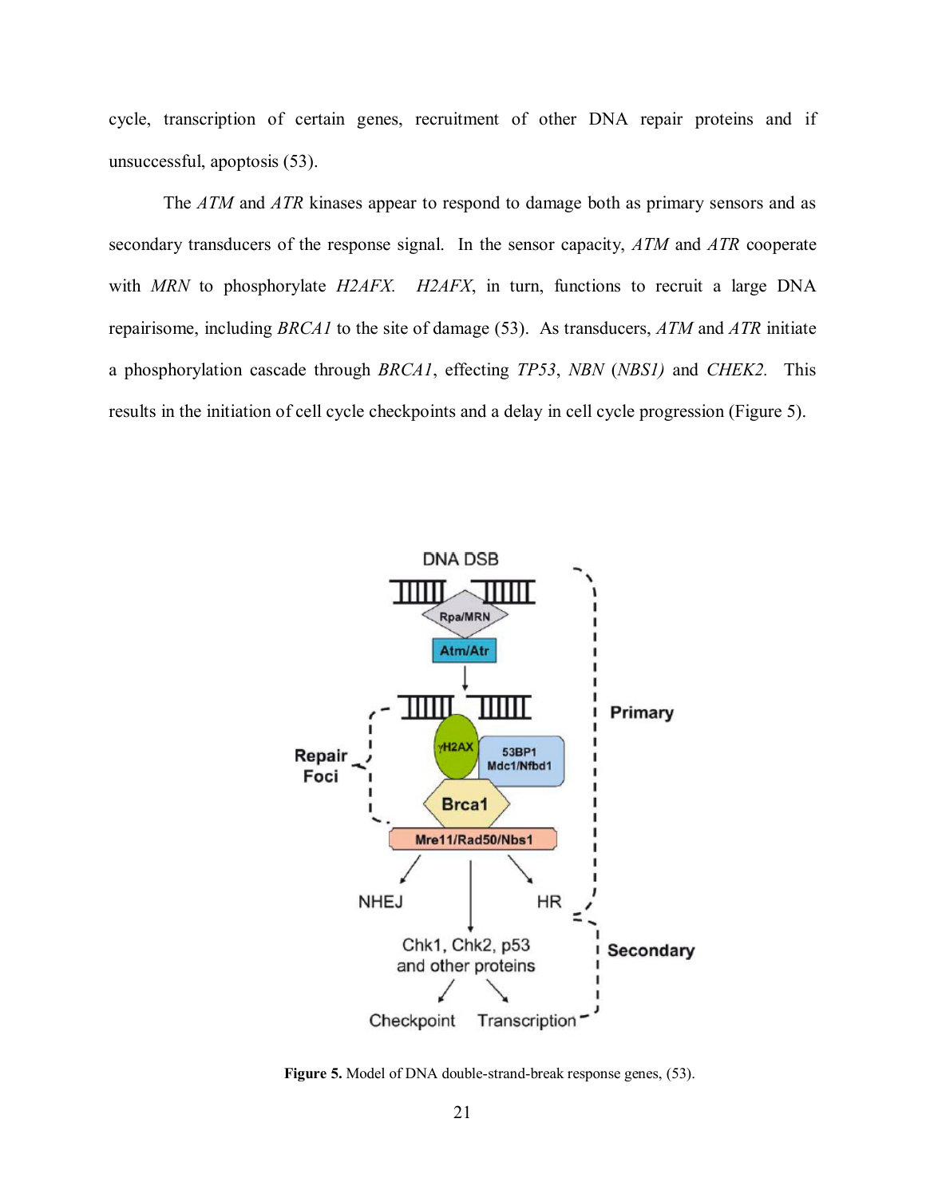cycle, transcription of certain genes, recruitment of other DNA repair proteins and if unsuccessful, apoptosis (53).

The *ATM* and *ATR* kinases appear to respond to damage both as primary sensors and as secondary transducers of the response signal. In the sensor capacity, *ATM* and *ATR* cooperate with *MRN* to phosphorylate *H2AFX*. *H2AFX*, in turn, functions to recruit a large DNA repairisome, including *BRCA1* to the site of damage (53). As transducers, *ATM* and *ATR* initiate a phosphorylation cascade through *BRCA1*, effecting *TP53*, *NBN* (*NBS1)* and *CHEK2.* This results in the initiation of cell cycle checkpoints and a delay in cell cycle progression (Figure 5).

**Figure 5.** Model of DNA double-strand-break response genes, (53).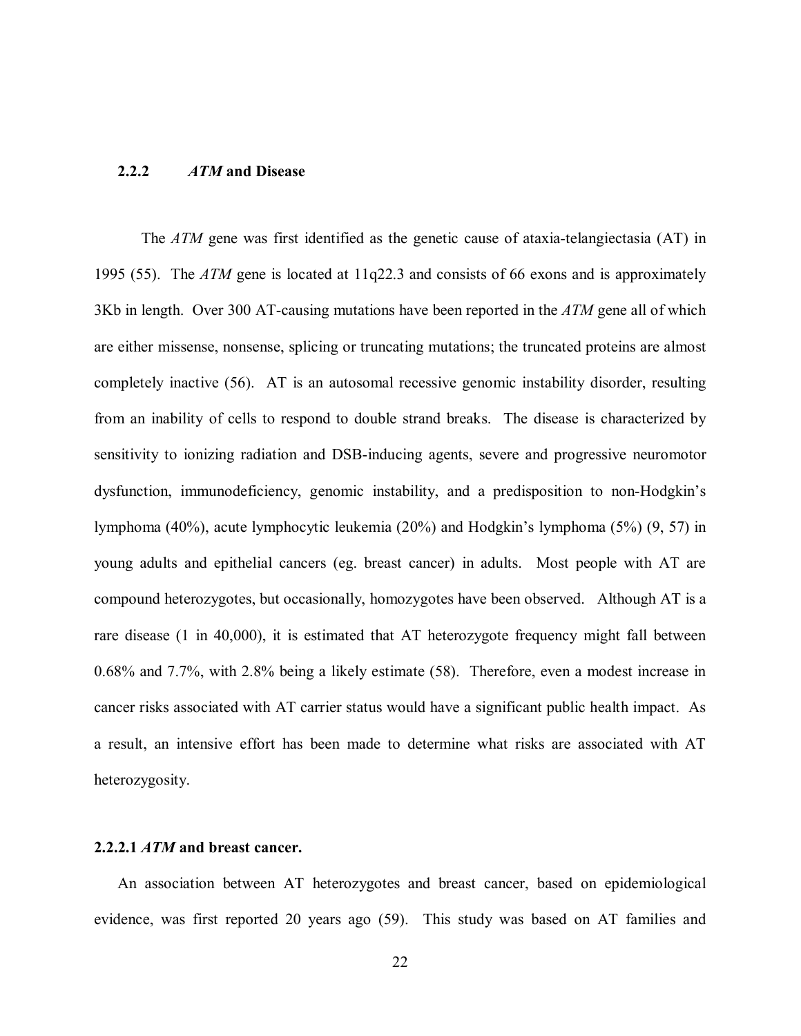### 2.2.2 *ATM* and Disease

The *ATM* gene was first identified as the genetic cause of ataxia-telangiectasia (AT) in 1995 (55). The *ATM* gene is located at 11q22.3 and consists of 66 exons and is approximately 3Kb in length. Over 300 AT-causing mutations have been reported in the *ATM* gene all of which are either missense, nonsense, splicing or truncating mutations; the truncated proteins are almost completely inactive (56). AT is an autosomal recessive genomic instability disorder, resulting from an inability of cells to respond to double strand breaks. The disease is characterized by sensitivity to ionizing radiation and DSB-inducing agents, severe and progressive neuromotor dysfunction, immunodeficiency, genomic instability, and a predisposition to non-Hodgkin's lymphoma (40%), acute lymphocytic leukemia (20%) and Hodgkin's lymphoma (5%) (9, 57) in young adults and epithelial cancers (eg. breast cancer) in adults. Most people with AT are compound heterozygotes, but occasionally, homozygotes have been observed. Although AT is a rare disease (1 in 40,000), it is estimated that AT heterozygote frequency might fall between 0.68% and 7.7%, with 2.8% being a likely estimate (58). Therefore, even a modest increase in cancer risks associated with AT carrier status would have a significant public health impact. As a result, an intensive effort has been made to determine what risks are associated with AT heterozygosity.

#### 2.2.2.1 *ATM* and breast cancer.

An association between AT heterozygotes and breast cancer, based on epidemiological evidence, was first reported 20 years ago (59). This study was based on AT families and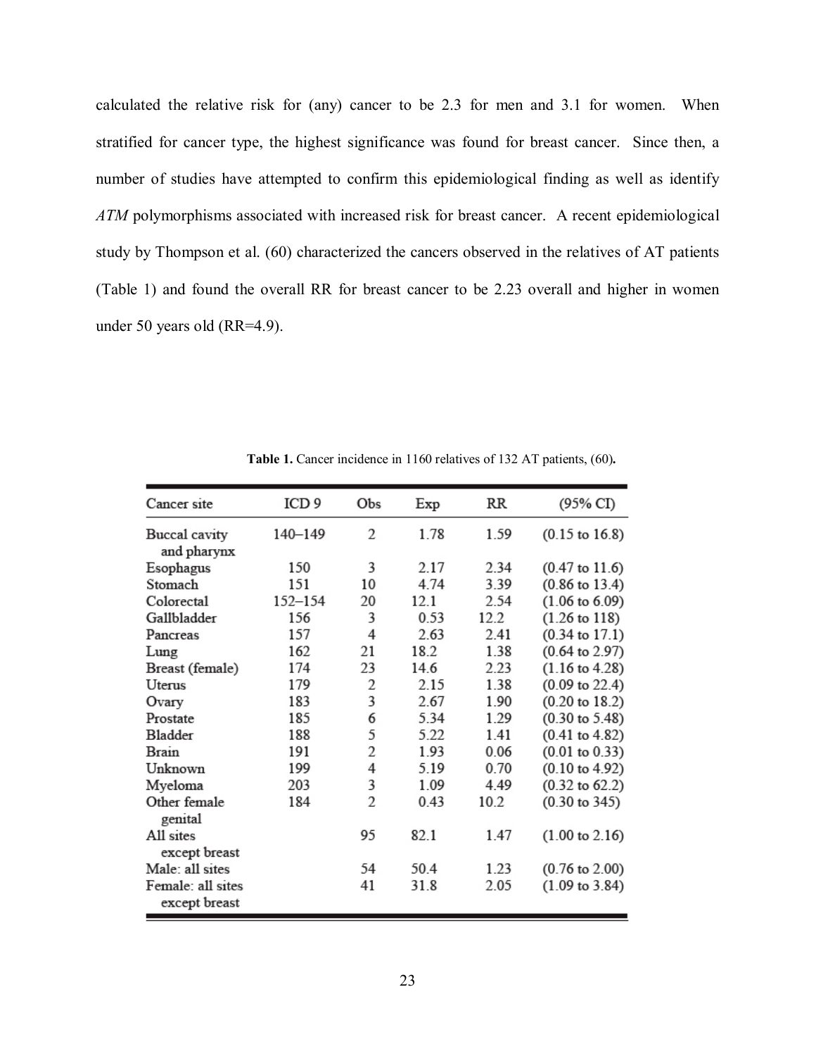calculated the relative risk for (any) cancer to be 2.3 for men and 3.1 for women. When stratified for cancer type, the highest significance was found for breast cancer. Since then, a number of studies have attempted to confirm this epidemiological finding as well as identify *ATM* polymorphisms associated with increased risk for breast cancer. A recent epidemiological study by Thompson et al. (60) characterized the cancers observed in the relatives of AT patients (Table 1) and found the overall RR for breast cancer to be 2.23 overall and higher in women under 50 years old (RR=4.9).

**Table 1.** Cancer incidence in 1160 relatives of 132 AT patients, (60)**.**

| Cancer site | ICD 9 | Obs | Exp | RR | (95% CI) |
|---|---|---|---|---|---|
| Buccal cavity and pharynx | 140–149 | 2 | 1.78 | 1.59 | (0.15 to 16.8) |
| Esophagus | 150 | 3 | 2.17 | 2.34 | (0.47 to 11.6) |
| Stomach | 151 | 10 | 4.74 | 3.39 | (0.86 to 13.4) |
| Colorectal | 152–154 | 20 | 12.1 | 2.54 | (1.06 to 6.09) |
| Gallbladder | 156 | 3 | 0.53 | 12.2 | (1.26 to 118) |
| Pancreas | 157 | 4 | 2.63 | 2.41 | (0.34 to 17.1) |
| Lung | 162 | 21 | 18.2 | 1.38 | (0.64 to 2.97) |
| Breast (female) | 174 | 23 | 14.6 | 2.23 | (1.16 to 4.28) |
| Uterus | 179 | 2 | 2.15 | 1.38 | (0.09 to 22.4) |
| Ovary | 183 | 3 | 2.67 | 1.90 | (0.20 to 18.2) |
| Prostate | 185 | 6 | 5.34 | 1.29 | (0.30 to 5.48) |
| Bladder | 188 | 5 | 5.22 | 1.41 | (0.41 to 4.82) |
| Brain | 191 | 2 | 1.93 | 0.06 | (0.01 to 0.33) |
| Unknown | 199 | 4 | 5.19 | 0.70 | (0.10 to 4.92) |
| Myeloma | 203 | 3 | 1.09 | 4.49 | (0.32 to 62.2) |
| Other female genital | 184 | 2 | 0.43 | 10.2 | (0.30 to 345) |
| All sites except breast | | 95 | 82.1 | 1.47 | (1.00 to 2.16) |
| Male: all sites | | 54 | 50.4 | 1.23 | (0.76 to 2.00) |
| Female: all sites except breast | | 41 | 31.8 | 2.05 | (1.09 to 3.84) |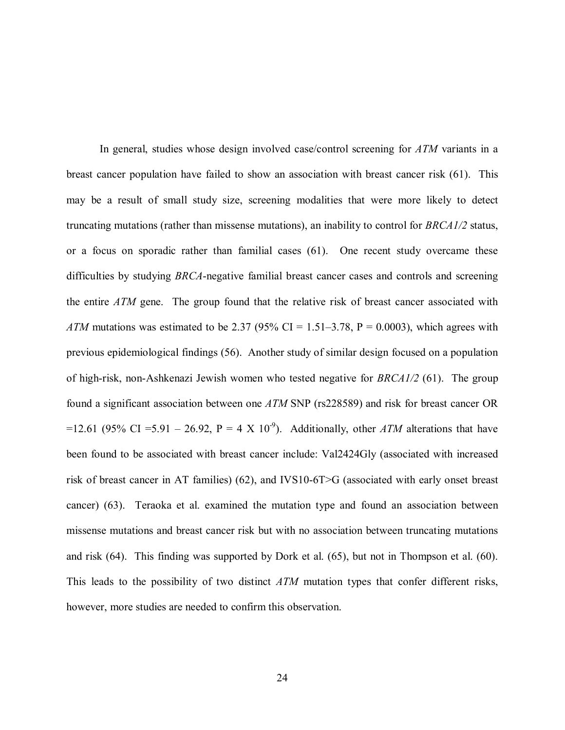In general, studies whose design involved case/control screening for *ATM* variants in a breast cancer population have failed to show an association with breast cancer risk (61). This may be a result of small study size, screening modalities that were more likely to detect truncating mutations (rather than missense mutations), an inability to control for *BRCA1/2* status, or a focus on sporadic rather than familial cases (61). One recent study overcame these difficulties by studying *BRCA*-negative familial breast cancer cases and controls and screening the entire *ATM* gene. The group found that the relative risk of breast cancer associated with *ATM* mutations was estimated to be 2.37 (95% CI = 1.51–3.78, P = 0.0003), which agrees with previous epidemiological findings (56). Another study of similar design focused on a population of high-risk, non-Ashkenazi Jewish women who tested negative for *BRCA1/2* (61). The group found a significant association between one *ATM* SNP (rs228589) and risk for breast cancer OR =12.61 (95% CI =5.91 – 26.92, P = 4 X $10^{-9}$). Additionally, other *ATM* alterations that have been found to be associated with breast cancer include: Val2424Gly (associated with increased risk of breast cancer in AT families) (62), and IVS10-6T>G (associated with early onset breast cancer) (63). Teraoka et al. examined the mutation type and found an association between missense mutations and breast cancer risk but with no association between truncating mutations and risk (64). This finding was supported by Dork et al. (65), but not in Thompson et al. (60). This leads to the possibility of two distinct *ATM* mutation types that confer different risks, however, more studies are needed to confirm this observation.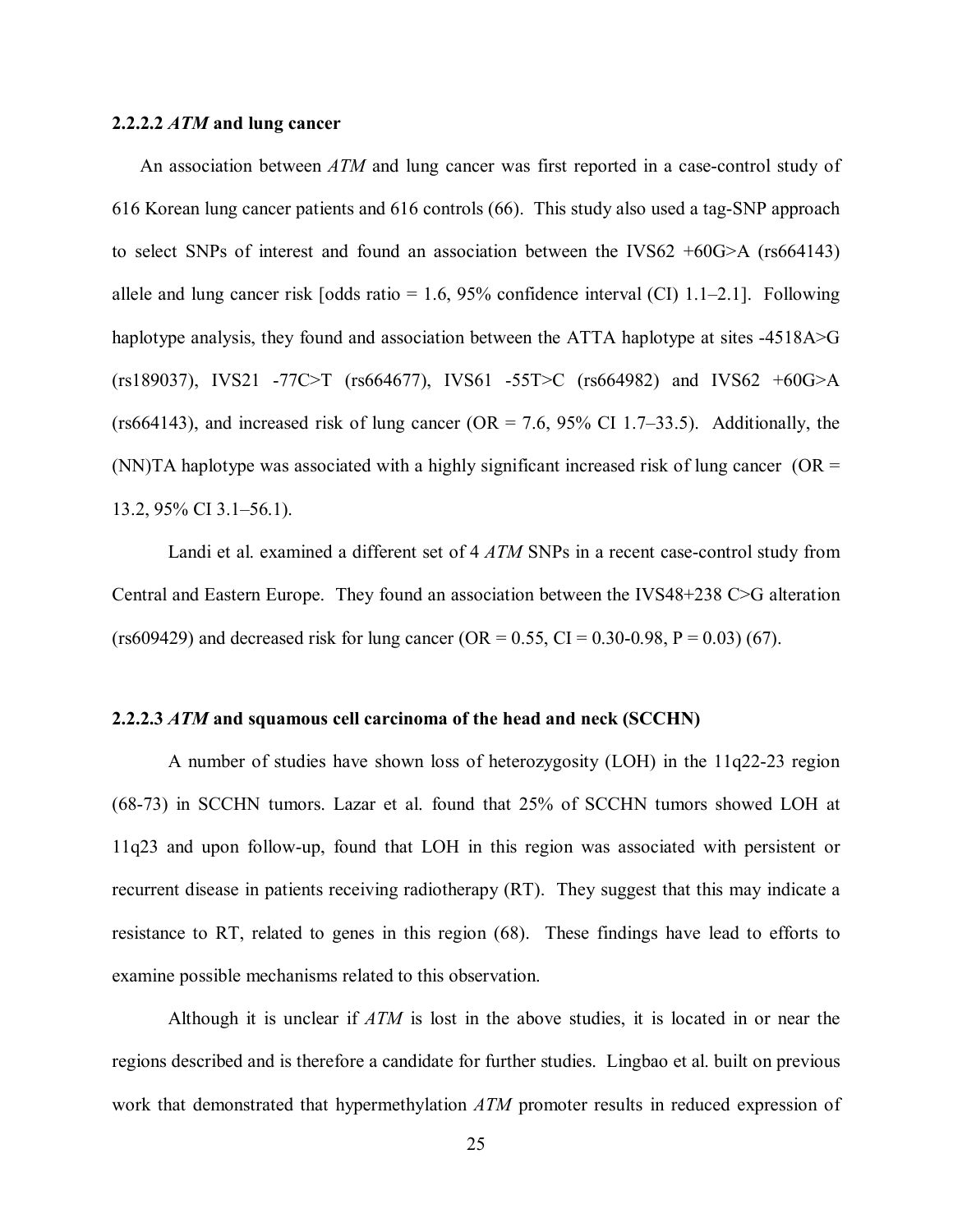### 2.2.2.2 *ATM* and lung cancer

An association between *ATM* and lung cancer was first reported in a case-control study of 616 Korean lung cancer patients and 616 controls (66). This study also used a tag-SNP approach to select SNPs of interest and found an association between the IVS62 +60G>A (rs664143) allele and lung cancer risk [odds ratio = 1.6, 95% confidence interval (CI) 1.1–2.1]. Following haplotype analysis, they found and association between the ATTA haplotype at sites -4518A>G (rs189037), IVS21 -77C>T (rs664677), IVS61 -55T>C (rs664982) and IVS62 +60G>A (rs664143), and increased risk of lung cancer (OR = 7.6, 95% CI 1.7–33.5). Additionally, the (NN)TA haplotype was associated with a highly significant increased risk of lung cancer (OR = 13.2, 95% CI 3.1–56.1).

Landi et al. examined a different set of 4 *ATM* SNPs in a recent case-control study from Central and Eastern Europe. They found an association between the IVS48+238 C>G alteration (rs609429) and decreased risk for lung cancer (OR = 0.55, CI = 0.30-0.98, P = 0.03) (67).

### 2.2.2.3 *ATM* and squamous cell carcinoma of the head and neck (SCCHN)

A number of studies have shown loss of heterozygosity (LOH) in the 11q22-23 region (68-73) in SCCHN tumors. Lazar et al. found that 25% of SCCHN tumors showed LOH at 11q23 and upon follow-up, found that LOH in this region was associated with persistent or recurrent disease in patients receiving radiotherapy (RT). They suggest that this may indicate a resistance to RT, related to genes in this region (68). These findings have lead to efforts to examine possible mechanisms related to this observation.

Although it is unclear if *ATM* is lost in the above studies, it is located in or near the regions described and is therefore a candidate for further studies. Lingbao et al. built on previous work that demonstrated that hypermethylation *ATM* promoter results in reduced expression of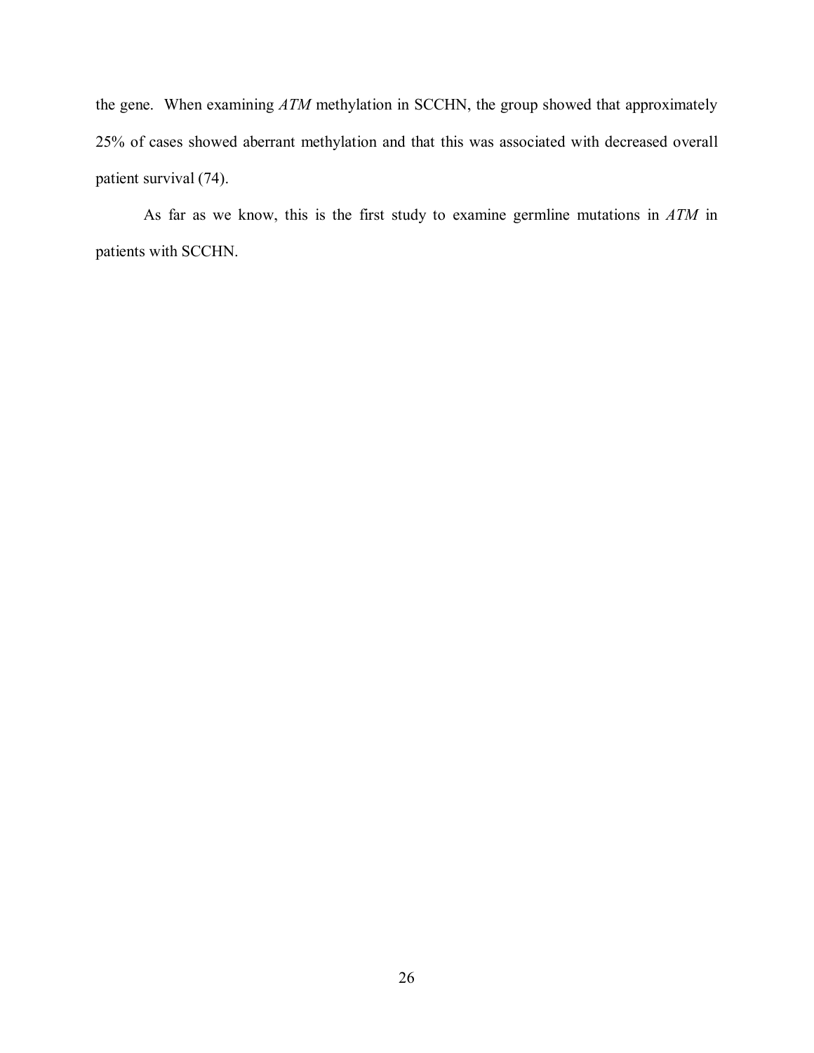the gene. When examining *ATM* methylation in SCCHN, the group showed that approximately 25% of cases showed aberrant methylation and that this was associated with decreased overall patient survival (74).

As far as we know, this is the first study to examine germline mutations in *ATM* in patients with SCCHN.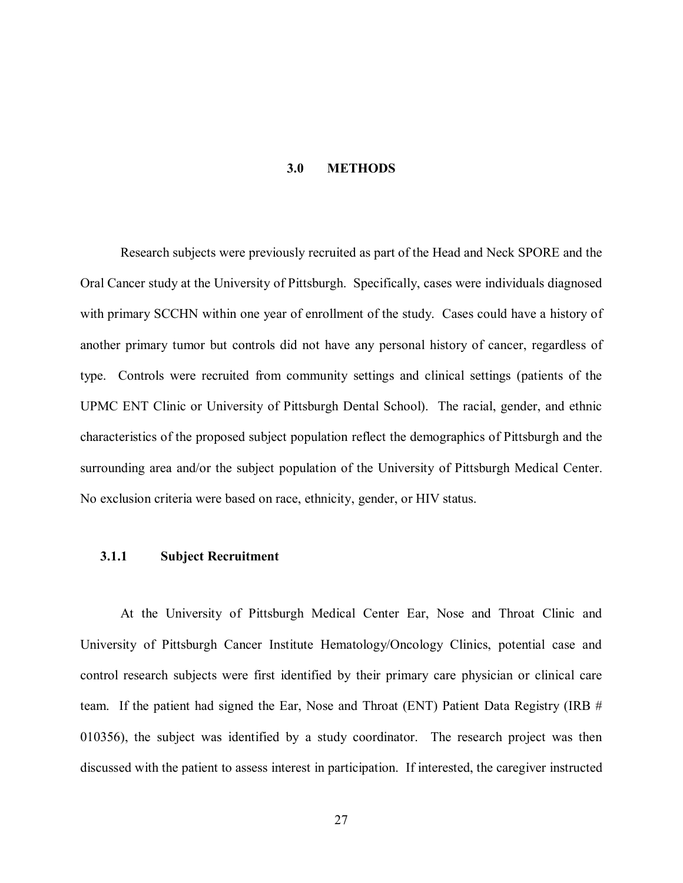# 3.0 METHODS

Research subjects were previously recruited as part of the Head and Neck SPORE and the Oral Cancer study at the University of Pittsburgh. Specifically, cases were individuals diagnosed with primary SCCHN within one year of enrollment of the study. Cases could have a history of another primary tumor but controls did not have any personal history of cancer, regardless of type. Controls were recruited from community settings and clinical settings (patients of the UPMC ENT Clinic or University of Pittsburgh Dental School). The racial, gender, and ethnic characteristics of the proposed subject population reflect the demographics of Pittsburgh and the surrounding area and/or the subject population of the University of Pittsburgh Medical Center. No exclusion criteria were based on race, ethnicity, gender, or HIV status.

### 3.1.1 Subject Recruitment

At the University of Pittsburgh Medical Center Ear, Nose and Throat Clinic and University of Pittsburgh Cancer Institute Hematology/Oncology Clinics, potential case and control research subjects were first identified by their primary care physician or clinical care team. If the patient had signed the Ear, Nose and Throat (ENT) Patient Data Registry (IRB # 010356), the subject was identified by a study coordinator. The research project was then discussed with the patient to assess interest in participation. If interested, the caregiver instructed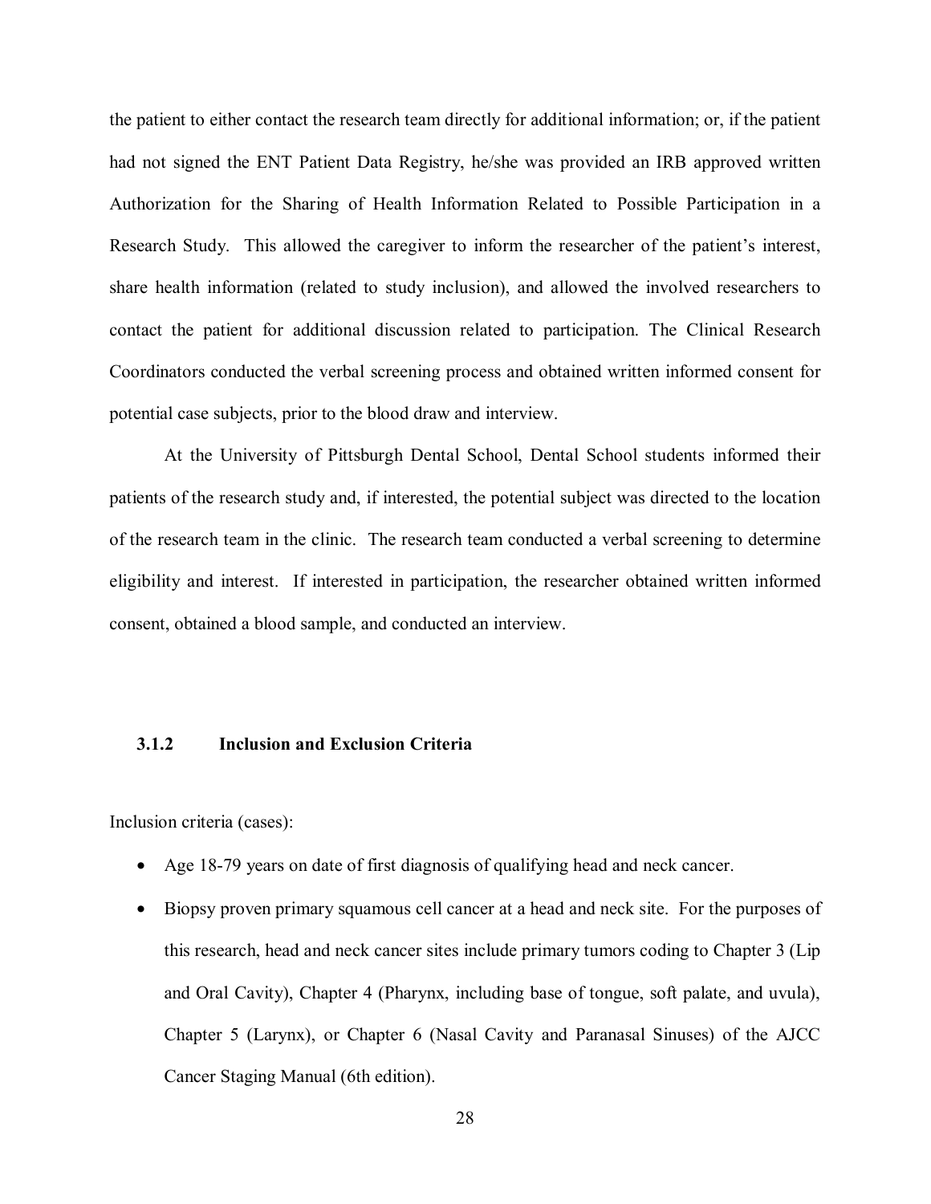the patient to either contact the research team directly for additional information; or, if the patient had not signed the ENT Patient Data Registry, he/she was provided an IRB approved written Authorization for the Sharing of Health Information Related to Possible Participation in a Research Study. This allowed the caregiver to inform the researcher of the patient's interest, share health information (related to study inclusion), and allowed the involved researchers to contact the patient for additional discussion related to participation. The Clinical Research Coordinators conducted the verbal screening process and obtained written informed consent for potential case subjects, prior to the blood draw and interview.

At the University of Pittsburgh Dental School, Dental School students informed their patients of the research study and, if interested, the potential subject was directed to the location of the research team in the clinic. The research team conducted a verbal screening to determine eligibility and interest. If interested in participation, the researcher obtained written informed consent, obtained a blood sample, and conducted an interview.

### 3.1.2 Inclusion and Exclusion Criteria

Inclusion criteria (cases):

- Age 18-79 years on date of first diagnosis of qualifying head and neck cancer.
- Biopsy proven primary squamous cell cancer at a head and neck site. For the purposes of this research, head and neck cancer sites include primary tumors coding to Chapter 3 (Lip and Oral Cavity), Chapter 4 (Pharynx, including base of tongue, soft palate, and uvula), Chapter 5 (Larynx), or Chapter 6 (Nasal Cavity and Paranasal Sinuses) of the AJCC Cancer Staging Manual (6th edition).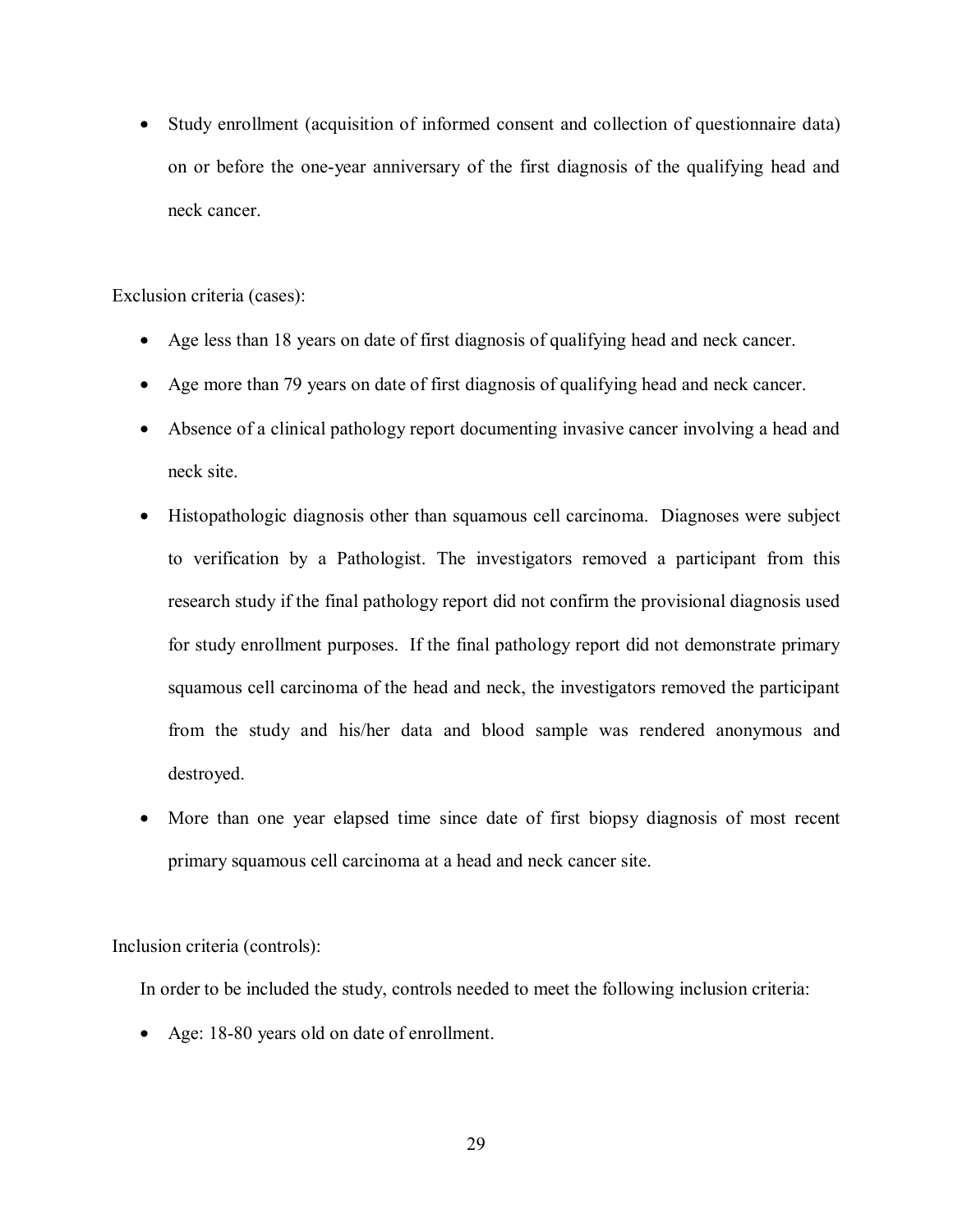- Study enrollment (acquisition of informed consent and collection of questionnaire data) on or before the one-year anniversary of the first diagnosis of the qualifying head and neck cancer.

Exclusion criteria (cases):

- Age less than 18 years on date of first diagnosis of qualifying head and neck cancer.
- Age more than 79 years on date of first diagnosis of qualifying head and neck cancer.
- Absence of a clinical pathology report documenting invasive cancer involving a head and neck site.
- Histopathologic diagnosis other than squamous cell carcinoma. Diagnoses were subject to verification by a Pathologist. The investigators removed a participant from this research study if the final pathology report did not confirm the provisional diagnosis used for study enrollment purposes. If the final pathology report did not demonstrate primary squamous cell carcinoma of the head and neck, the investigators removed the participant from the study and his/her data and blood sample was rendered anonymous and destroyed.
- More than one year elapsed time since date of first biopsy diagnosis of most recent primary squamous cell carcinoma at a head and neck cancer site.

Inclusion criteria (controls):

In order to be included the study, controls needed to meet the following inclusion criteria:

- Age: 18-80 years old on date of enrollment.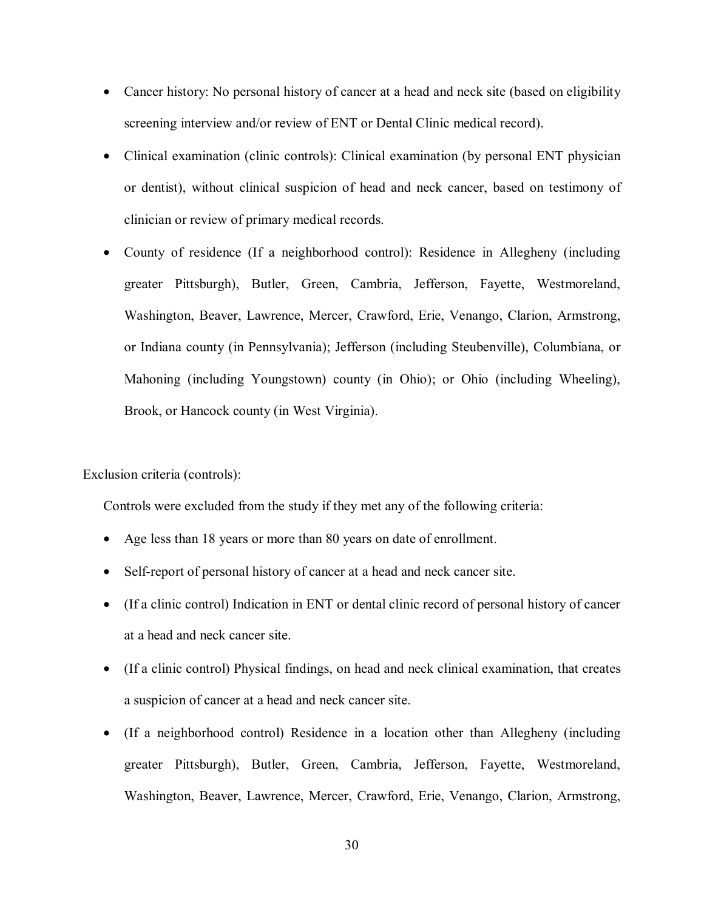- Cancer history: No personal history of cancer at a head and neck site (based on eligibility screening interview and/or review of ENT or Dental Clinic medical record).
- Clinical examination (clinic controls): Clinical examination (by personal ENT physician or dentist), without clinical suspicion of head and neck cancer, based on testimony of clinician or review of primary medical records.
- County of residence (If a neighborhood control): Residence in Allegheny (including greater Pittsburgh), Butler, Green, Cambria, Jefferson, Fayette, Westmoreland, Washington, Beaver, Lawrence, Mercer, Crawford, Erie, Venango, Clarion, Armstrong, or Indiana county (in Pennsylvania); Jefferson (including Steubenville), Columbiana, or Mahoning (including Youngstown) county (in Ohio); or Ohio (including Wheeling), Brook, or Hancock county (in West Virginia).

Exclusion criteria (controls):

Controls were excluded from the study if they met any of the following criteria:

- Age less than 18 years or more than 80 years on date of enrollment.
- Self-report of personal history of cancer at a head and neck cancer site.
- (If a clinic control) Indication in ENT or dental clinic record of personal history of cancer at a head and neck cancer site.
- (If a clinic control) Physical findings, on head and neck clinical examination, that creates a suspicion of cancer at a head and neck cancer site.
- (If a neighborhood control) Residence in a location other than Allegheny (including greater Pittsburgh), Butler, Green, Cambria, Jefferson, Fayette, Westmoreland, Washington, Beaver, Lawrence, Mercer, Crawford, Erie, Venango, Clarion, Armstrong,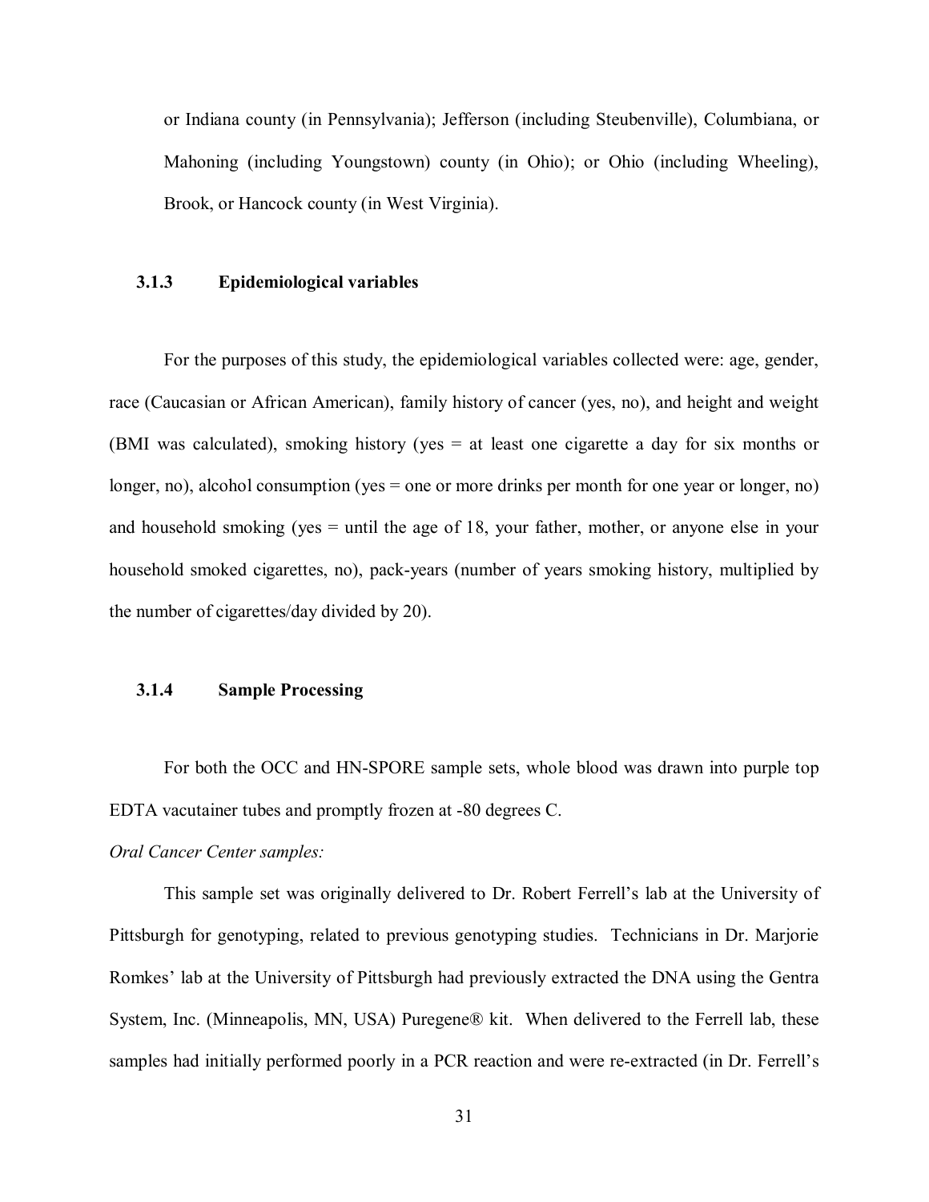or Indiana county (in Pennsylvania); Jefferson (including Steubenville), Columbiana, or Mahoning (including Youngstown) county (in Ohio); or Ohio (including Wheeling), Brook, or Hancock county (in West Virginia).

### 3.1.3 Epidemiological variables

For the purposes of this study, the epidemiological variables collected were: age, gender, race (Caucasian or African American), family history of cancer (yes, no), and height and weight (BMI was calculated), smoking history (yes = at least one cigarette a day for six months or longer, no), alcohol consumption (yes = one or more drinks per month for one year or longer, no) and household smoking (yes = until the age of 18, your father, mother, or anyone else in your household smoked cigarettes, no), pack-years (number of years smoking history, multiplied by the number of cigarettes/day divided by 20).

### 3.1.4 Sample Processing

For both the OCC and HN-SPORE sample sets, whole blood was drawn into purple top EDTA vacutainer tubes and promptly frozen at -80 degrees C.

*Oral Cancer Center samples:*

This sample set was originally delivered to Dr. Robert Ferrell's lab at the University of Pittsburgh for genotyping, related to previous genotyping studies. Technicians in Dr. Marjorie Romkes' lab at the University of Pittsburgh had previously extracted the DNA using the Gentra System, Inc. (Minneapolis, MN, USA) Puregene® kit. When delivered to the Ferrell lab, these samples had initially performed poorly in a PCR reaction and were re-extracted (in Dr. Ferrell's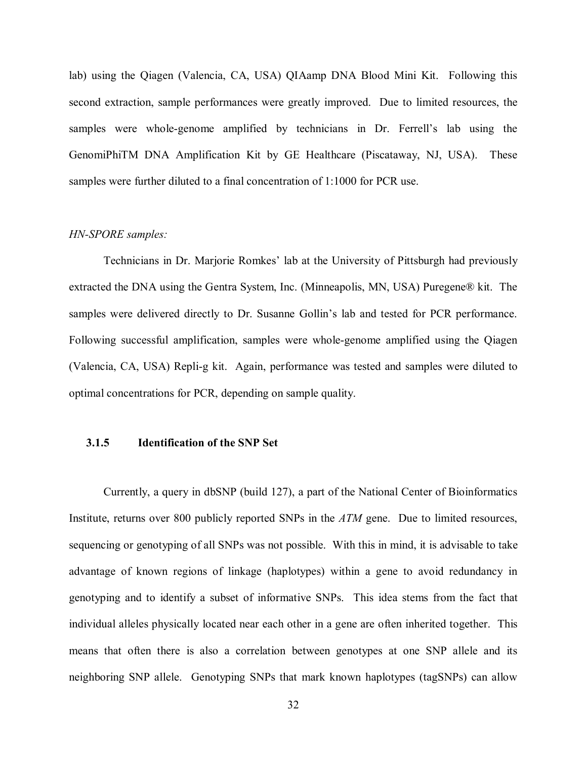lab) using the Qiagen (Valencia, CA, USA) QIAamp DNA Blood Mini Kit. Following this second extraction, sample performances were greatly improved. Due to limited resources, the samples were whole-genome amplified by technicians in Dr. Ferrell's lab using the GenomiPhiTM DNA Amplification Kit by GE Healthcare (Piscataway, NJ, USA). These samples were further diluted to a final concentration of 1:1000 for PCR use.

*HN-SPORE samples:*

Technicians in Dr. Marjorie Romkes' lab at the University of Pittsburgh had previously extracted the DNA using the Gentra System, Inc. (Minneapolis, MN, USA) Puregene® kit. The samples were delivered directly to Dr. Susanne Gollin's lab and tested for PCR performance. Following successful amplification, samples were whole-genome amplified using the Qiagen (Valencia, CA, USA) Repli-g kit. Again, performance was tested and samples were diluted to optimal concentrations for PCR, depending on sample quality.

### 3.1.5 Identification of the SNP Set

Currently, a query in dbSNP (build 127), a part of the National Center of Bioinformatics Institute, returns over 800 publicly reported SNPs in the *ATM* gene. Due to limited resources, sequencing or genotyping of all SNPs was not possible. With this in mind, it is advisable to take advantage of known regions of linkage (haplotypes) within a gene to avoid redundancy in genotyping and to identify a subset of informative SNPs. This idea stems from the fact that individual alleles physically located near each other in a gene are often inherited together. This means that often there is also a correlation between genotypes at one SNP allele and its neighboring SNP allele. Genotyping SNPs that mark known haplotypes (tagSNPs) can allow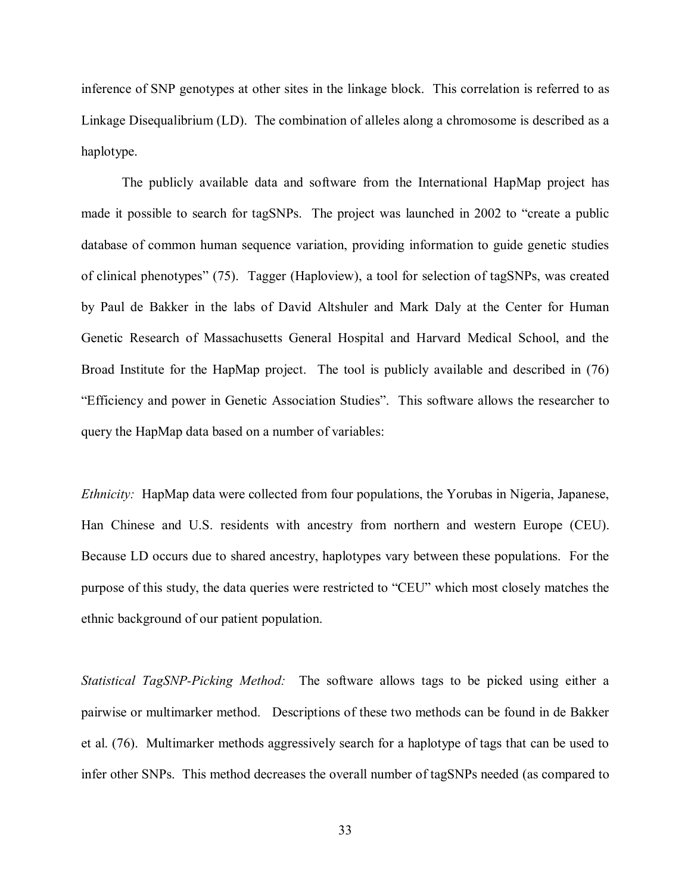inference of SNP genotypes at other sites in the linkage block. This correlation is referred to as Linkage Disequalibrium (LD). The combination of alleles along a chromosome is described as a haplotype.

The publicly available data and software from the International HapMap project has made it possible to search for tagSNPs. The project was launched in 2002 to "create a public database of common human sequence variation, providing information to guide genetic studies of clinical phenotypes" (75). Tagger (Haploview), a tool for selection of tagSNPs, was created by Paul de Bakker in the labs of David Altshuler and Mark Daly at the Center for Human Genetic Research of Massachusetts General Hospital and Harvard Medical School, and the Broad Institute for the HapMap project. The tool is publicly available and described in (76) "Efficiency and power in Genetic Association Studies". This software allows the researcher to query the HapMap data based on a number of variables:

*Ethnicity:* HapMap data were collected from four populations, the Yorubas in Nigeria, Japanese, Han Chinese and U.S. residents with ancestry from northern and western Europe (CEU). Because LD occurs due to shared ancestry, haplotypes vary between these populations. For the purpose of this study, the data queries were restricted to "CEU" which most closely matches the ethnic background of our patient population.

*Statistical TagSNP-Picking Method:* The software allows tags to be picked using either a pairwise or multimarker method. Descriptions of these two methods can be found in de Bakker et al. (76). Multimarker methods aggressively search for a haplotype of tags that can be used to infer other SNPs. This method decreases the overall number of tagSNPs needed (as compared to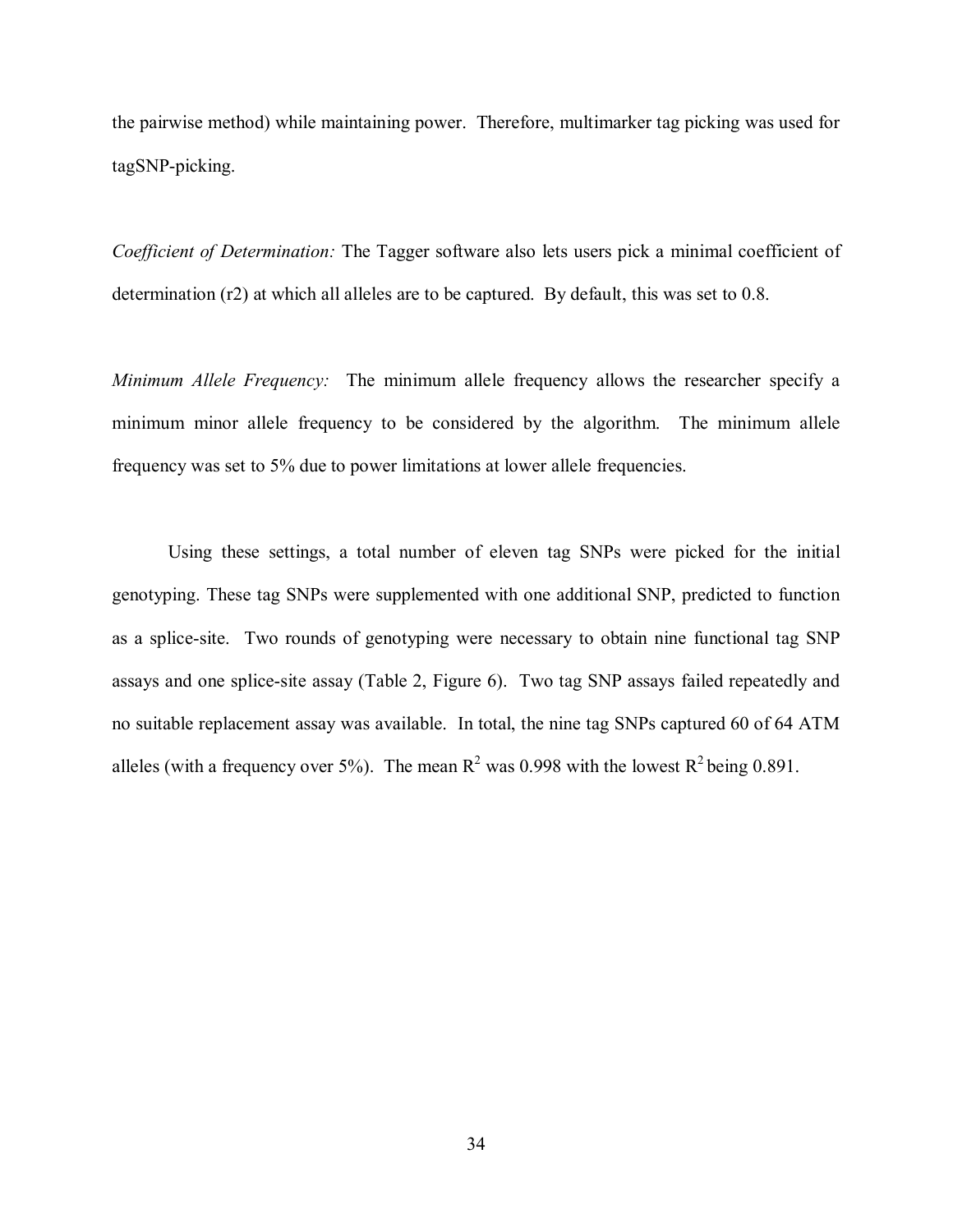the pairwise method) while maintaining power. Therefore, multimarker tag picking was used for tagSNP-picking.

*Coefficient of Determination:* The Tagger software also lets users pick a minimal coefficient of determination (r2) at which all alleles are to be captured. By default, this was set to 0.8.

*Minimum Allele Frequency:* The minimum allele frequency allows the researcher specify a minimum minor allele frequency to be considered by the algorithm. The minimum allele frequency was set to 5% due to power limitations at lower allele frequencies.

Using these settings, a total number of eleven tag SNPs were picked for the initial genotyping. These tag SNPs were supplemented with one additional SNP, predicted to function as a splice-site. Two rounds of genotyping were necessary to obtain nine functional tag SNP assays and one splice-site assay (Table 2, Figure 6). Two tag SNP assays failed repeatedly and no suitable replacement assay was available. In total, the nine tag SNPs captured 60 of 64 ATM alleles (with a frequency over 5%). The mean $R^2$ was 0.998 with the lowest $R^2$ being 0.891.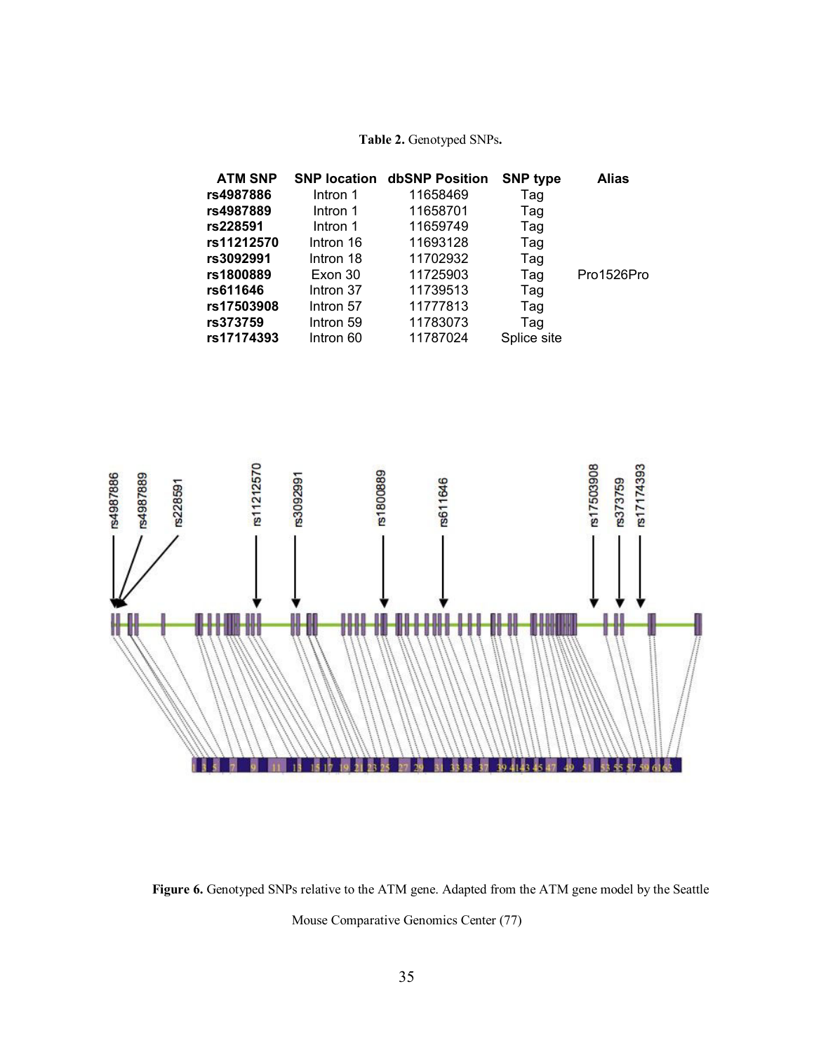**Table 2.** Genotyped SNPs**.**

| ATM SNP | SNP location | dbSNP Position | SNP type | Alias |
|---|---|---|---|---|
| **rs4987886** | Intron 1 | 11658469 | Tag | |
| **rs4987889** | Intron 1 | 11658701 | Tag | |
| **rs228591** | Intron 1 | 11659749 | Tag | |
| **rs11212570** | Intron 16 | 11693128 | Tag | |
| **rs3092991** | Intron 18 | 11702932 | Tag | |
| **rs1800889** | Exon 30 | 11725903 | Tag | Pro1526Pro |
| **rs611646** | Intron 37 | 11739513 | Tag | |
| **rs17503908** | Intron 57 | 11777813 | Tag | |
| **rs373759** | Intron 59 | 11783073 | Tag | |
| **rs17174393** | Intron 60 | 11787024 | Splice site | |

**Figure 6.** Genotyped SNPs relative to the ATM gene. Adapted from the ATM gene model by the Seattle Mouse Comparative Genomics Center (77)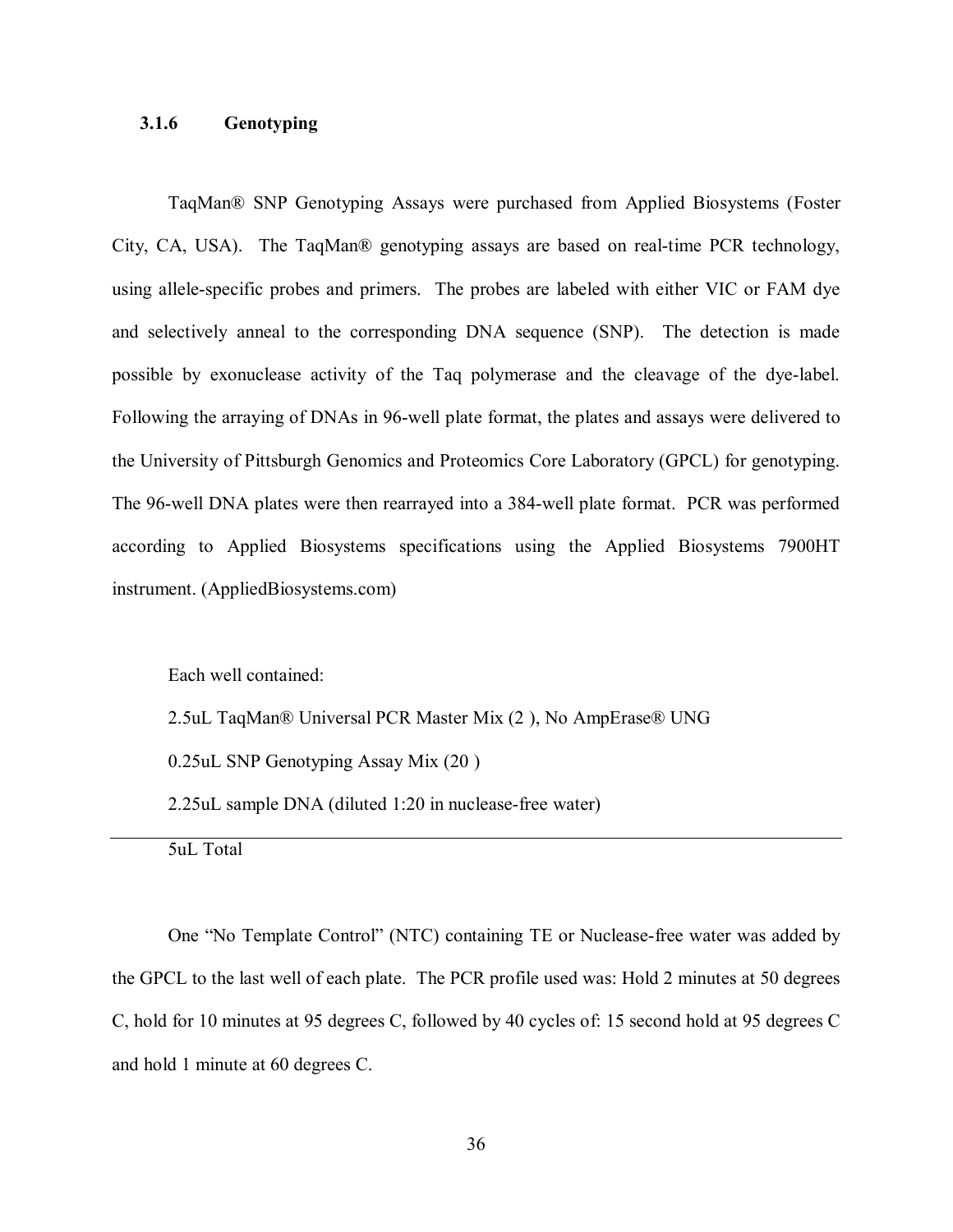### 3.1.6 Genotyping

TaqMan® SNP Genotyping Assays were purchased from Applied Biosystems (Foster City, CA, USA). The TaqMan® genotyping assays are based on real-time PCR technology, using allele-specific probes and primers. The probes are labeled with either VIC or FAM dye and selectively anneal to the corresponding DNA sequence (SNP). The detection is made possible by exonuclease activity of the Taq polymerase and the cleavage of the dye-label. Following the arraying of DNAs in 96-well plate format, the plates and assays were delivered to the University of Pittsburgh Genomics and Proteomics Core Laboratory (GPCL) for genotyping. The 96-well DNA plates were then rearrayed into a 384-well plate format. PCR was performed according to Applied Biosystems specifications using the Applied Biosystems 7900HT instrument. (AppliedBiosystems.com)

Each well contained:

2.5uL TaqMan® Universal PCR Master Mix (2 ), No AmpErase® UNG

0.25uL SNP Genotyping Assay Mix (20 )

2.25uL sample DNA (diluted 1:20 in nuclease-free water)

---

5uL Total

One "No Template Control" (NTC) containing TE or Nuclease-free water was added by the GPCL to the last well of each plate. The PCR profile used was: Hold 2 minutes at 50 degrees C, hold for 10 minutes at 95 degrees C, followed by 40 cycles of: 15 second hold at 95 degrees C and hold 1 minute at 60 degrees C.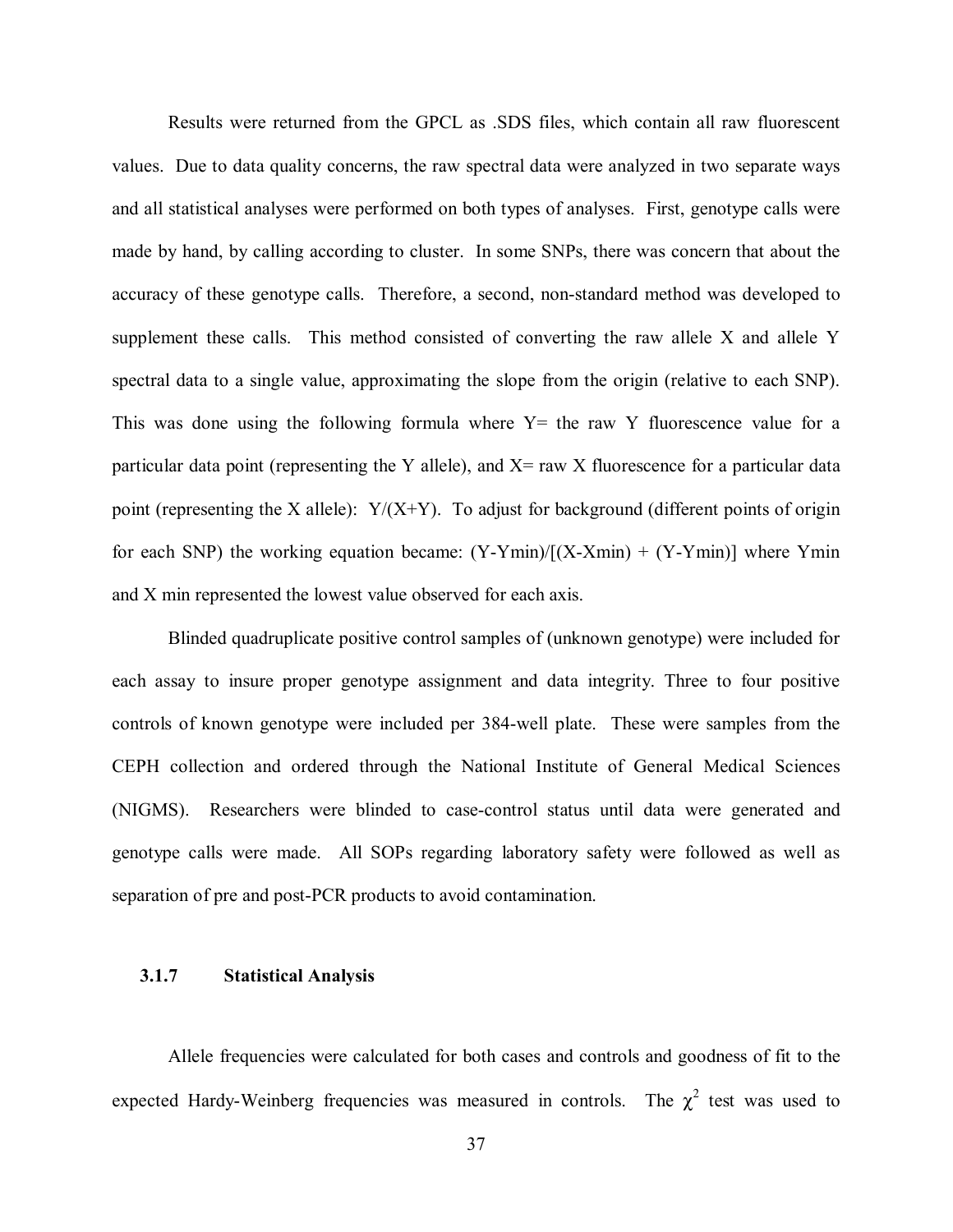Results were returned from the GPCL as .SDS files, which contain all raw fluorescent values. Due to data quality concerns, the raw spectral data were analyzed in two separate ways and all statistical analyses were performed on both types of analyses. First, genotype calls were made by hand, by calling according to cluster. In some SNPs, there was concern that about the accuracy of these genotype calls. Therefore, a second, non-standard method was developed to supplement these calls. This method consisted of converting the raw allele X and allele Y spectral data to a single value, approximating the slope from the origin (relative to each SNP). This was done using the following formula where Y= the raw Y fluorescence value for a particular data point (representing the Y allele), and X= raw X fluorescence for a particular data point (representing the X allele): $Y/(X+Y)$. To adjust for background (different points of origin for each SNP) the working equation became: $(Y\text{-}Ymin)/[(X\text{-}Xmin) + (Y\text{-}Ymin)]$ where Ymin and X min represented the lowest value observed for each axis.

Blinded quadruplicate positive control samples of (unknown genotype) were included for each assay to insure proper genotype assignment and data integrity. Three to four positive controls of known genotype were included per 384-well plate. These were samples from the CEPH collection and ordered through the National Institute of General Medical Sciences (NIGMS). Researchers were blinded to case-control status until data were generated and genotype calls were made. All SOPs regarding laboratory safety were followed as well as separation of pre and post-PCR products to avoid contamination.

### 3.1.7 Statistical Analysis

Allele frequencies were calculated for both cases and controls and goodness of fit to the expected Hardy-Weinberg frequencies was measured in controls. The $\chi^2$ test was used to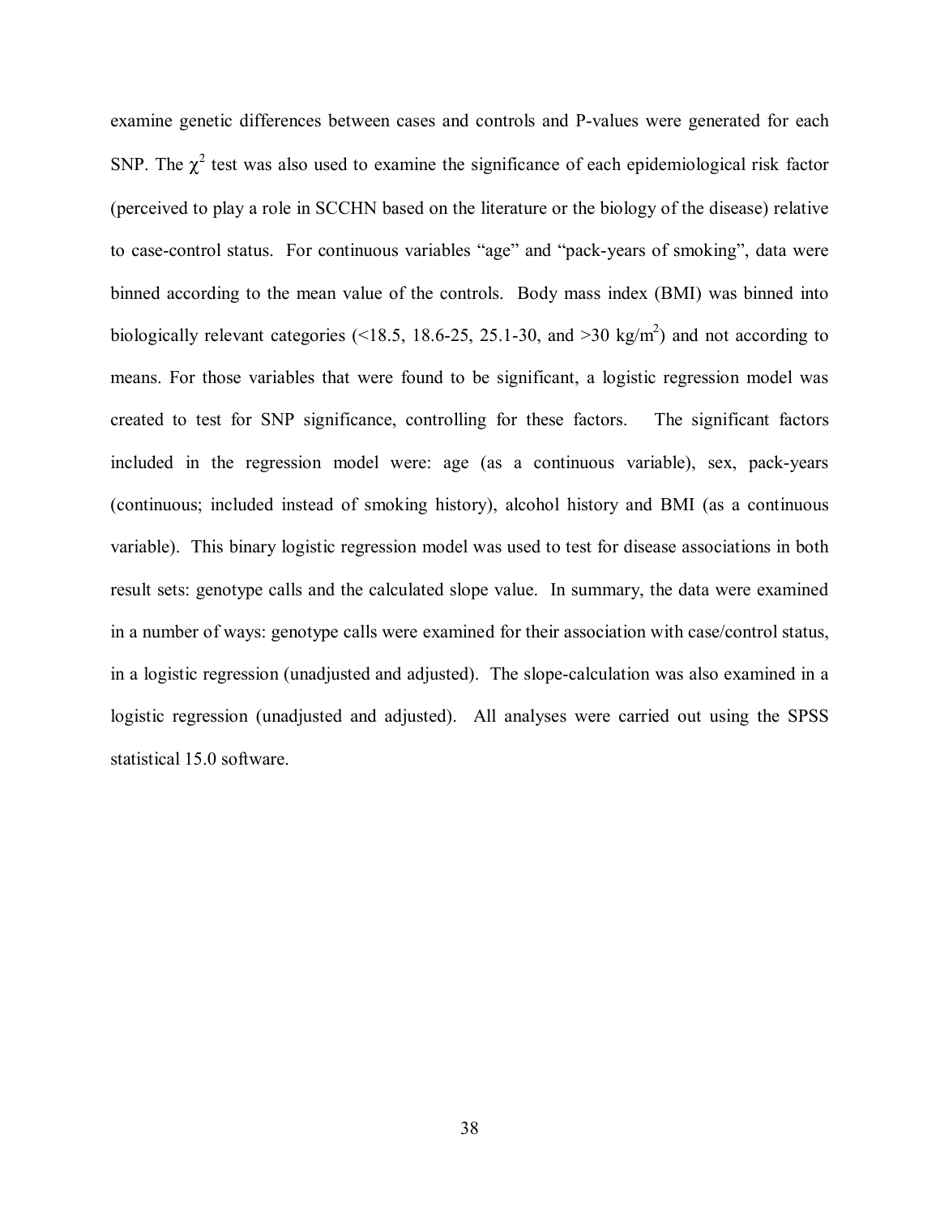examine genetic differences between cases and controls and P-values were generated for each SNP. The $\chi^2$ test was also used to examine the significance of each epidemiological risk factor (perceived to play a role in SCCHN based on the literature or the biology of the disease) relative to case-control status. For continuous variables "age" and "pack-years of smoking", data were binned according to the mean value of the controls. Body mass index (BMI) was binned into biologically relevant categories (<18.5, 18.6-25, 25.1-30, and >30 $kg/m^2$) and not according to means. For those variables that were found to be significant, a logistic regression model was created to test for SNP significance, controlling for these factors. The significant factors included in the regression model were: age (as a continuous variable), sex, pack-years (continuous; included instead of smoking history), alcohol history and BMI (as a continuous variable). This binary logistic regression model was used to test for disease associations in both result sets: genotype calls and the calculated slope value. In summary, the data were examined in a number of ways: genotype calls were examined for their association with case/control status, in a logistic regression (unadjusted and adjusted). The slope-calculation was also examined in a logistic regression (unadjusted and adjusted). All analyses were carried out using the SPSS statistical 15.0 software.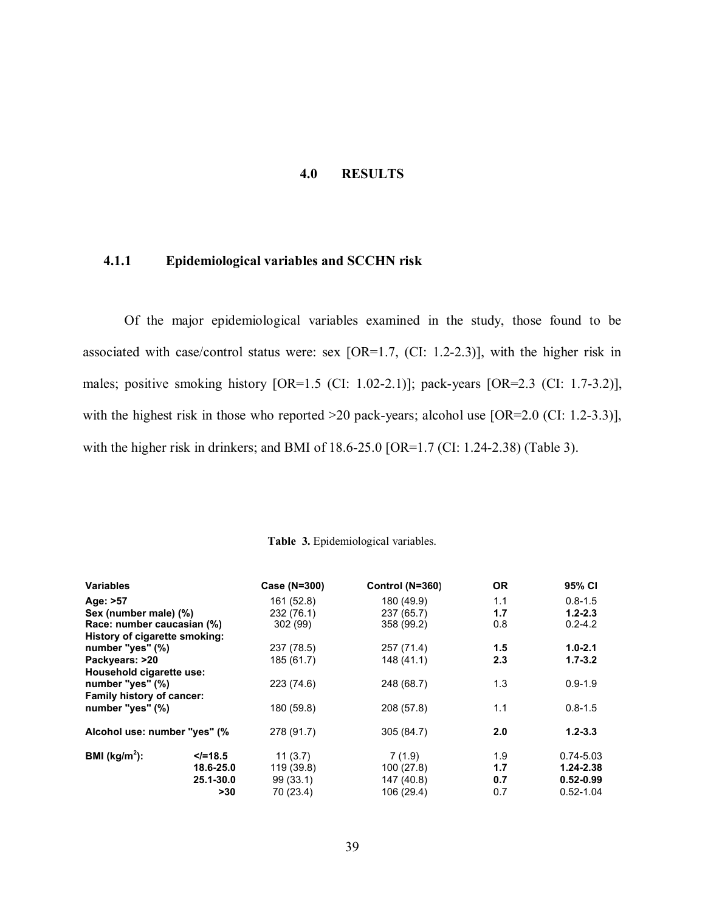# 4.0 RESULTS

### 4.1.1 Epidemiological variables and SCCHN risk

Of the major epidemiological variables examined in the study, those found to be associated with case/control status were: sex [OR=1.7, (CI: 1.2-2.3)], with the higher risk in males; positive smoking history [OR=1.5 (CI: 1.02-2.1)]; pack-years [OR=2.3 (CI: 1.7-3.2)], with the highest risk in those who reported >20 pack-years; alcohol use [OR=2.0 (CI: 1.2-3.3)], with the higher risk in drinkers; and BMI of 18.6-25.0 [OR=1.7 (CI: 1.24-2.38) (Table 3).

**Table 3.** Epidemiological variables.

| Variables | | Case (N=300) | Control (N=360) | OR | 95% CI |
|---|---|---|---|---|---|
| **Age: >57** | | 161 (52.8) | 180 (49.9) | 1.1 | 0.8-1.5 |
| **Sex (number male) (%)** | | 232 (76.1) | 237 (65.7) | **1.7** | **1.2-2.3** |
| **Race: number caucasian (%)** | | 302 (99) | 358 (99.2) | 0.8 | 0.2-4.2 |
| **History of cigarette smoking: number "yes" (%)** | | 237 (78.5) | 257 (71.4) | **1.5** | **1.0-2.1** |
| **Packyears: >20** | | 185 (61.7) | 148 (41.1) | **2.3** | **1.7-3.2** |
| **Household cigarette use: number "yes" (%)** | | 223 (74.6) | 248 (68.7) | 1.3 | 0.9-1.9 |
| **Family history of cancer: number "yes" (%)** | | 180 (59.8) | 208 (57.8) | 1.1 | 0.8-1.5 |
| **Alcohol use: number "yes" (%** | | 278 (91.7) | 305 (84.7) | **2.0** | **1.2-3.3** |
| **BMI (kg/m$^2$):** | **</=18.5** | 11 (3.7) | 7 (1.9) | 1.9 | 0.74-5.03 |
| | **18.6-25.0** | 119 (39.8) | 100 (27.8) | **1.7** | **1.24-2.38** |
| | **25.1-30.0** | 99 (33.1) | 147 (40.8) | **0.7** | **0.52-0.99** |
| | **>30** | 70 (23.4) | 106 (29.4) | 0.7 | 0.52-1.04 |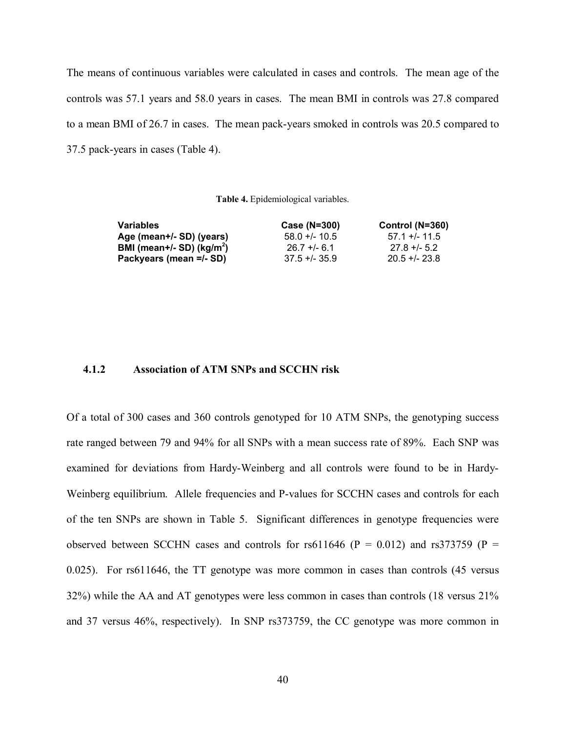The means of continuous variables were calculated in cases and controls. The mean age of the controls was 57.1 years and 58.0 years in cases. The mean BMI in controls was 27.8 compared to a mean BMI of 26.7 in cases. The mean pack-years smoked in controls was 20.5 compared to 37.5 pack-years in cases (Table 4).

**Table 4.** Epidemiological variables.

| Variables | Case (N=300) | Control (N=360) |
|---|---|---|
| **Age (mean+/- SD) (years)** | 58.0 +/- 10.5 | 57.1 +/- 11.5 |
| **BMI (mean+/- SD) (kg/m$^2$)** | 26.7 +/- 6.1 | 27.8 +/- 5.2 |
| **Packyears (mean =/- SD)** | 37.5 +/- 35.9 | 20.5 +/- 23.8 |

### 4.1.2 Association of ATM SNPs and SCCHN risk

Of a total of 300 cases and 360 controls genotyped for 10 ATM SNPs, the genotyping success rate ranged between 79 and 94% for all SNPs with a mean success rate of 89%. Each SNP was examined for deviations from Hardy-Weinberg and all controls were found to be in Hardy-Weinberg equilibrium. Allele frequencies and P-values for SCCHN cases and controls for each of the ten SNPs are shown in Table 5. Significant differences in genotype frequencies were observed between SCCHN cases and controls for rs611646 ($P = 0.012$) and rs373759 ($P = 0.025$). For rs611646, the TT genotype was more common in cases than controls (45 versus 32%) while the AA and AT genotypes were less common in cases than controls (18 versus 21% and 37 versus 46%, respectively). In SNP rs373759, the CC genotype was more common in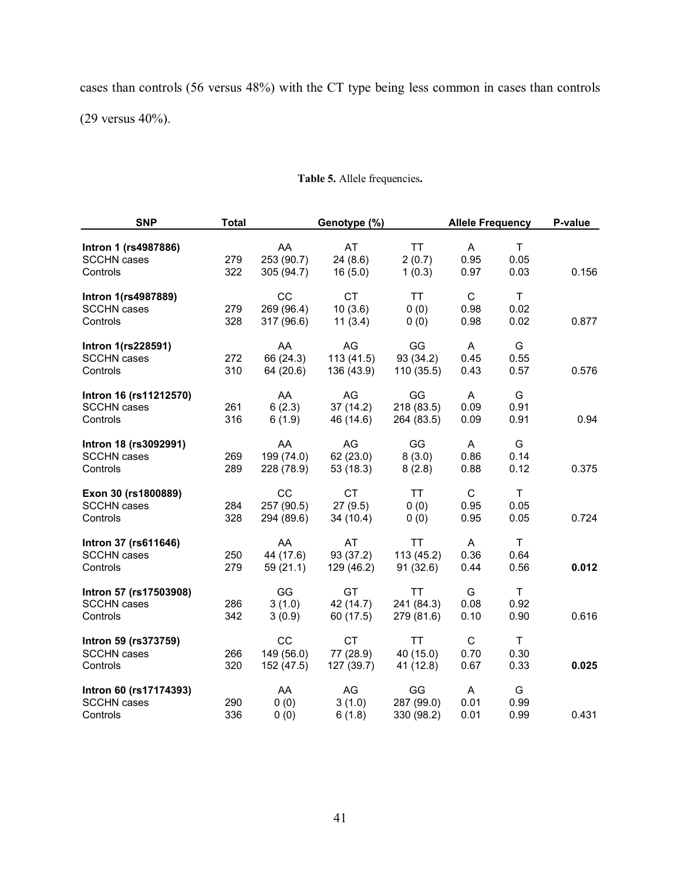cases than controls (56 versus 48%) with the CT type being less common in cases than controls (29 versus 40%).

**Table 5.** Allele frequencies**.**

| SNP | Total | Genotype (%) | | | Allele Frequency | | P-value |
|---|---|---|---|---|---|---|---|
| **Intron 1 (rs4987886)** | | AA | AT | TT | A | T | |
| SCCHN cases | 279 | 253 (90.7) | 24 (8.6) | 2 (0.7) | 0.95 | 0.05 | |
| Controls | 322 | 305 (94.7) | 16 (5.0) | 1 (0.3) | 0.97 | 0.03 | 0.156 |
| **Intron 1(rs4987889)** | | CC | CT | TT | C | T | |
| SCCHN cases | 279 | 269 (96.4) | 10 (3.6) | 0 (0) | 0.98 | 0.02 | |
| Controls | 328 | 317 (96.6) | 11 (3.4) | 0 (0) | 0.98 | 0.02 | 0.877 |
| **Intron 1(rs228591)** | | AA | AG | GG | A | G | |
| SCCHN cases | 272 | 66 (24.3) | 113 (41.5) | 93 (34.2) | 0.45 | 0.55 | |
| Controls | 310 | 64 (20.6) | 136 (43.9) | 110 (35.5) | 0.43 | 0.57 | 0.576 |
| **Intron 16 (rs11212570)** | | AA | AG | GG | A | G | |
| SCCHN cases | 261 | 6 (2.3) | 37 (14.2) | 218 (83.5) | 0.09 | 0.91 | |
| Controls | 316 | 6 (1.9) | 46 (14.6) | 264 (83.5) | 0.09 | 0.91 | 0.94 |
| **Intron 18 (rs3092991)** | | AA | AG | GG | A | G | |
| SCCHN cases | 269 | 199 (74.0) | 62 (23.0) | 8 (3.0) | 0.86 | 0.14 | |
| Controls | 289 | 228 (78.9) | 53 (18.3) | 8 (2.8) | 0.88 | 0.12 | 0.375 |
| **Exon 30 (rs1800889)** | | CC | CT | TT | C | T | |
| SCCHN cases | 284 | 257 (90.5) | 27 (9.5) | 0 (0) | 0.95 | 0.05 | |
| Controls | 328 | 294 (89.6) | 34 (10.4) | 0 (0) | 0.95 | 0.05 | 0.724 |
| **Intron 37 (rs611646)** | | AA | AT | TT | A | T | |
| SCCHN cases | 250 | 44 (17.6) | 93 (37.2) | 113 (45.2) | 0.36 | 0.64 | |
| Controls | 279 | 59 (21.1) | 129 (46.2) | 91 (32.6) | 0.44 | 0.56 | **0.012** |
| **Intron 57 (rs17503908)** | | GG | GT | TT | G | T | |
| SCCHN cases | 286 | 3 (1.0) | 42 (14.7) | 241 (84.3) | 0.08 | 0.92 | |
| Controls | 342 | 3 (0.9) | 60 (17.5) | 279 (81.6) | 0.10 | 0.90 | 0.616 |
| **Intron 59 (rs373759)** | | CC | CT | TT | C | T | |
| SCCHN cases | 266 | 149 (56.0) | 77 (28.9) | 40 (15.0) | 0.70 | 0.30 | |
| Controls | 320 | 152 (47.5) | 127 (39.7) | 41 (12.8) | 0.67 | 0.33 | **0.025** |
| **Intron 60 (rs17174393)** | | AA | AG | GG | A | G | |
| SCCHN cases | 290 | 0 (0) | 3 (1.0) | 287 (99.0) | 0.01 | 0.99 | |
| Controls | 336 | 0 (0) | 6 (1.8) | 330 (98.2) | 0.01 | 0.99 | 0.431 |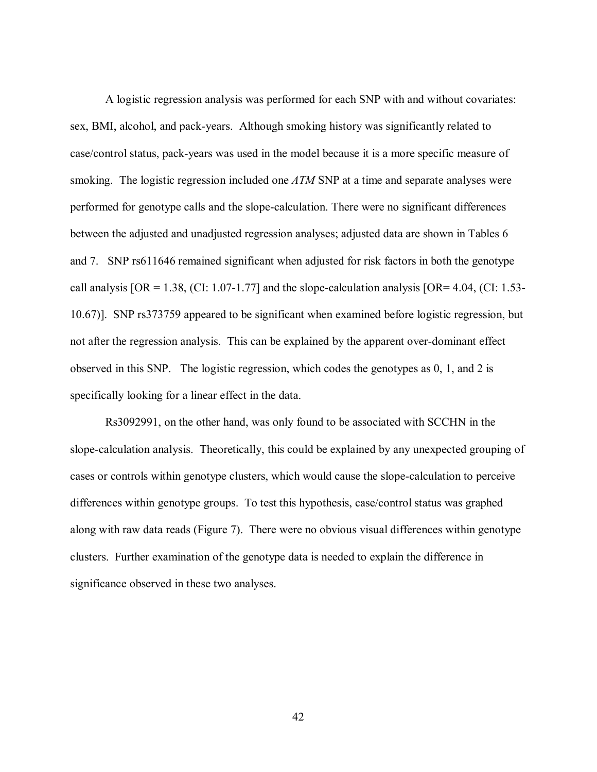A logistic regression analysis was performed for each SNP with and without covariates: sex, BMI, alcohol, and pack-years. Although smoking history was significantly related to case/control status, pack-years was used in the model because it is a more specific measure of smoking. The logistic regression included one *ATM* SNP at a time and separate analyses were performed for genotype calls and the slope-calculation. There were no significant differences between the adjusted and unadjusted regression analyses; adjusted data are shown in Tables 6 and 7. SNP rs611646 remained significant when adjusted for risk factors in both the genotype call analysis [OR = 1.38, (CI: 1.07-1.77] and the slope-calculation analysis [OR= 4.04, (CI: 1.53-10.67)]. SNP rs373759 appeared to be significant when examined before logistic regression, but not after the regression analysis. This can be explained by the apparent over-dominant effect observed in this SNP. The logistic regression, which codes the genotypes as 0, 1, and 2 is specifically looking for a linear effect in the data.

Rs3092991, on the other hand, was only found to be associated with SCCHN in the slope-calculation analysis. Theoretically, this could be explained by any unexpected grouping of cases or controls within genotype clusters, which would cause the slope-calculation to perceive differences within genotype groups. To test this hypothesis, case/control status was graphed along with raw data reads (Figure 7). There were no obvious visual differences within genotype clusters. Further examination of the genotype data is needed to explain the difference in significance observed in these two analyses.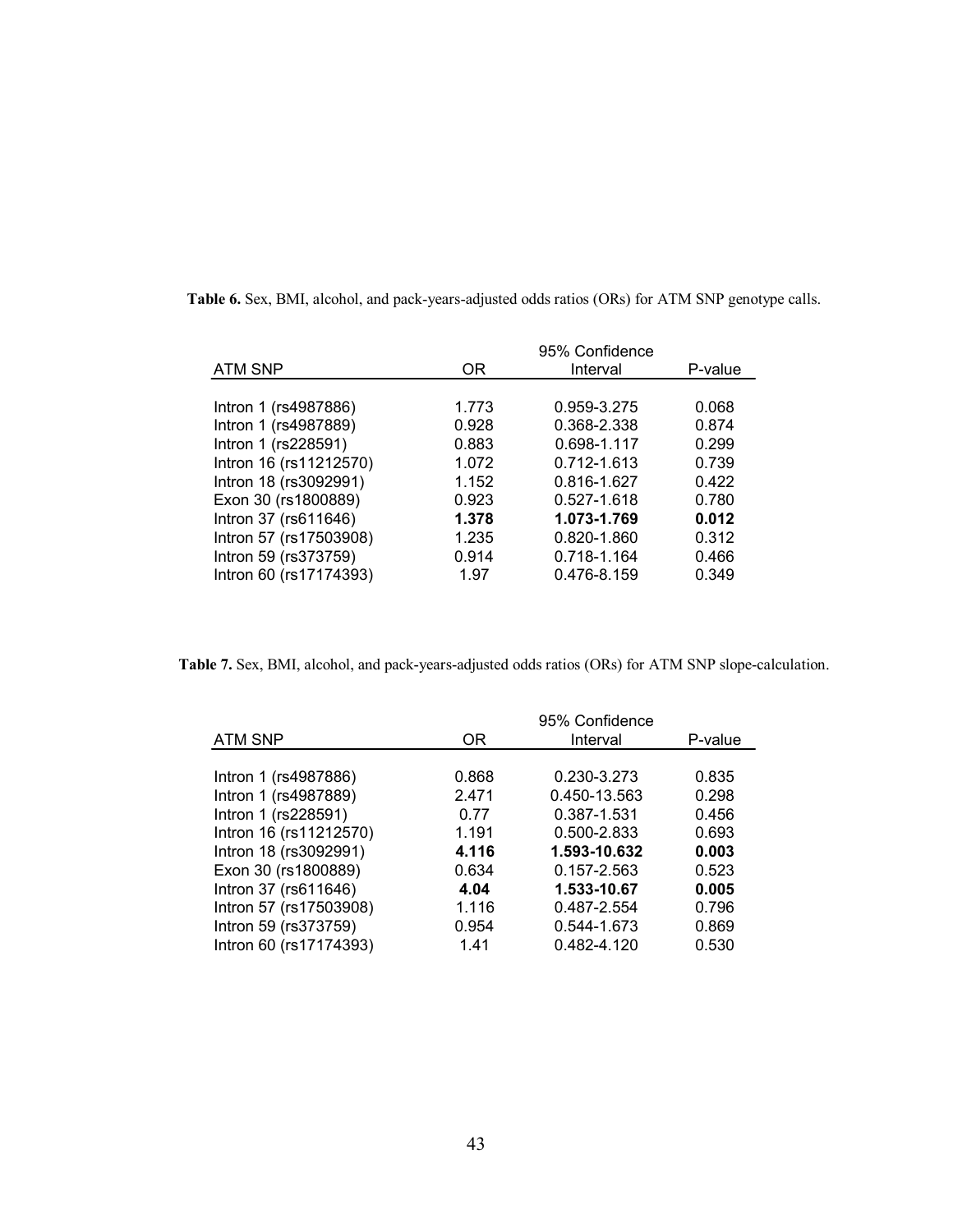**Table 6.** Sex, BMI, alcohol, and pack-years-adjusted odds ratios (ORs) for ATM SNP genotype calls.

| ATM SNP | OR | 95% Confidence Interval | P-value |
|---|---|---|---|
| Intron 1 (rs4987886) | 1.773 | 0.959-3.275 | 0.068 |
| Intron 1 (rs4987889) | 0.928 | 0.368-2.338 | 0.874 |
| Intron 1 (rs228591) | 0.883 | 0.698-1.117 | 0.299 |
| Intron 16 (rs11212570) | 1.072 | 0.712-1.613 | 0.739 |
| Intron 18 (rs3092991) | 1.152 | 0.816-1.627 | 0.422 |
| Exon 30 (rs1800889) | 0.923 | 0.527-1.618 | 0.780 |
| Intron 37 (rs611646) | **1.378** | **1.073-1.769** | **0.012** |
| Intron 57 (rs17503908) | 1.235 | 0.820-1.860 | 0.312 |
| Intron 59 (rs373759) | 0.914 | 0.718-1.164 | 0.466 |
| Intron 60 (rs17174393) | 1.97 | 0.476-8.159 | 0.349 |

**Table 7.** Sex, BMI, alcohol, and pack-years-adjusted odds ratios (ORs) for ATM SNP slope-calculation.

| ATM SNP | OR | 95% Confidence Interval | P-value |
|---|---|---|---|
| Intron 1 (rs4987886) | 0.868 | 0.230-3.273 | 0.835 |
| Intron 1 (rs4987889) | 2.471 | 0.450-13.563 | 0.298 |
| Intron 1 (rs228591) | 0.77 | 0.387-1.531 | 0.456 |
| Intron 16 (rs11212570) | 1.191 | 0.500-2.833 | 0.693 |
| Intron 18 (rs3092991) | **4.116** | **1.593-10.632** | **0.003** |
| Exon 30 (rs1800889) | 0.634 | 0.157-2.563 | 0.523 |
| Intron 37 (rs611646) | **4.04** | **1.533-10.67** | **0.005** |
| Intron 57 (rs17503908) | 1.116 | 0.487-2.554 | 0.796 |
| Intron 59 (rs373759) | 0.954 | 0.544-1.673 | 0.869 |
| Intron 60 (rs17174393) | 1.41 | 0.482-4.120 | 0.530 |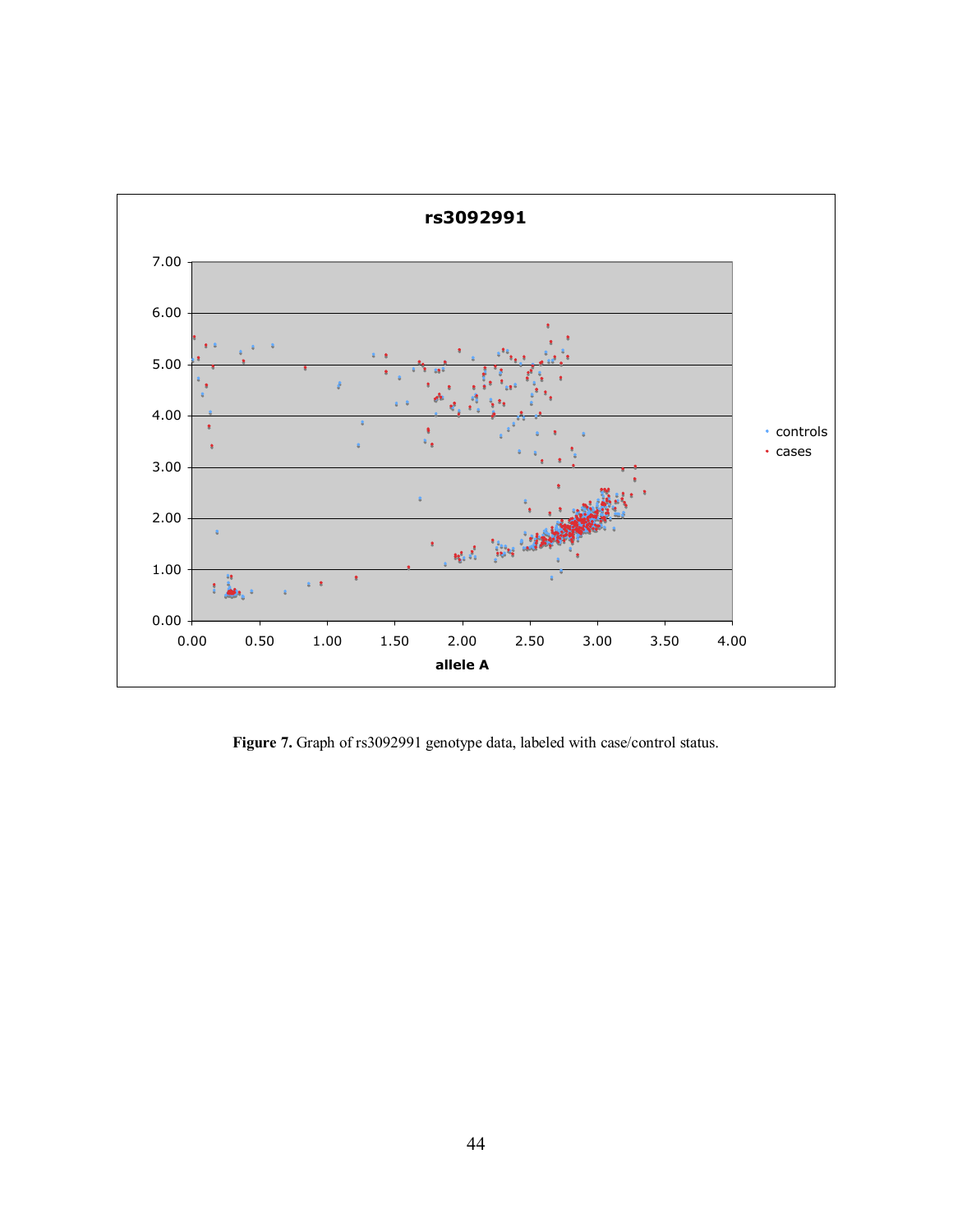**Figure 7.** Graph of rs3092991 genotype data, labeled with case/control status.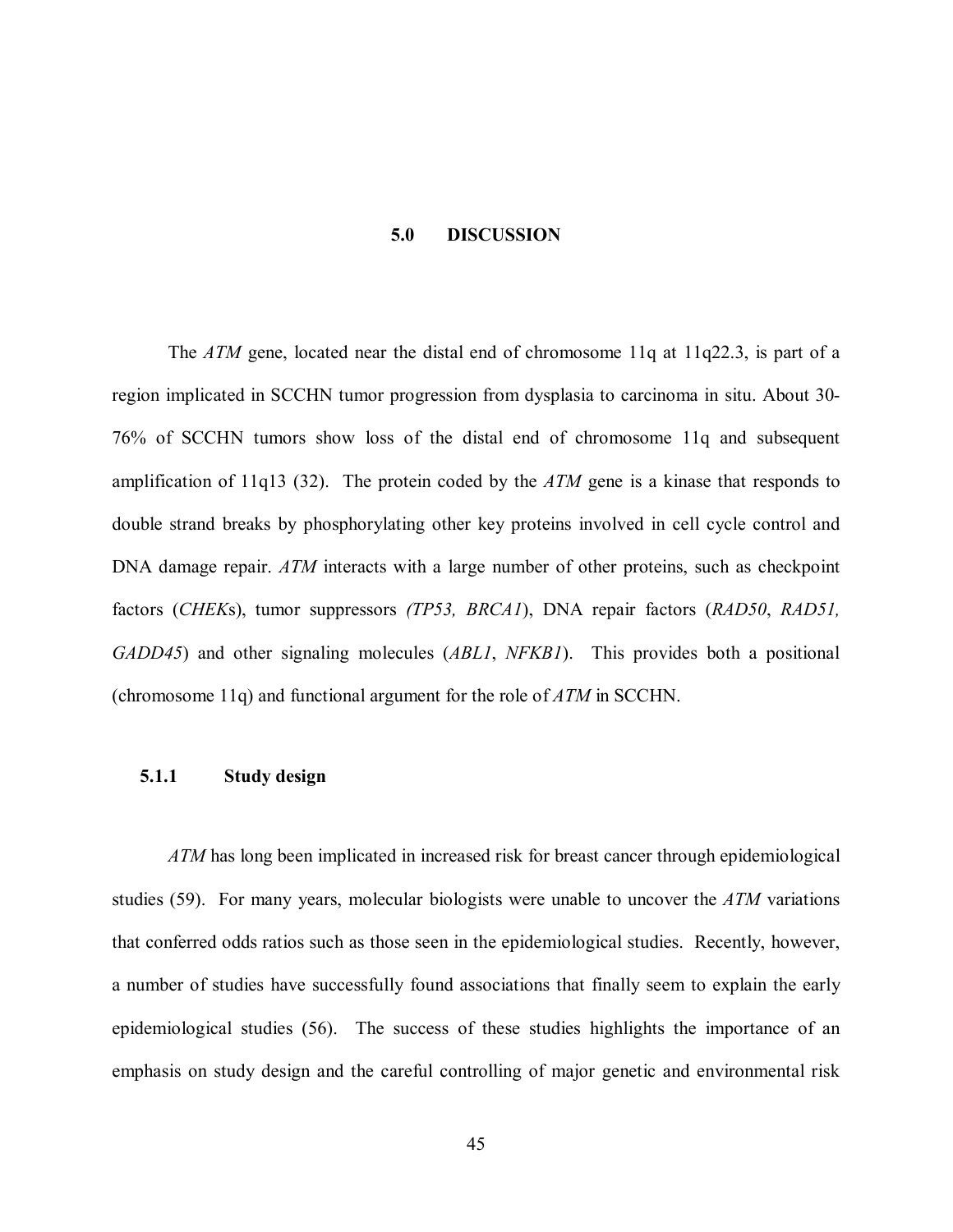# 5.0 DISCUSSION

The *ATM* gene, located near the distal end of chromosome 11q at 11q22.3, is part of a region implicated in SCCHN tumor progression from dysplasia to carcinoma in situ. About 30-76% of SCCHN tumors show loss of the distal end of chromosome 11q and subsequent amplification of 11q13 (32). The protein coded by the *ATM* gene is a kinase that responds to double strand breaks by phosphorylating other key proteins involved in cell cycle control and DNA damage repair. *ATM* interacts with a large number of other proteins, such as checkpoint factors (*CHEK*s), tumor suppressors *(TP53, BRCA1*), DNA repair factors (*RAD50*, *RAD51, GADD45*) and other signaling molecules (*ABL1*, *NFKB1*). This provides both a positional (chromosome 11q) and functional argument for the role of *ATM* in SCCHN.

### 5.1.1 Study design

*ATM* has long been implicated in increased risk for breast cancer through epidemiological studies (59). For many years, molecular biologists were unable to uncover the *ATM* variations that conferred odds ratios such as those seen in the epidemiological studies. Recently, however, a number of studies have successfully found associations that finally seem to explain the early epidemiological studies (56). The success of these studies highlights the importance of an emphasis on study design and the careful controlling of major genetic and environmental risk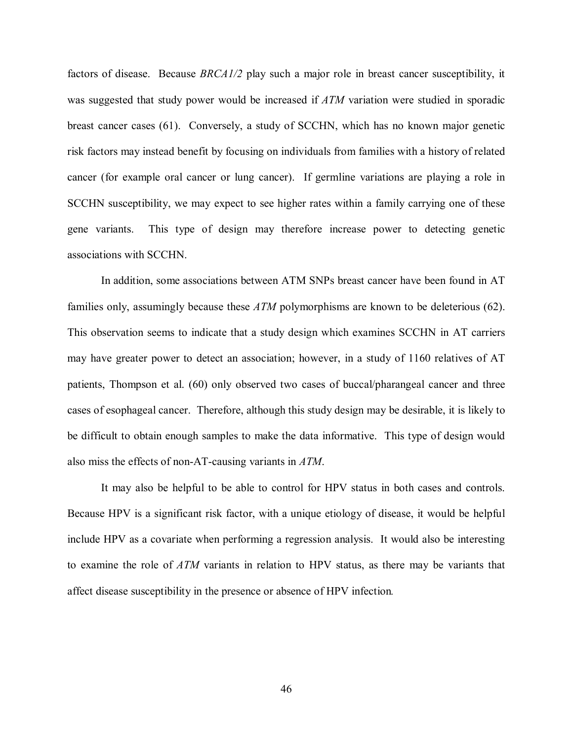factors of disease. Because *BRCA1/2* play such a major role in breast cancer susceptibility, it was suggested that study power would be increased if *ATM* variation were studied in sporadic breast cancer cases (61). Conversely, a study of SCCHN, which has no known major genetic risk factors may instead benefit by focusing on individuals from families with a history of related cancer (for example oral cancer or lung cancer). If germline variations are playing a role in SCCHN susceptibility, we may expect to see higher rates within a family carrying one of these gene variants. This type of design may therefore increase power to detecting genetic associations with SCCHN.

In addition, some associations between ATM SNPs breast cancer have been found in AT families only, assumingly because these *ATM* polymorphisms are known to be deleterious (62). This observation seems to indicate that a study design which examines SCCHN in AT carriers may have greater power to detect an association; however, in a study of 1160 relatives of AT patients, Thompson et al. (60) only observed two cases of buccal/pharangeal cancer and three cases of esophageal cancer. Therefore, although this study design may be desirable, it is likely to be difficult to obtain enough samples to make the data informative. This type of design would also miss the effects of non-AT-causing variants in *ATM*.

It may also be helpful to be able to control for HPV status in both cases and controls. Because HPV is a significant risk factor, with a unique etiology of disease, it would be helpful include HPV as a covariate when performing a regression analysis. It would also be interesting to examine the role of *ATM* variants in relation to HPV status, as there may be variants that affect disease susceptibility in the presence or absence of HPV infection.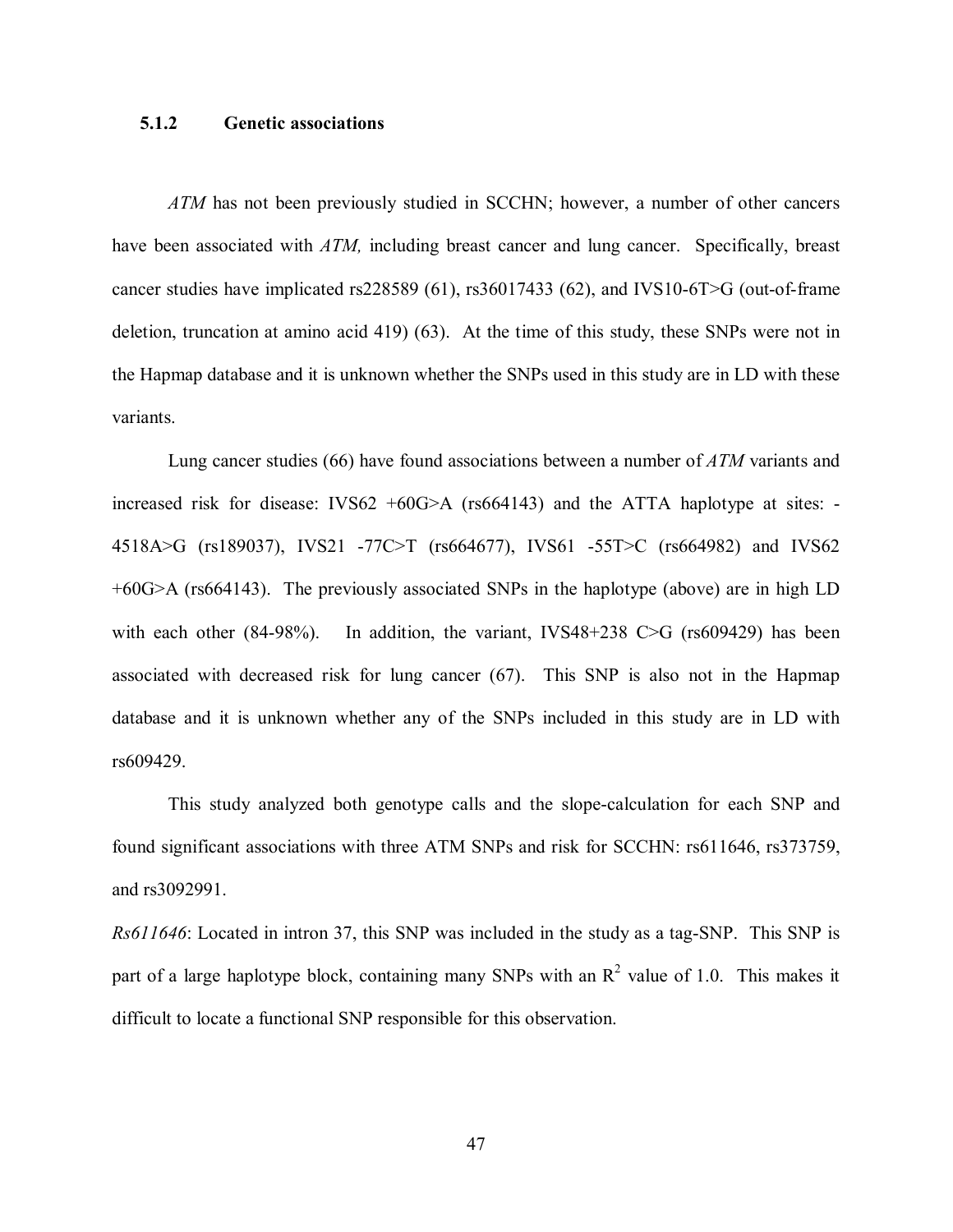### 5.1.2 Genetic associations

*ATM* has not been previously studied in SCCHN; however, a number of other cancers have been associated with *ATM,* including breast cancer and lung cancer. Specifically, breast cancer studies have implicated rs228589 (61), rs36017433 (62), and IVS10-6T>G (out-of-frame deletion, truncation at amino acid 419) (63). At the time of this study, these SNPs were not in the Hapmap database and it is unknown whether the SNPs used in this study are in LD with these variants.

Lung cancer studies (66) have found associations between a number of *ATM* variants and increased risk for disease: IVS62 +60G>A (rs664143) and the ATTA haplotype at sites: -4518A>G (rs189037), IVS21 -77C>T (rs664677), IVS61 -55T>C (rs664982) and IVS62 +60G>A (rs664143). The previously associated SNPs in the haplotype (above) are in high LD with each other (84-98%). In addition, the variant, IVS48+238 C>G (rs609429) has been associated with decreased risk for lung cancer (67). This SNP is also not in the Hapmap database and it is unknown whether any of the SNPs included in this study are in LD with rs609429.

This study analyzed both genotype calls and the slope-calculation for each SNP and found significant associations with three ATM SNPs and risk for SCCHN: rs611646, rs373759, and rs3092991.

*Rs611646*: Located in intron 37, this SNP was included in the study as a tag-SNP. This SNP is part of a large haplotype block, containing many SNPs with an $R^2$ value of 1.0. This makes it difficult to locate a functional SNP responsible for this observation.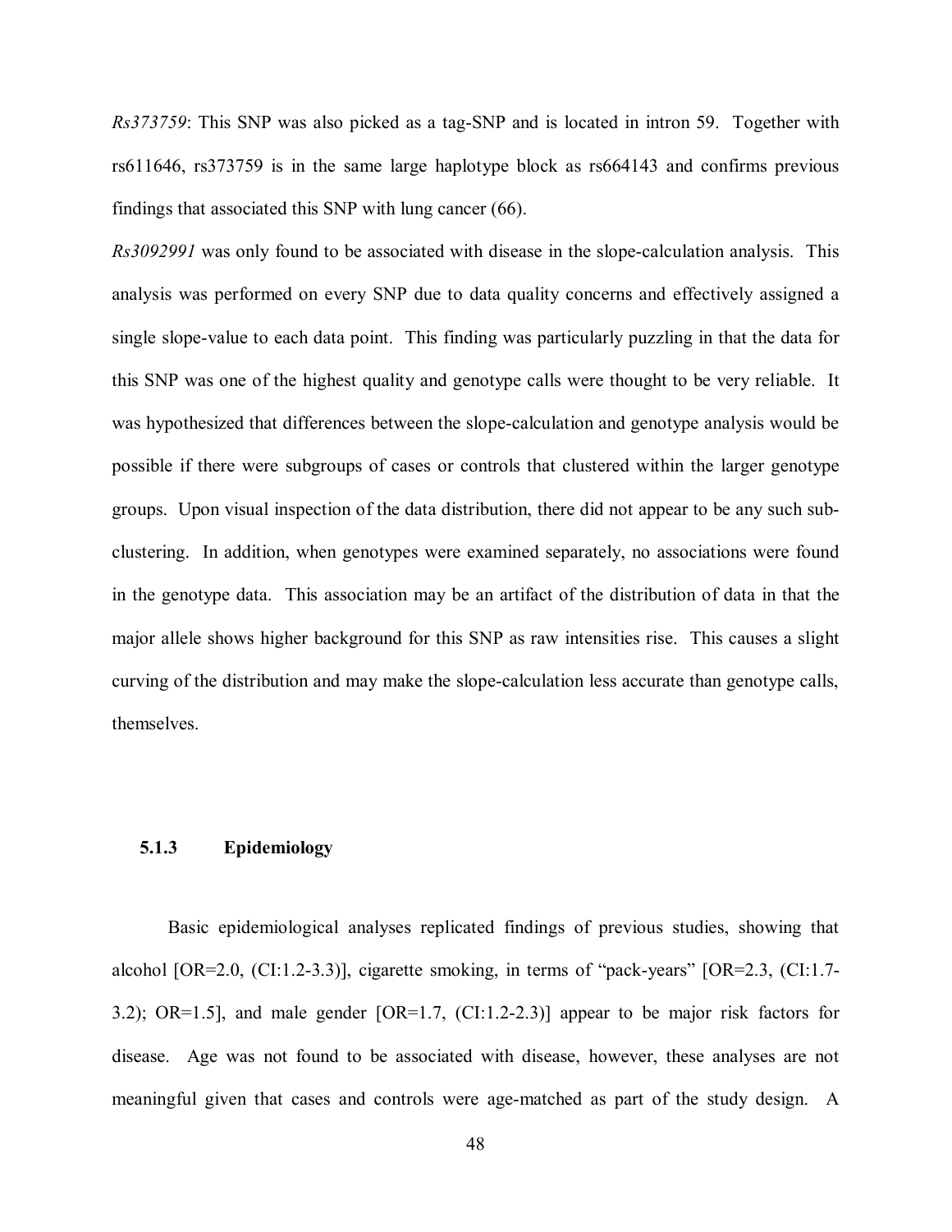*Rs373759*: This SNP was also picked as a tag-SNP and is located in intron 59. Together with rs611646, rs373759 is in the same large haplotype block as rs664143 and confirms previous findings that associated this SNP with lung cancer (66).

*Rs3092991* was only found to be associated with disease in the slope-calculation analysis. This analysis was performed on every SNP due to data quality concerns and effectively assigned a single slope-value to each data point. This finding was particularly puzzling in that the data for this SNP was one of the highest quality and genotype calls were thought to be very reliable. It was hypothesized that differences between the slope-calculation and genotype analysis would be possible if there were subgroups of cases or controls that clustered within the larger genotype groups. Upon visual inspection of the data distribution, there did not appear to be any such sub-clustering. In addition, when genotypes were examined separately, no associations were found in the genotype data. This association may be an artifact of the distribution of data in that the major allele shows higher background for this SNP as raw intensities rise. This causes a slight curving of the distribution and may make the slope-calculation less accurate than genotype calls, themselves.

### 5.1.3 Epidemiology

Basic epidemiological analyses replicated findings of previous studies, showing that alcohol [OR=2.0, (CI:1.2-3.3)], cigarette smoking, in terms of "pack-years" [OR=2.3, (CI:1.7-3.2); OR=1.5], and male gender [OR=1.7, (CI:1.2-2.3)] appear to be major risk factors for disease. Age was not found to be associated with disease, however, these analyses are not meaningful given that cases and controls were age-matched as part of the study design. A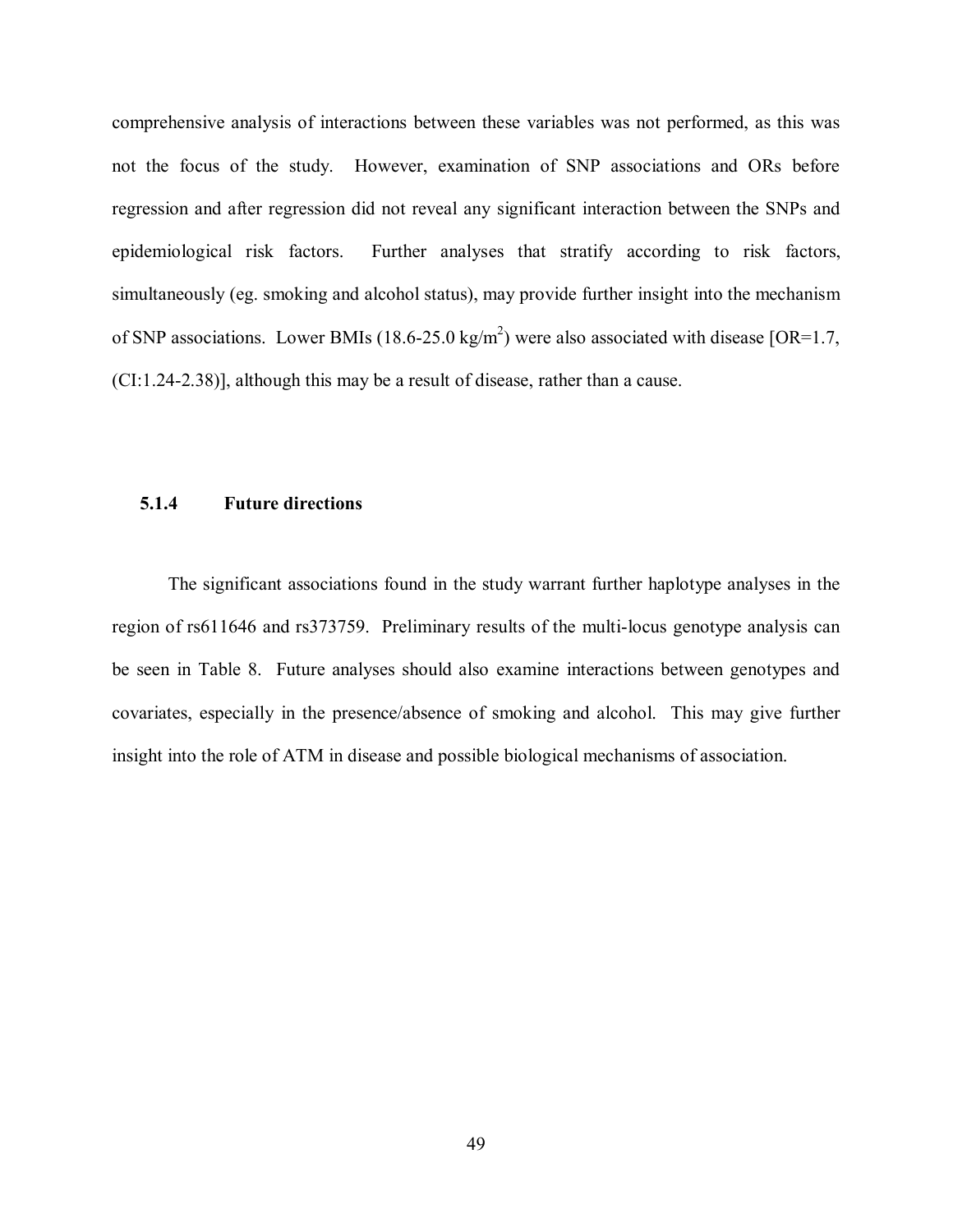comprehensive analysis of interactions between these variables was not performed, as this was not the focus of the study. However, examination of SNP associations and ORs before regression and after regression did not reveal any significant interaction between the SNPs and epidemiological risk factors. Further analyses that stratify according to risk factors, simultaneously (eg. smoking and alcohol status), may provide further insight into the mechanism of SNP associations. Lower BMIs (18.6-25.0 kg/m$^2$) were also associated with disease [OR=1.7, (CI:1.24-2.38)], although this may be a result of disease, rather than a cause.

### 5.1.4 Future directions

The significant associations found in the study warrant further haplotype analyses in the region of rs611646 and rs373759. Preliminary results of the multi-locus genotype analysis can be seen in Table 8. Future analyses should also examine interactions between genotypes and covariates, especially in the presence/absence of smoking and alcohol. This may give further insight into the role of ATM in disease and possible biological mechanisms of association.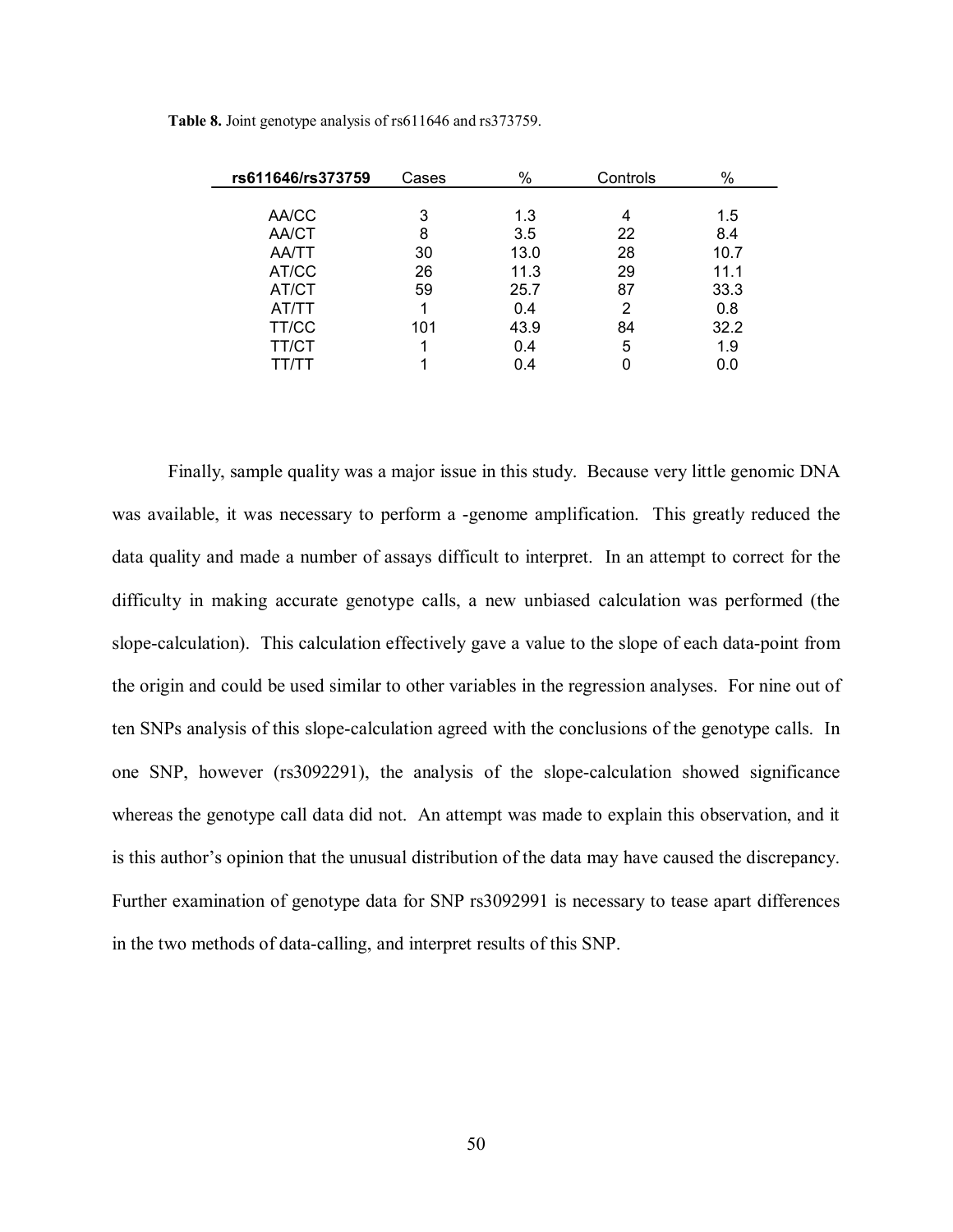**Table 8.** Joint genotype analysis of rs611646 and rs373759.

| rs611646/rs373759 | Cases | % | Controls | % |
|---|---|---|---|---|
| AA/CC | 3 | 1.3 | 4 | 1.5 |
| AA/CT | 8 | 3.5 | 22 | 8.4 |
| AA/TT | 30 | 13.0 | 28 | 10.7 |
| AT/CC | 26 | 11.3 | 29 | 11.1 |
| AT/CT | 59 | 25.7 | 87 | 33.3 |
| AT/TT | 1 | 0.4 | 2 | 0.8 |
| TT/CC | 101 | 43.9 | 84 | 32.2 |
| TT/CT | 1 | 0.4 | 5 | 1.9 |
| TT/TT | 1 | 0.4 | 0 | 0.0 |

Finally, sample quality was a major issue in this study. Because very little genomic DNA was available, it was necessary to perform a -genome amplification. This greatly reduced the data quality and made a number of assays difficult to interpret. In an attempt to correct for the difficulty in making accurate genotype calls, a new unbiased calculation was performed (the slope-calculation). This calculation effectively gave a value to the slope of each data-point from the origin and could be used similar to other variables in the regression analyses. For nine out of ten SNPs analysis of this slope-calculation agreed with the conclusions of the genotype calls. In one SNP, however (rs3092291), the analysis of the slope-calculation showed significance whereas the genotype call data did not. An attempt was made to explain this observation, and it is this author's opinion that the unusual distribution of the data may have caused the discrepancy. Further examination of genotype data for SNP rs3092991 is necessary to tease apart differences in the two methods of data-calling, and interpret results of this SNP.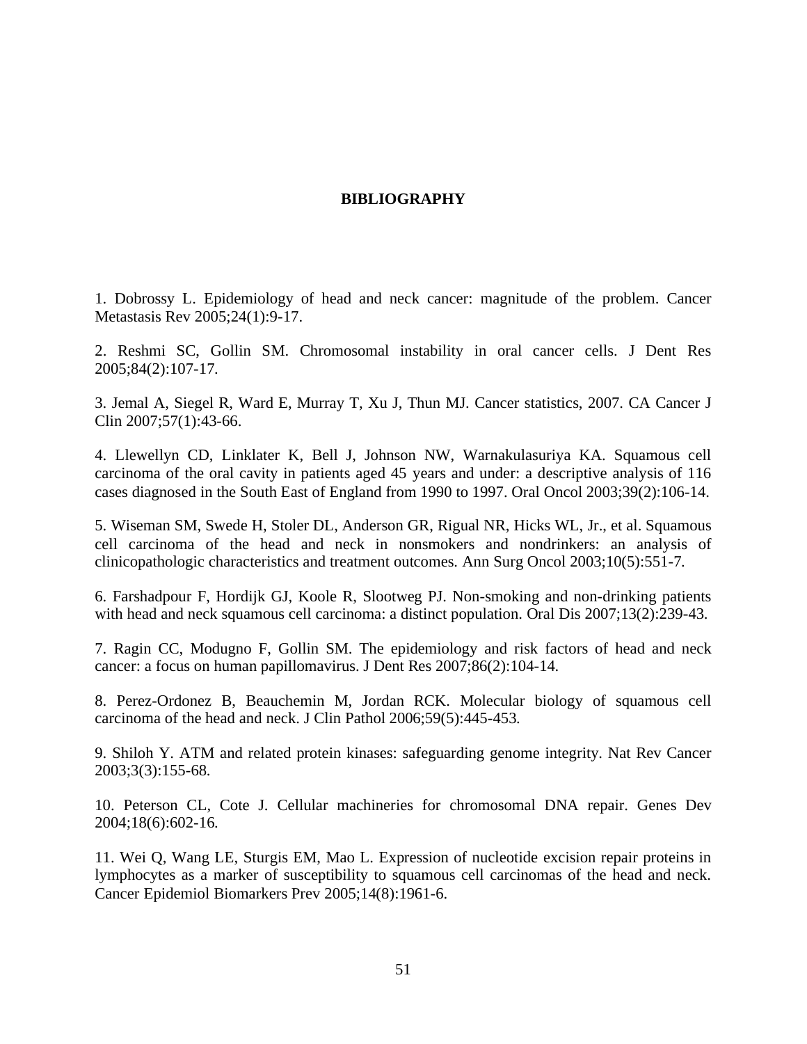# BIBLIOGRAPHY

1. Dobrossy L. Epidemiology of head and neck cancer: magnitude of the problem. Cancer Metastasis Rev 2005;24(1):9-17.

2. Reshmi SC, Gollin SM. Chromosomal instability in oral cancer cells. J Dent Res 2005;84(2):107-17.

3. Jemal A, Siegel R, Ward E, Murray T, Xu J, Thun MJ. Cancer statistics, 2007. CA Cancer J Clin 2007;57(1):43-66.

4. Llewellyn CD, Linklater K, Bell J, Johnson NW, Warnakulasuriya KA. Squamous cell carcinoma of the oral cavity in patients aged 45 years and under: a descriptive analysis of 116 cases diagnosed in the South East of England from 1990 to 1997. Oral Oncol 2003;39(2):106-14.

5. Wiseman SM, Swede H, Stoler DL, Anderson GR, Rigual NR, Hicks WL, Jr., et al. Squamous cell carcinoma of the head and neck in nonsmokers and nondrinkers: an analysis of clinicopathologic characteristics and treatment outcomes. Ann Surg Oncol 2003;10(5):551-7.

6. Farshadpour F, Hordijk GJ, Koole R, Slootweg PJ. Non-smoking and non-drinking patients with head and neck squamous cell carcinoma: a distinct population. Oral Dis 2007;13(2):239-43.

7. Ragin CC, Modugno F, Gollin SM. The epidemiology and risk factors of head and neck cancer: a focus on human papillomavirus. J Dent Res 2007;86(2):104-14.

8. Perez-Ordonez B, Beauchemin M, Jordan RCK. Molecular biology of squamous cell carcinoma of the head and neck. J Clin Pathol 2006;59(5):445-453.

9. Shiloh Y. ATM and related protein kinases: safeguarding genome integrity. Nat Rev Cancer 2003;3(3):155-68.

10. Peterson CL, Cote J. Cellular machineries for chromosomal DNA repair. Genes Dev 2004;18(6):602-16.

11. Wei Q, Wang LE, Sturgis EM, Mao L. Expression of nucleotide excision repair proteins in lymphocytes as a marker of susceptibility to squamous cell carcinomas of the head and neck. Cancer Epidemiol Biomarkers Prev 2005;14(8):1961-6.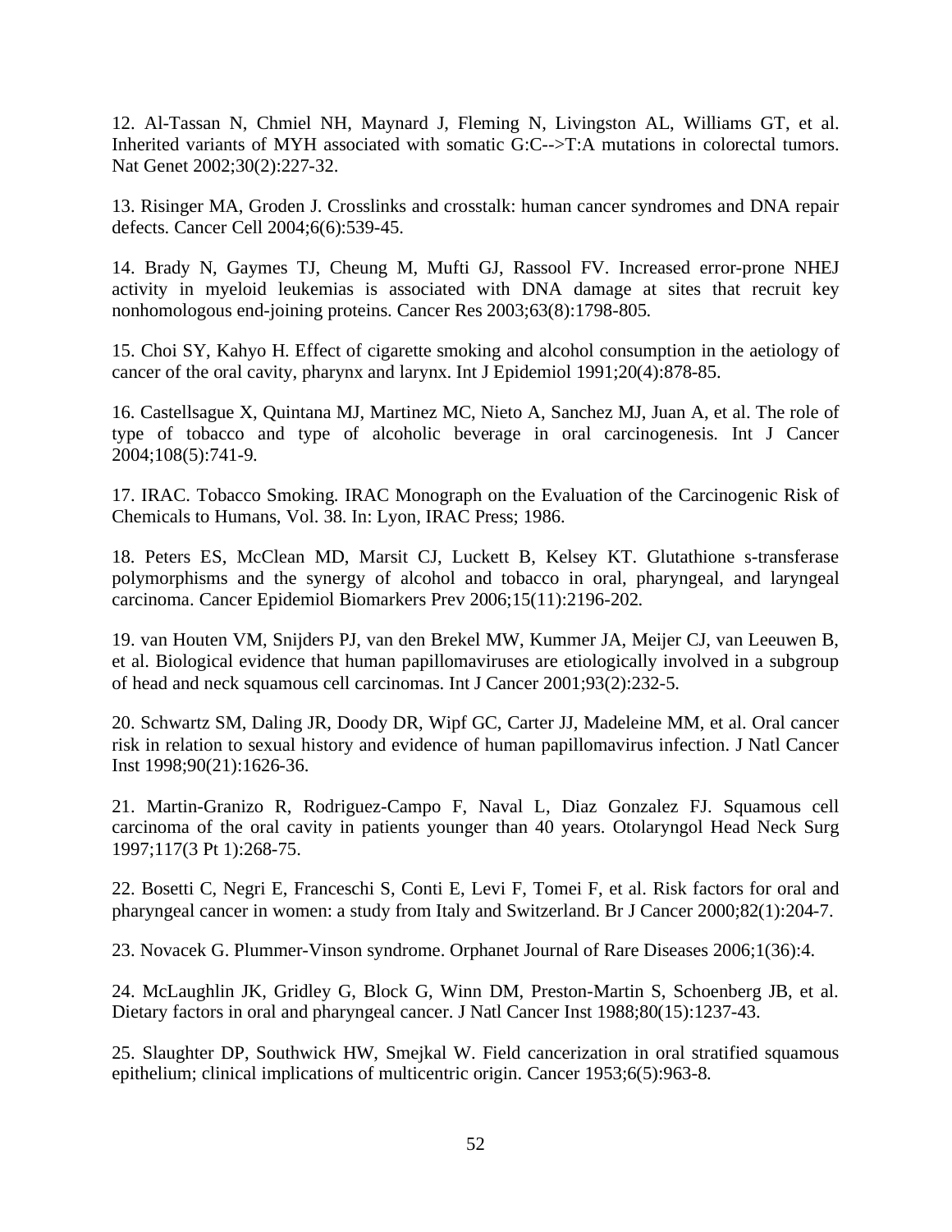12. Al-Tassan N, Chmiel NH, Maynard J, Fleming N, Livingston AL, Williams GT, et al. Inherited variants of MYH associated with somatic G:C-->T:A mutations in colorectal tumors. Nat Genet 2002;30(2):227-32.

13. Risinger MA, Groden J. Crosslinks and crosstalk: human cancer syndromes and DNA repair defects. Cancer Cell 2004;6(6):539-45.

14. Brady N, Gaymes TJ, Cheung M, Mufti GJ, Rassool FV. Increased error-prone NHEJ activity in myeloid leukemias is associated with DNA damage at sites that recruit key nonhomologous end-joining proteins. Cancer Res 2003;63(8):1798-805.

15. Choi SY, Kahyo H. Effect of cigarette smoking and alcohol consumption in the aetiology of cancer of the oral cavity, pharynx and larynx. Int J Epidemiol 1991;20(4):878-85.

16. Castellsague X, Quintana MJ, Martinez MC, Nieto A, Sanchez MJ, Juan A, et al. The role of type of tobacco and type of alcoholic beverage in oral carcinogenesis. Int J Cancer 2004;108(5):741-9.

17. IRAC. Tobacco Smoking. IRAC Monograph on the Evaluation of the Carcinogenic Risk of Chemicals to Humans, Vol. 38. In: Lyon, IRAC Press; 1986.

18. Peters ES, McClean MD, Marsit CJ, Luckett B, Kelsey KT. Glutathione s-transferase polymorphisms and the synergy of alcohol and tobacco in oral, pharyngeal, and laryngeal carcinoma. Cancer Epidemiol Biomarkers Prev 2006;15(11):2196-202.

19. van Houten VM, Snijders PJ, van den Brekel MW, Kummer JA, Meijer CJ, van Leeuwen B, et al. Biological evidence that human papillomaviruses are etiologically involved in a subgroup of head and neck squamous cell carcinomas. Int J Cancer 2001;93(2):232-5.

20. Schwartz SM, Daling JR, Doody DR, Wipf GC, Carter JJ, Madeleine MM, et al. Oral cancer risk in relation to sexual history and evidence of human papillomavirus infection. J Natl Cancer Inst 1998;90(21):1626-36.

21. Martin-Granizo R, Rodriguez-Campo F, Naval L, Diaz Gonzalez FJ. Squamous cell carcinoma of the oral cavity in patients younger than 40 years. Otolaryngol Head Neck Surg 1997;117(3 Pt 1):268-75.

22. Bosetti C, Negri E, Franceschi S, Conti E, Levi F, Tomei F, et al. Risk factors for oral and pharyngeal cancer in women: a study from Italy and Switzerland. Br J Cancer 2000;82(1):204-7.

23. Novacek G. Plummer-Vinson syndrome. Orphanet Journal of Rare Diseases 2006;1(36):4.

24. McLaughlin JK, Gridley G, Block G, Winn DM, Preston-Martin S, Schoenberg JB, et al. Dietary factors in oral and pharyngeal cancer. J Natl Cancer Inst 1988;80(15):1237-43.

25. Slaughter DP, Southwick HW, Smejkal W. Field cancerization in oral stratified squamous epithelium; clinical implications of multicentric origin. Cancer 1953;6(5):963-8.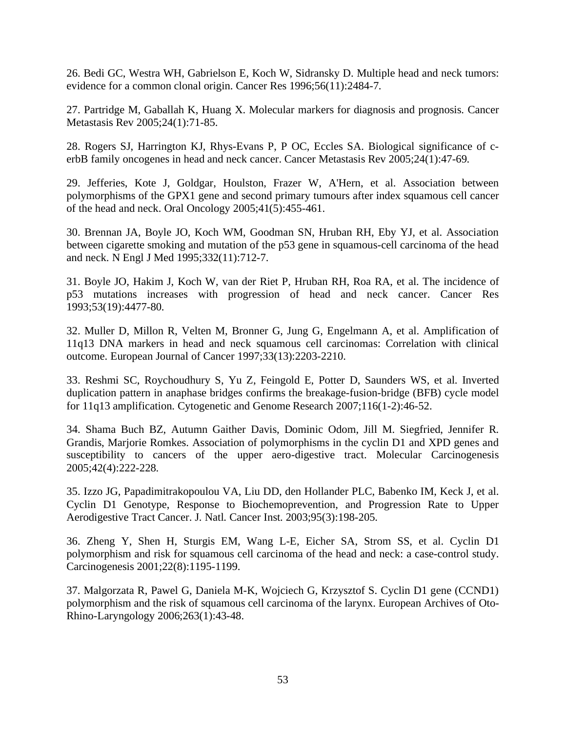26. Bedi GC, Westra WH, Gabrielson E, Koch W, Sidransky D. Multiple head and neck tumors: evidence for a common clonal origin. Cancer Res 1996;56(11):2484-7.

27. Partridge M, Gaballah K, Huang X. Molecular markers for diagnosis and prognosis. Cancer Metastasis Rev 2005;24(1):71-85.

28. Rogers SJ, Harrington KJ, Rhys-Evans P, P OC, Eccles SA. Biological significance of c-erbB family oncogenes in head and neck cancer. Cancer Metastasis Rev 2005;24(1):47-69.

29. Jefferies, Kote J, Goldgar, Houlston, Frazer W, A'Hern, et al. Association between polymorphisms of the GPX1 gene and second primary tumours after index squamous cell cancer of the head and neck. Oral Oncology 2005;41(5):455-461.

30. Brennan JA, Boyle JO, Koch WM, Goodman SN, Hruban RH, Eby YJ, et al. Association between cigarette smoking and mutation of the p53 gene in squamous-cell carcinoma of the head and neck. N Engl J Med 1995;332(11):712-7.

31. Boyle JO, Hakim J, Koch W, van der Riet P, Hruban RH, Roa RA, et al. The incidence of p53 mutations increases with progression of head and neck cancer. Cancer Res 1993;53(19):4477-80.

32. Muller D, Millon R, Velten M, Bronner G, Jung G, Engelmann A, et al. Amplification of 11q13 DNA markers in head and neck squamous cell carcinomas: Correlation with clinical outcome. European Journal of Cancer 1997;33(13):2203-2210.

33. Reshmi SC, Roychoudhury S, Yu Z, Feingold E, Potter D, Saunders WS, et al. Inverted duplication pattern in anaphase bridges confirms the breakage-fusion-bridge (BFB) cycle model for 11q13 amplification. Cytogenetic and Genome Research 2007;116(1-2):46-52.

34. Shama Buch BZ, Autumn Gaither Davis, Dominic Odom, Jill M. Siegfried, Jennifer R. Grandis, Marjorie Romkes. Association of polymorphisms in the cyclin D1 and XPD genes and susceptibility to cancers of the upper aero-digestive tract. Molecular Carcinogenesis 2005;42(4):222-228.

35. Izzo JG, Papadimitrakopoulou VA, Liu DD, den Hollander PLC, Babenko IM, Keck J, et al. Cyclin D1 Genotype, Response to Biochemoprevention, and Progression Rate to Upper Aerodigestive Tract Cancer. J. Natl. Cancer Inst. 2003;95(3):198-205.

36. Zheng Y, Shen H, Sturgis EM, Wang L-E, Eicher SA, Strom SS, et al. Cyclin D1 polymorphism and risk for squamous cell carcinoma of the head and neck: a case-control study. Carcinogenesis 2001;22(8):1195-1199.

37. Malgorzata R, Pawel G, Daniela M-K, Wojciech G, Krzysztof S. Cyclin D1 gene (CCND1) polymorphism and the risk of squamous cell carcinoma of the larynx. European Archives of Oto-Rhino-Laryngology 2006;263(1):43-48.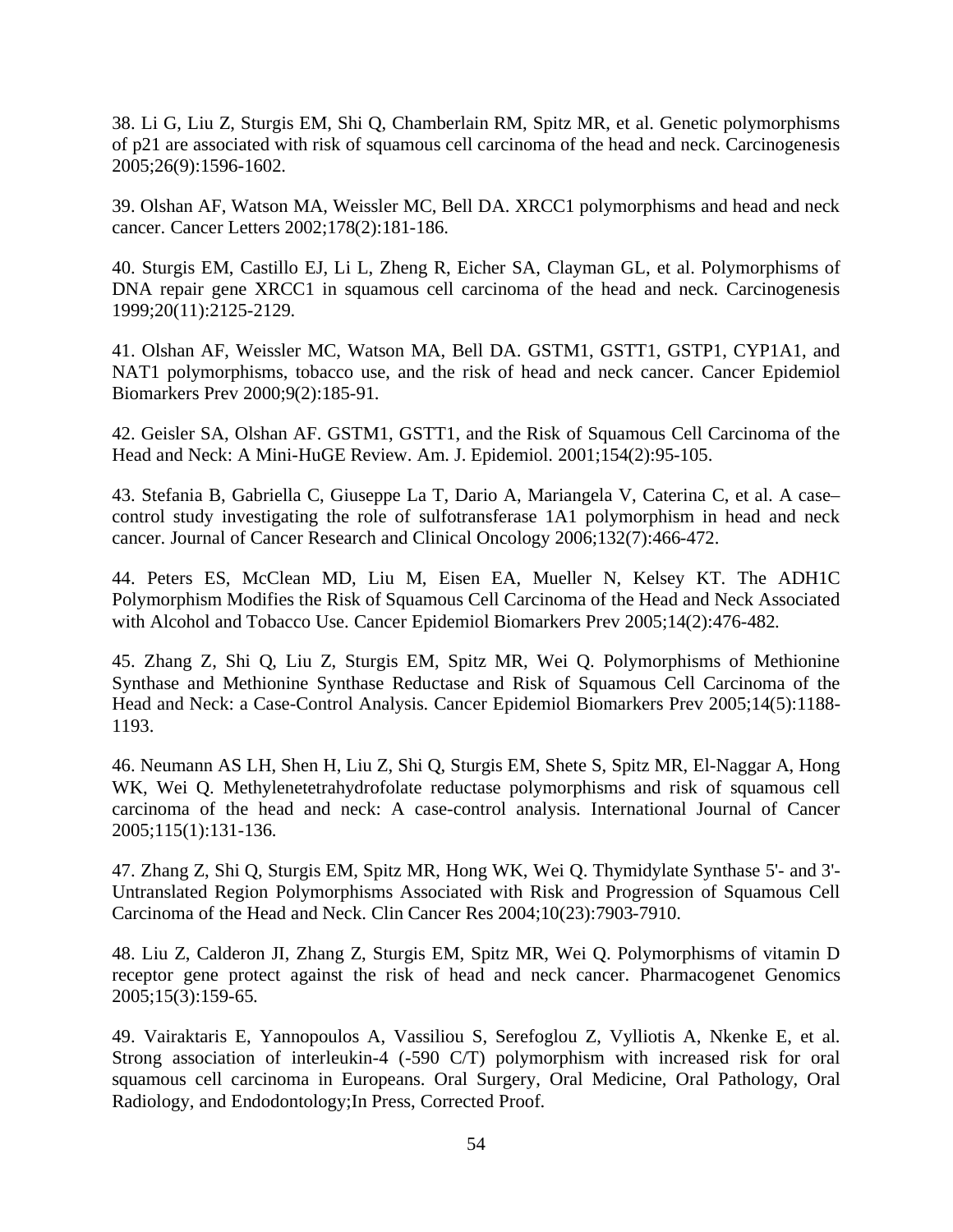38. Li G, Liu Z, Sturgis EM, Shi Q, Chamberlain RM, Spitz MR, et al. Genetic polymorphisms of p21 are associated with risk of squamous cell carcinoma of the head and neck. Carcinogenesis 2005;26(9):1596-1602.

39. Olshan AF, Watson MA, Weissler MC, Bell DA. XRCC1 polymorphisms and head and neck cancer. Cancer Letters 2002;178(2):181-186.

40. Sturgis EM, Castillo EJ, Li L, Zheng R, Eicher SA, Clayman GL, et al. Polymorphisms of DNA repair gene XRCC1 in squamous cell carcinoma of the head and neck. Carcinogenesis 1999;20(11):2125-2129.

41. Olshan AF, Weissler MC, Watson MA, Bell DA. GSTM1, GSTT1, GSTP1, CYP1A1, and NAT1 polymorphisms, tobacco use, and the risk of head and neck cancer. Cancer Epidemiol Biomarkers Prev 2000;9(2):185-91.

42. Geisler SA, Olshan AF. GSTM1, GSTT1, and the Risk of Squamous Cell Carcinoma of the Head and Neck: A Mini-HuGE Review. Am. J. Epidemiol. 2001;154(2):95-105.

43. Stefania B, Gabriella C, Giuseppe La T, Dario A, Mariangela V, Caterina C, et al. A case–control study investigating the role of sulfotransferase 1A1 polymorphism in head and neck cancer. Journal of Cancer Research and Clinical Oncology 2006;132(7):466-472.

44. Peters ES, McClean MD, Liu M, Eisen EA, Mueller N, Kelsey KT. The ADH1C Polymorphism Modifies the Risk of Squamous Cell Carcinoma of the Head and Neck Associated with Alcohol and Tobacco Use. Cancer Epidemiol Biomarkers Prev 2005;14(2):476-482.

45. Zhang Z, Shi Q, Liu Z, Sturgis EM, Spitz MR, Wei Q. Polymorphisms of Methionine Synthase and Methionine Synthase Reductase and Risk of Squamous Cell Carcinoma of the Head and Neck: a Case-Control Analysis. Cancer Epidemiol Biomarkers Prev 2005;14(5):1188-1193.

46. Neumann AS LH, Shen H, Liu Z, Shi Q, Sturgis EM, Shete S, Spitz MR, El-Naggar A, Hong WK, Wei Q. Methylenetetrahydrofolate reductase polymorphisms and risk of squamous cell carcinoma of the head and neck: A case-control analysis. International Journal of Cancer 2005;115(1):131-136.

47. Zhang Z, Shi Q, Sturgis EM, Spitz MR, Hong WK, Wei Q. Thymidylate Synthase 5'- and 3'-Untranslated Region Polymorphisms Associated with Risk and Progression of Squamous Cell Carcinoma of the Head and Neck. Clin Cancer Res 2004;10(23):7903-7910.

48. Liu Z, Calderon JI, Zhang Z, Sturgis EM, Spitz MR, Wei Q. Polymorphisms of vitamin D receptor gene protect against the risk of head and neck cancer. Pharmacogenet Genomics 2005;15(3):159-65.

49. Vairaktaris E, Yannopoulos A, Vassiliou S, Serefoglou Z, Vylliotis A, Nkenke E, et al. Strong association of interleukin-4 (-590 C/T) polymorphism with increased risk for oral squamous cell carcinoma in Europeans. Oral Surgery, Oral Medicine, Oral Pathology, Oral Radiology, and Endodontology;In Press, Corrected Proof.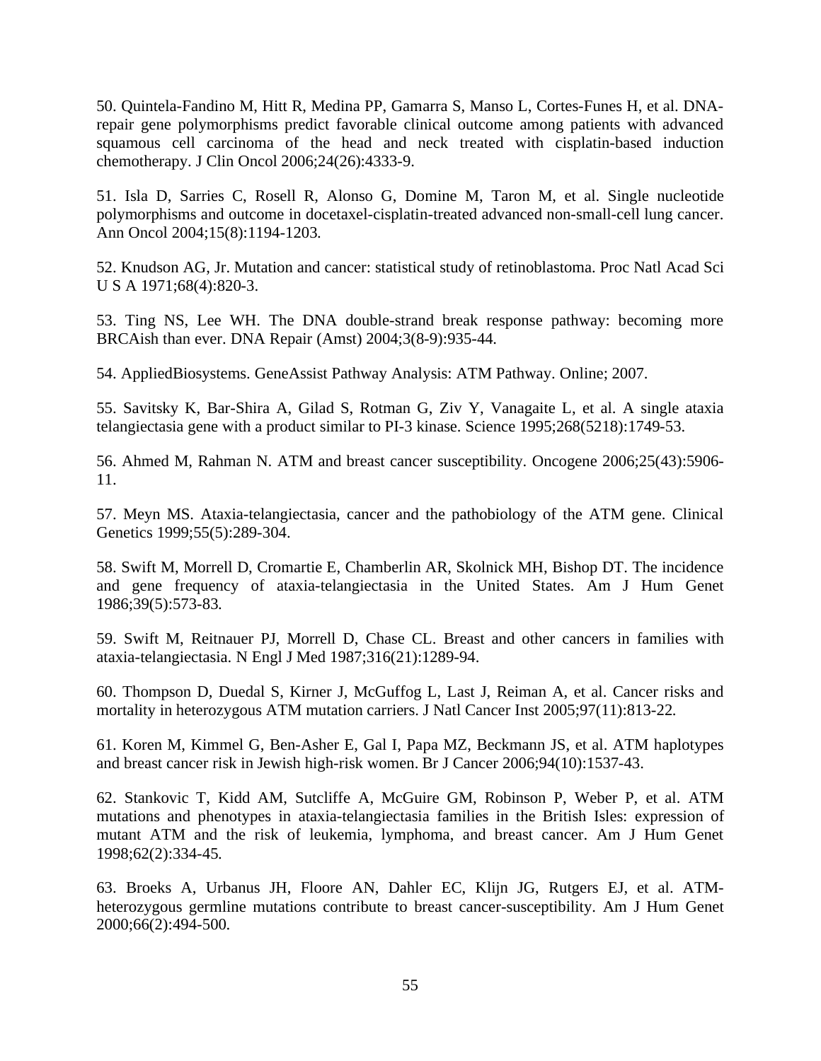50. Quintela-Fandino M, Hitt R, Medina PP, Gamarra S, Manso L, Cortes-Funes H, et al. DNA-repair gene polymorphisms predict favorable clinical outcome among patients with advanced squamous cell carcinoma of the head and neck treated with cisplatin-based induction chemotherapy. J Clin Oncol 2006;24(26):4333-9.

51. Isla D, Sarries C, Rosell R, Alonso G, Domine M, Taron M, et al. Single nucleotide polymorphisms and outcome in docetaxel-cisplatin-treated advanced non-small-cell lung cancer. Ann Oncol 2004;15(8):1194-1203.

52. Knudson AG, Jr. Mutation and cancer: statistical study of retinoblastoma. Proc Natl Acad Sci U S A 1971;68(4):820-3.

53. Ting NS, Lee WH. The DNA double-strand break response pathway: becoming more BRCAish than ever. DNA Repair (Amst) 2004;3(8-9):935-44.

54. AppliedBiosystems. GeneAssist Pathway Analysis: ATM Pathway. Online; 2007.

55. Savitsky K, Bar-Shira A, Gilad S, Rotman G, Ziv Y, Vanagaite L, et al. A single ataxia telangiectasia gene with a product similar to PI-3 kinase. Science 1995;268(5218):1749-53.

56. Ahmed M, Rahman N. ATM and breast cancer susceptibility. Oncogene 2006;25(43):5906-11.

57. Meyn MS. Ataxia-telangiectasia, cancer and the pathobiology of the ATM gene. Clinical Genetics 1999;55(5):289-304.

58. Swift M, Morrell D, Cromartie E, Chamberlin AR, Skolnick MH, Bishop DT. The incidence and gene frequency of ataxia-telangiectasia in the United States. Am J Hum Genet 1986;39(5):573-83.

59. Swift M, Reitnauer PJ, Morrell D, Chase CL. Breast and other cancers in families with ataxia-telangiectasia. N Engl J Med 1987;316(21):1289-94.

60. Thompson D, Duedal S, Kirner J, McGuffog L, Last J, Reiman A, et al. Cancer risks and mortality in heterozygous ATM mutation carriers. J Natl Cancer Inst 2005;97(11):813-22.

61. Koren M, Kimmel G, Ben-Asher E, Gal I, Papa MZ, Beckmann JS, et al. ATM haplotypes and breast cancer risk in Jewish high-risk women. Br J Cancer 2006;94(10):1537-43.

62. Stankovic T, Kidd AM, Sutcliffe A, McGuire GM, Robinson P, Weber P, et al. ATM mutations and phenotypes in ataxia-telangiectasia families in the British Isles: expression of mutant ATM and the risk of leukemia, lymphoma, and breast cancer. Am J Hum Genet 1998;62(2):334-45.

63. Broeks A, Urbanus JH, Floore AN, Dahler EC, Klijn JG, Rutgers EJ, et al. ATM-heterozygous germline mutations contribute to breast cancer-susceptibility. Am J Hum Genet 2000;66(2):494-500.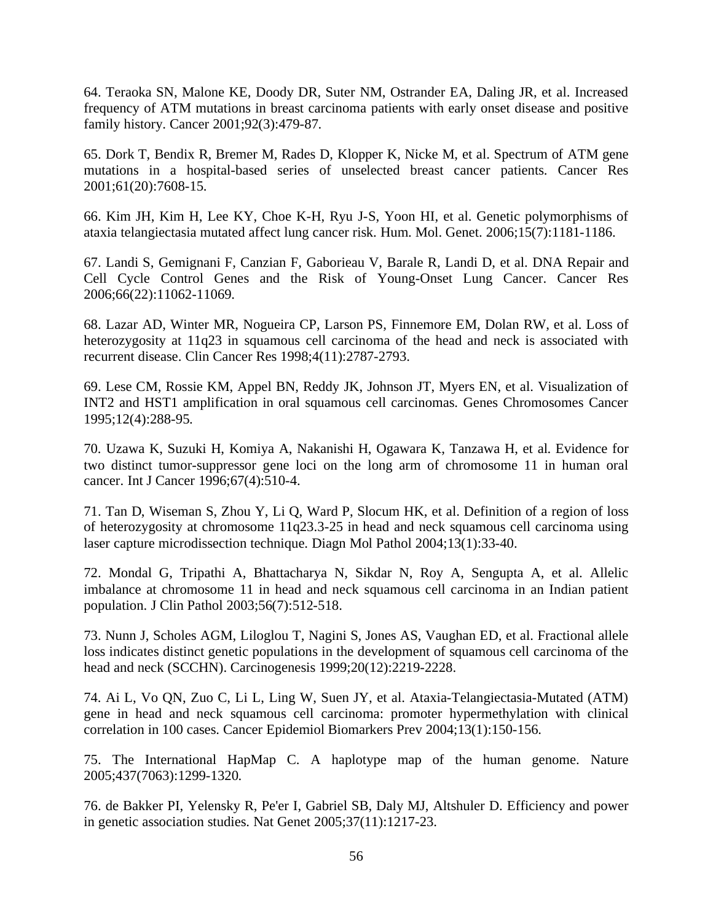64. Teraoka SN, Malone KE, Doody DR, Suter NM, Ostrander EA, Daling JR, et al. Increased frequency of ATM mutations in breast carcinoma patients with early onset disease and positive family history. Cancer 2001;92(3):479-87.

65. Dork T, Bendix R, Bremer M, Rades D, Klopper K, Nicke M, et al. Spectrum of ATM gene mutations in a hospital-based series of unselected breast cancer patients. Cancer Res 2001;61(20):7608-15.

66. Kim JH, Kim H, Lee KY, Choe K-H, Ryu J-S, Yoon HI, et al. Genetic polymorphisms of ataxia telangiectasia mutated affect lung cancer risk. Hum. Mol. Genet. 2006;15(7):1181-1186.

67. Landi S, Gemignani F, Canzian F, Gaborieau V, Barale R, Landi D, et al. DNA Repair and Cell Cycle Control Genes and the Risk of Young-Onset Lung Cancer. Cancer Res 2006;66(22):11062-11069.

68. Lazar AD, Winter MR, Nogueira CP, Larson PS, Finnemore EM, Dolan RW, et al. Loss of heterozygosity at 11q23 in squamous cell carcinoma of the head and neck is associated with recurrent disease. Clin Cancer Res 1998;4(11):2787-2793.

69. Lese CM, Rossie KM, Appel BN, Reddy JK, Johnson JT, Myers EN, et al. Visualization of INT2 and HST1 amplification in oral squamous cell carcinomas. Genes Chromosomes Cancer 1995;12(4):288-95.

70. Uzawa K, Suzuki H, Komiya A, Nakanishi H, Ogawara K, Tanzawa H, et al. Evidence for two distinct tumor-suppressor gene loci on the long arm of chromosome 11 in human oral cancer. Int J Cancer 1996;67(4):510-4.

71. Tan D, Wiseman S, Zhou Y, Li Q, Ward P, Slocum HK, et al. Definition of a region of loss of heterozygosity at chromosome 11q23.3-25 in head and neck squamous cell carcinoma using laser capture microdissection technique. Diagn Mol Pathol 2004;13(1):33-40.

72. Mondal G, Tripathi A, Bhattacharya N, Sikdar N, Roy A, Sengupta A, et al. Allelic imbalance at chromosome 11 in head and neck squamous cell carcinoma in an Indian patient population. J Clin Pathol 2003;56(7):512-518.

73. Nunn J, Scholes AGM, Liloglou T, Nagini S, Jones AS, Vaughan ED, et al. Fractional allele loss indicates distinct genetic populations in the development of squamous cell carcinoma of the head and neck (SCCHN). Carcinogenesis 1999;20(12):2219-2228.

74. Ai L, Vo QN, Zuo C, Li L, Ling W, Suen JY, et al. Ataxia-Telangiectasia-Mutated (ATM) gene in head and neck squamous cell carcinoma: promoter hypermethylation with clinical correlation in 100 cases. Cancer Epidemiol Biomarkers Prev 2004;13(1):150-156.

75. The International HapMap C. A haplotype map of the human genome. Nature 2005;437(7063):1299-1320.

76. de Bakker PI, Yelensky R, Pe'er I, Gabriel SB, Daly MJ, Altshuler D. Efficiency and power in genetic association studies. Nat Genet 2005;37(11):1217-23.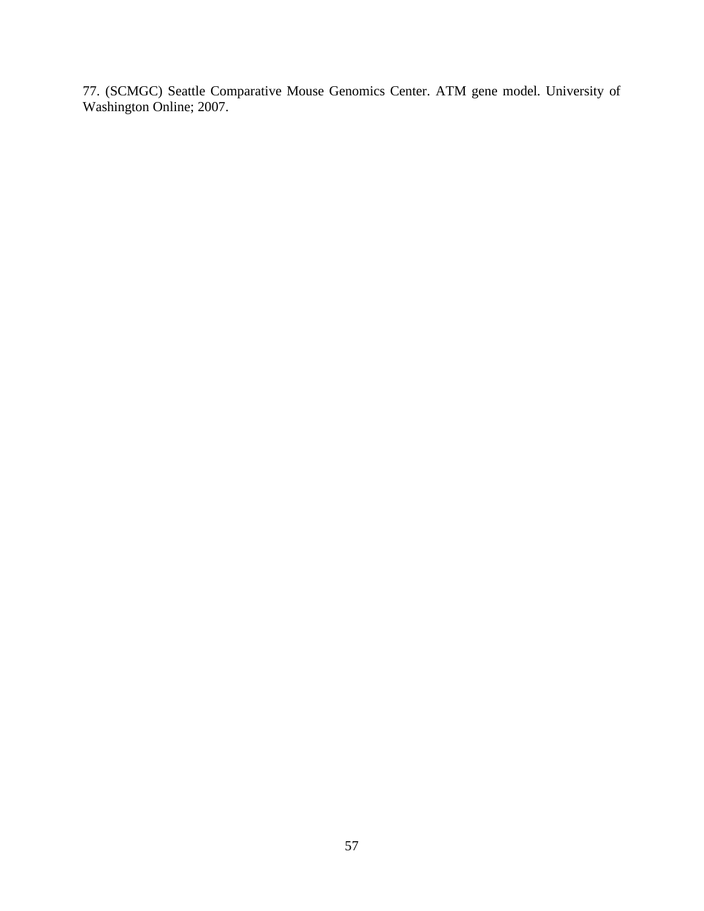77. (SCMGC) Seattle Comparative Mouse Genomics Center. ATM gene model. University of Washington Online; 2007.